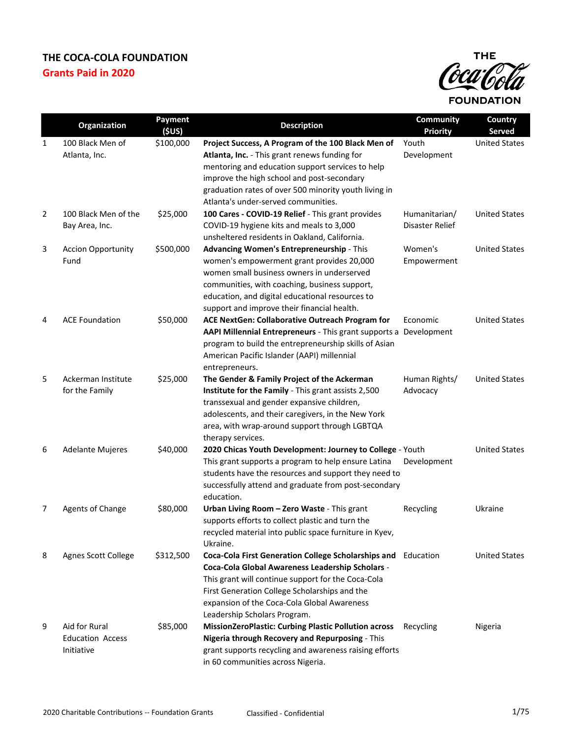# THE COCA-COLA FOUNDATION

## Grants Paid in 2020

| | Organization | Payment ($US) | Description | Community Priority | Country Served |
|---|---|---|---|---|---|
| 1 | 100 Black Men of Atlanta, Inc. | $100,000 | **Project Success, A Program of the 100 Black Men of Atlanta, Inc.** - This grant renews funding for mentoring and education support services to help improve the high school and post-secondary graduation rates of over 500 minority youth living in Atlanta's under-served communities. | Youth Development | United States |
| 2 | 100 Black Men of the Bay Area, Inc. | $25,000 | **100 Cares - COVID-19 Relief** - This grant provides COVID-19 hygiene kits and meals to 3,000 unsheltered residents in Oakland, California. | Humanitarian/ Disaster Relief | United States |
| 3 | Accion Opportunity Fund | $500,000 | **Advancing Women's Entrepreneurship** - This women's empowerment grant provides 20,000 women small business owners in underserved communities, with coaching, business support, education, and digital educational resources to support and improve their financial health. | Women's Empowerment | United States |
| 4 | ACE Foundation | $50,000 | **ACE NextGen: Collaborative Outreach Program for AAPI Millennial Entrepreneurs** - This grant supports a program to build the entrepreneurship skills of Asian American Pacific Islander (AAPI) millennial entrepreneurs. | Economic Development | United States |
| 5 | Ackerman Institute for the Family | $25,000 | **The Gender & Family Project of the Ackerman Institute for the Family** - This grant assists 2,500 transsexual and gender expansive children, adolescents, and their caregivers, in the New York area, with wrap-around support through LGBTQA therapy services. | Human Rights/ Advocacy | United States |
| 6 | Adelante Mujeres | $40,000 | **2020 Chicas Youth Development: Journey to College** - This grant supports a program to help ensure Latina students have the resources and support they need to successfully attend and graduate from post-secondary education. | Youth Development | United States |
| 7 | Agents of Change | $80,000 | **Urban Living Room – Zero Waste** - This grant supports efforts to collect plastic and turn the recycled material into public space furniture in Kyev, Ukraine. | Recycling | Ukraine |
| 8 | Agnes Scott College | $312,500 | **Coca-Cola First Generation College Scholarships and Coca-Cola Global Awareness Leadership Scholars** - This grant will continue support for the Coca-Cola First Generation College Scholarships and the expansion of the Coca-Cola Global Awareness Leadership Scholars Program. | Education | United States |
| 9 | Aid for Rural Education Access Initiative | $85,000 | **MissionZeroPlastic: Curbing Plastic Pollution across Nigeria through Recovery and Repurposing** - This grant supports recycling and awareness raising efforts in 60 communities across Nigeria. | Recycling | Nigeria |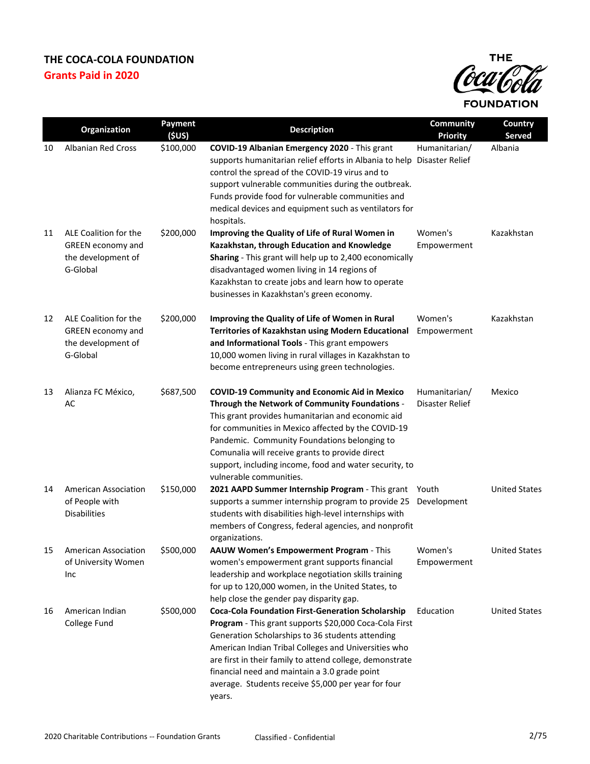# THE COCA-COLA FOUNDATION

## Grants Paid in 2020

| | Organization | Payment ($US) | Description | Community Priority | Country Served |
|---|---|---|---|---|---|
| 10 | Albanian Red Cross | $100,000 | **COVID-19 Albanian Emergency 2020** - This grant supports humanitarian relief efforts in Albania to help control the spread of the COVID-19 virus and to support vulnerable communities during the outbreak. Funds provide food for vulnerable communities and medical devices and equipment such as ventilators for hospitals. | Humanitarian/ Disaster Relief | Albania |
| 11 | ALE Coalition for the GREEN economy and the development of G-Global | $200,000 | **Improving the Quality of Life of Rural Women in Kazakhstan, through Education and Knowledge Sharing** - This grant will help up to 2,400 economically disadvantaged women living in 14 regions of Kazakhstan to create jobs and learn how to operate businesses in Kazakhstan's green economy. | Women's Empowerment | Kazakhstan |
| 12 | ALE Coalition for the GREEN economy and the development of G-Global | $200,000 | **Improving the Quality of Life of Women in Rural Territories of Kazakhstan using Modern Educational and Informational Tools** - This grant empowers 10,000 women living in rural villages in Kazakhstan to become entrepreneurs using green technologies. | Women's Empowerment | Kazakhstan |
| 13 | Alianza FC México, AC | $687,500 | **COVID-19 Community and Economic Aid in Mexico Through the Network of Community Foundations** - This grant provides humanitarian and economic aid for communities in Mexico affected by the COVID-19 Pandemic. Community Foundations belonging to Comunalia will receive grants to provide direct support, including income, food and water security, to vulnerable communities. | Humanitarian/ Disaster Relief | Mexico |
| 14 | American Association of People with Disabilities | $150,000 | **2021 AAPD Summer Internship Program** - This grant supports a summer internship program to provide 25 students with disabilities high-level internships with members of Congress, federal agencies, and nonprofit organizations. | Youth Development | United States |
| 15 | American Association of University Women Inc | $500,000 | **AAUW Women's Empowerment Program** - This women's empowerment grant supports financial leadership and workplace negotiation skills training for up to 120,000 women, in the United States, to help close the gender pay disparity gap. | Women's Empowerment | United States |
| 16 | American Indian College Fund | $500,000 | **Coca-Cola Foundation First-Generation Scholarship Program** - This grant supports $20,000 Coca-Cola First Generation Scholarships to 36 students attending American Indian Tribal Colleges and Universities who are first in their family to attend college, demonstrate financial need and maintain a 3.0 grade point average. Students receive $5,000 per year for four years. | Education | United States |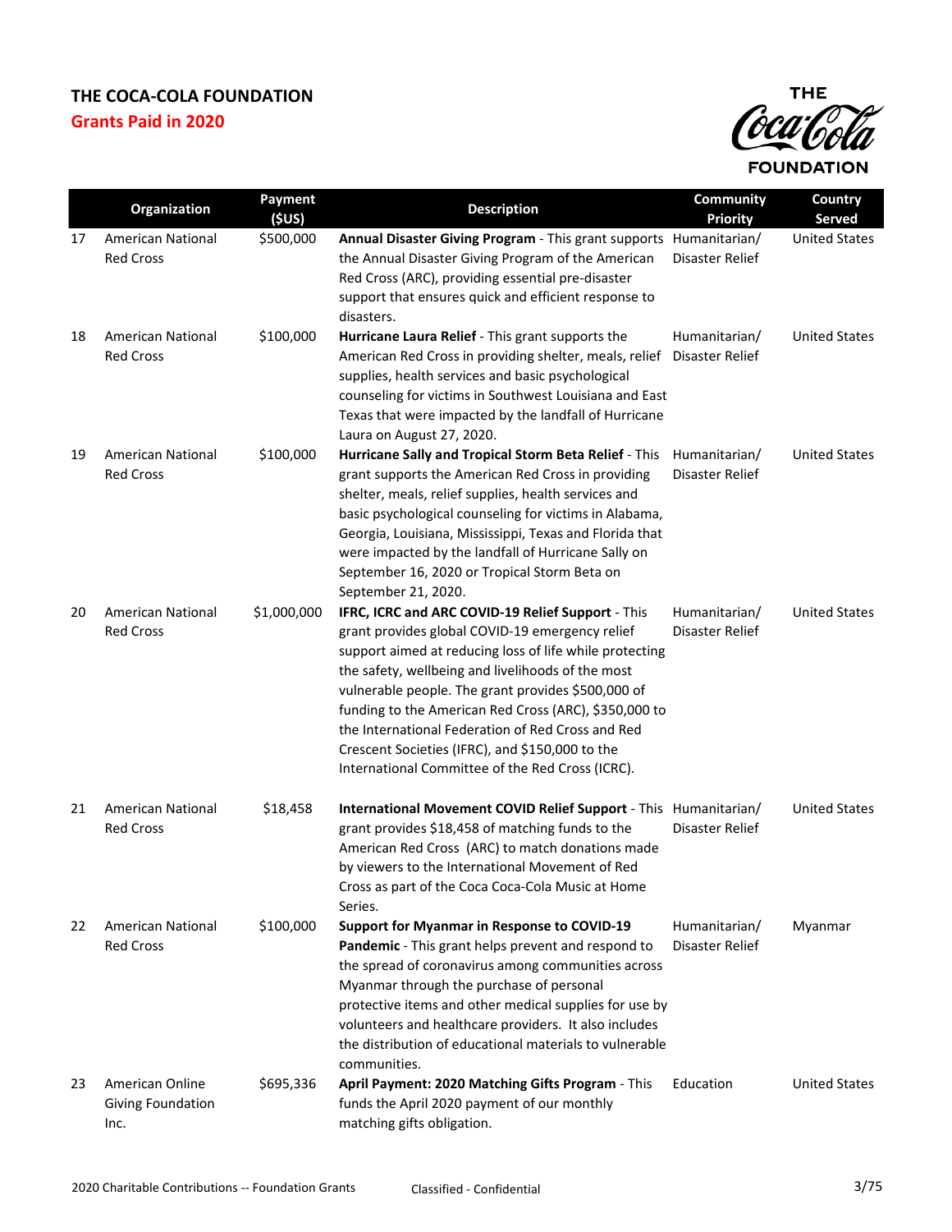**THE COCA-COLA FOUNDATION**
**Grants Paid in 2020**

| | Organization | Payment ($US) | Description | Community Priority | Country Served |
|---|---|---|---|---|---|
| 17 | American National Red Cross | $500,000 | **Annual Disaster Giving Program** - This grant supports the Annual Disaster Giving Program of the American Red Cross (ARC), providing essential pre-disaster support that ensures quick and efficient response to disasters. | Humanitarian/ Disaster Relief | United States |
| 18 | American National Red Cross | $100,000 | **Hurricane Laura Relief** - This grant supports the American Red Cross in providing shelter, meals, relief supplies, health services and basic psychological counseling for victims in Southwest Louisiana and East Texas that were impacted by the landfall of Hurricane Laura on August 27, 2020. | Humanitarian/ Disaster Relief | United States |
| 19 | American National Red Cross | $100,000 | **Hurricane Sally and Tropical Storm Beta Relief** - This grant supports the American Red Cross in providing shelter, meals, relief supplies, health services and basic psychological counseling for victims in Alabama, Georgia, Louisiana, Mississippi, Texas and Florida that were impacted by the landfall of Hurricane Sally on September 16, 2020 or Tropical Storm Beta on September 21, 2020. | Humanitarian/ Disaster Relief | United States |
| 20 | American National Red Cross | $1,000,000 | **IFRC, ICRC and ARC COVID-19 Relief Support** - This grant provides global COVID-19 emergency relief support aimed at reducing loss of life while protecting the safety, wellbeing and livelihoods of the most vulnerable people. The grant provides $500,000 of funding to the American Red Cross (ARC), $350,000 to the International Federation of Red Cross and Red Crescent Societies (IFRC), and $150,000 to the International Committee of the Red Cross (ICRC). | Humanitarian/ Disaster Relief | United States |
| 21 | American National Red Cross | $18,458 | **International Movement COVID Relief Support** - This grant provides $18,458 of matching funds to the American Red Cross (ARC) to match donations made by viewers to the International Movement of Red Cross as part of the Coca Coca-Cola Music at Home Series. | Humanitarian/ Disaster Relief | United States |
| 22 | American National Red Cross | $100,000 | **Support for Myanmar in Response to COVID-19 Pandemic** - This grant helps prevent and respond to the spread of coronavirus among communities across Myanmar through the purchase of personal protective items and other medical supplies for use by volunteers and healthcare providers. It also includes the distribution of educational materials to vulnerable communities. | Humanitarian/ Disaster Relief | Myanmar |
| 23 | American Online Giving Foundation Inc. | $695,336 | **April Payment: 2020 Matching Gifts Program** - This funds the April 2020 payment of our monthly matching gifts obligation. | Education | United States |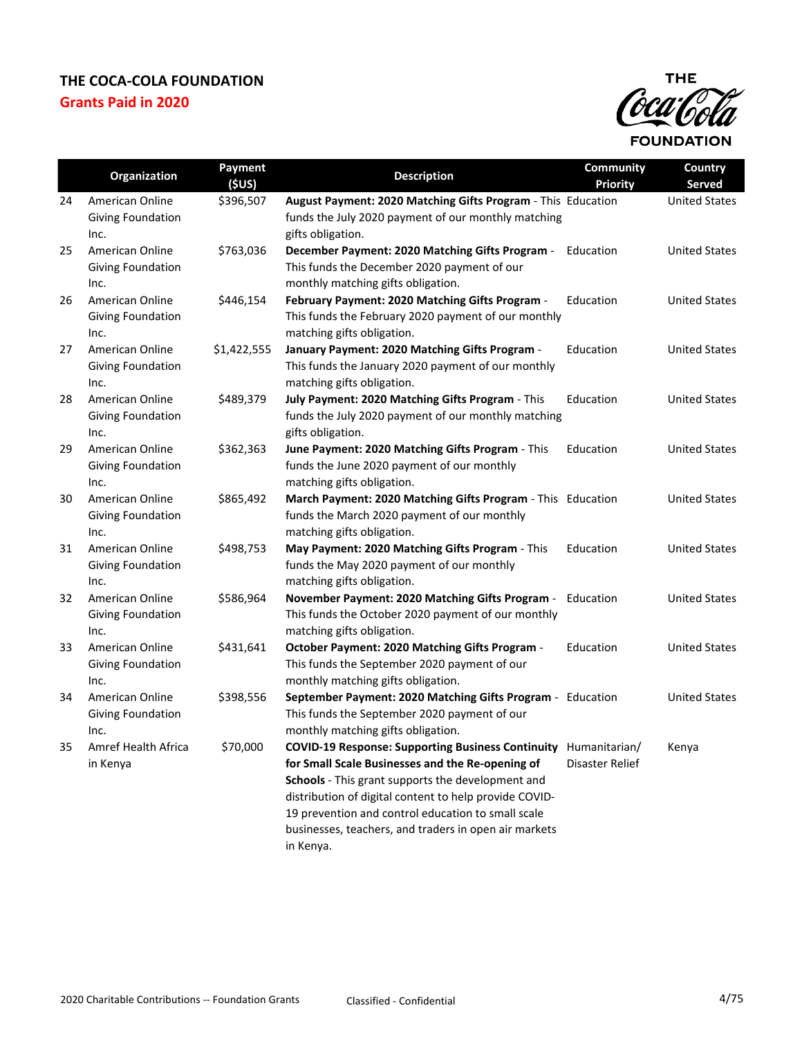# THE COCA-COLA FOUNDATION

## Grants Paid in 2020

|  | Organization | Payment ($US) | Description | Community Priority | Country Served |
|---|---|---|---|---|---|
| 24 | American Online Giving Foundation Inc. | $396,507 | **August Payment: 2020 Matching Gifts Program** - This funds the July 2020 payment of our monthly matching gifts obligation. | Education | United States |
| 25 | American Online Giving Foundation Inc. | $763,036 | **December Payment: 2020 Matching Gifts Program** - This funds the December 2020 payment of our monthly matching gifts obligation. | Education | United States |
| 26 | American Online Giving Foundation Inc. | $446,154 | **February Payment: 2020 Matching Gifts Program** - This funds the February 2020 payment of our monthly matching gifts obligation. | Education | United States |
| 27 | American Online Giving Foundation Inc. | $1,422,555 | **January Payment: 2020 Matching Gifts Program** - This funds the January 2020 payment of our monthly matching gifts obligation. | Education | United States |
| 28 | American Online Giving Foundation Inc. | $489,379 | **July Payment: 2020 Matching Gifts Program** - This funds the July 2020 payment of our monthly matching gifts obligation. | Education | United States |
| 29 | American Online Giving Foundation Inc. | $362,363 | **June Payment: 2020 Matching Gifts Program** - This funds the June 2020 payment of our monthly matching gifts obligation. | Education | United States |
| 30 | American Online Giving Foundation Inc. | $865,492 | **March Payment: 2020 Matching Gifts Program** - This funds the March 2020 payment of our monthly matching gifts obligation. | Education | United States |
| 31 | American Online Giving Foundation Inc. | $498,753 | **May Payment: 2020 Matching Gifts Program** - This funds the May 2020 payment of our monthly matching gifts obligation. | Education | United States |
| 32 | American Online Giving Foundation Inc. | $586,964 | **November Payment: 2020 Matching Gifts Program** - This funds the October 2020 payment of our monthly matching gifts obligation. | Education | United States |
| 33 | American Online Giving Foundation Inc. | $431,641 | **October Payment: 2020 Matching Gifts Program** - This funds the September 2020 payment of our monthly matching gifts obligation. | Education | United States |
| 34 | American Online Giving Foundation Inc. | $398,556 | **September Payment: 2020 Matching Gifts Program** - This funds the September 2020 payment of our monthly matching gifts obligation. | Education | United States |
| 35 | Amref Health Africa in Kenya | $70,000 | **COVID-19 Response: Supporting Business Continuity for Small Scale Businesses and the Re-opening of Schools** - This grant supports the development and distribution of digital content to help provide COVID-19 prevention and control education to small scale businesses, teachers, and traders in open air markets in Kenya. | Humanitarian/ Disaster Relief | Kenya |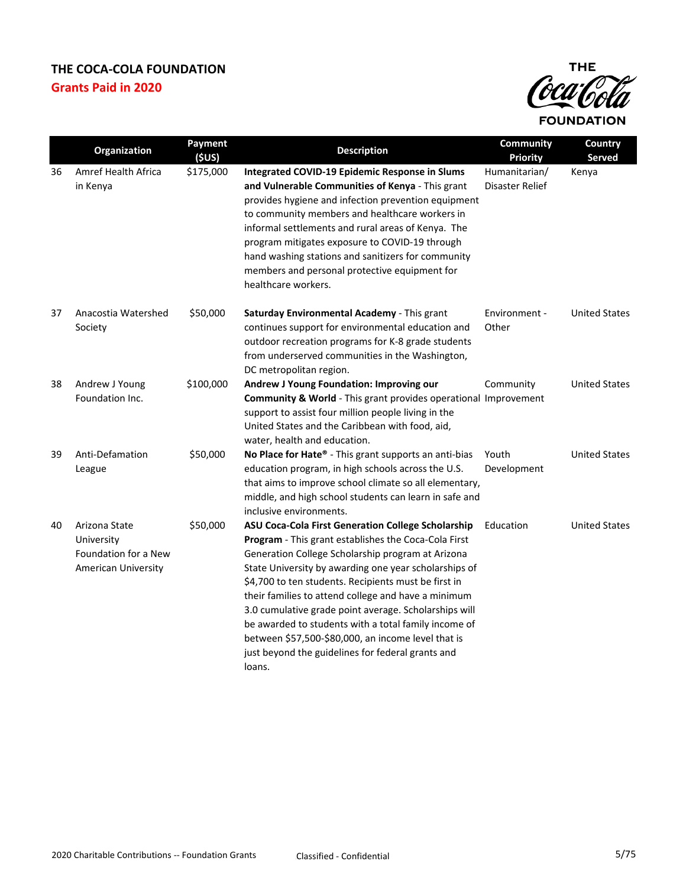## THE COCA-COLA FOUNDATION

**Grants Paid in 2020**

| | Organization | Payment ($US) | Description | Community Priority | Country Served |
|---|---|---|---|---|---|
| 36 | Amref Health Africa in Kenya | $175,000 | **Integrated COVID-19 Epidemic Response in Slums and Vulnerable Communities of Kenya** - This grant provides hygiene and infection prevention equipment to community members and healthcare workers in informal settlements and rural areas of Kenya. The program mitigates exposure to COVID-19 through hand washing stations and sanitizers for community members and personal protective equipment for healthcare workers. | Humanitarian/ Disaster Relief | Kenya |
| 37 | Anacostia Watershed Society | $50,000 | **Saturday Environmental Academy** - This grant continues support for environmental education and outdoor recreation programs for K-8 grade students from underserved communities in the Washington, DC metropolitan region. | Environment - Other | United States |
| 38 | Andrew J Young Foundation Inc. | $100,000 | **Andrew J Young Foundation: Improving our Community & World** - This grant provides operational support to assist four million people living in the United States and the Caribbean with food, aid, water, health and education. | Community Improvement | United States |
| 39 | Anti-Defamation League | $50,000 | **No Place for Hate®** - This grant supports an anti-bias education program, in high schools across the U.S. that aims to improve school climate so all elementary, middle, and high school students can learn in safe and inclusive environments. | Youth Development | United States |
| 40 | Arizona State University Foundation for a New American University | $50,000 | **ASU Coca-Cola First Generation College Scholarship Program** - This grant establishes the Coca-Cola First Generation College Scholarship program at Arizona State University by awarding one year scholarships of $4,700 to ten students. Recipients must be first in their families to attend college and have a minimum 3.0 cumulative grade point average. Scholarships will be awarded to students with a total family income of between $57,500-$80,000, an income level that is just beyond the guidelines for federal grants and loans. | Education | United States |

2020 Charitable Contributions -- Foundation Grants — Classified - Confidential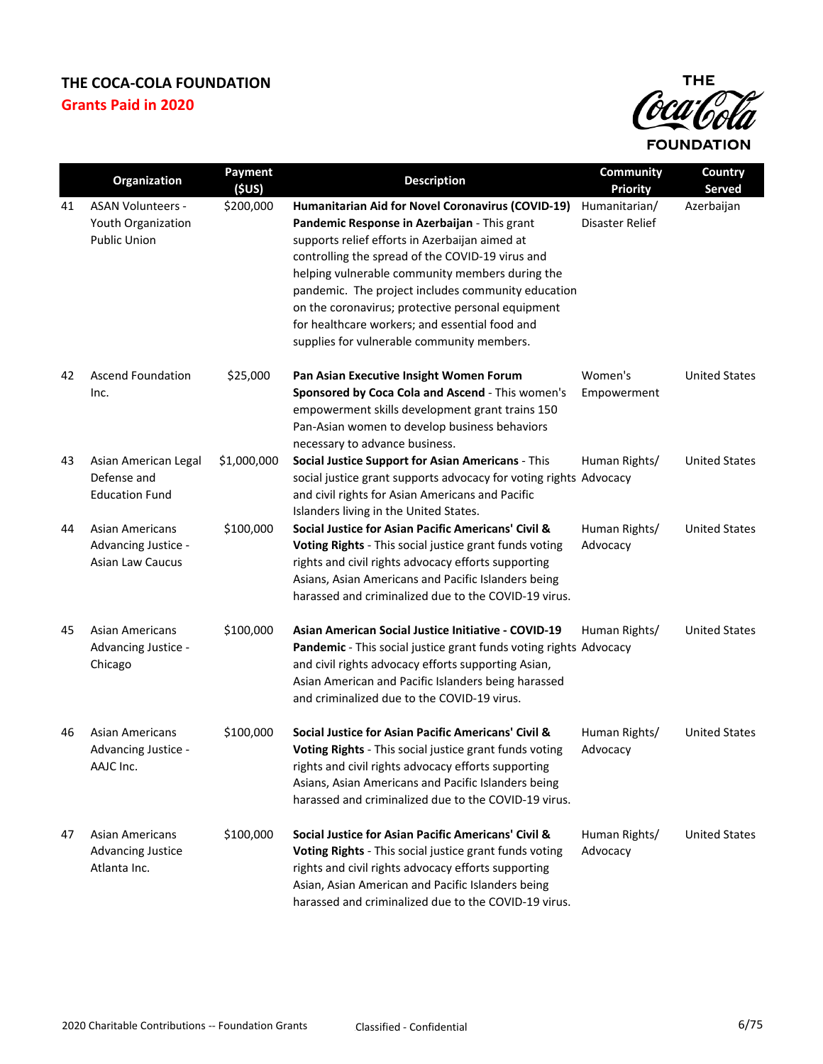# THE COCA-COLA FOUNDATION

## Grants Paid in 2020

| | Organization | Payment ($US) | Description | Community Priority | Country Served |
|---|---|---|---|---|---|
| 41 | ASAN Volunteers - Youth Organization Public Union | $200,000 | **Humanitarian Aid for Novel Coronavirus (COVID-19) Pandemic Response in Azerbaijan** - This grant supports relief efforts in Azerbaijan aimed at controlling the spread of the COVID-19 virus and helping vulnerable community members during the pandemic. The project includes community education on the coronavirus; protective personal equipment for healthcare workers; and essential food and supplies for vulnerable community members. | Humanitarian/ Disaster Relief | Azerbaijan |
| 42 | Ascend Foundation Inc. | $25,000 | **Pan Asian Executive Insight Women Forum Sponsored by Coca Cola and Ascend** - This women's empowerment skills development grant trains 150 Pan-Asian women to develop business behaviors necessary to advance business. | Women's Empowerment | United States |
| 43 | Asian American Legal Defense and Education Fund | $1,000,000 | **Social Justice Support for Asian Americans** - This social justice grant supports advocacy for voting rights and civil rights for Asian Americans and Pacific Islanders living in the United States. | Human Rights/ Advocacy | United States |
| 44 | Asian Americans Advancing Justice - Asian Law Caucus | $100,000 | **Social Justice for Asian Pacific Americans' Civil & Voting Rights** - This social justice grant funds voting rights and civil rights advocacy efforts supporting Asians, Asian Americans and Pacific Islanders being harassed and criminalized due to the COVID-19 virus. | Human Rights/ Advocacy | United States |
| 45 | Asian Americans Advancing Justice - Chicago | $100,000 | **Asian American Social Justice Initiative - COVID-19 Pandemic** - This social justice grant funds voting rights and civil rights advocacy efforts supporting Asian, Asian American and Pacific Islanders being harassed and criminalized due to the COVID-19 virus. | Human Rights/ Advocacy | United States |
| 46 | Asian Americans Advancing Justice - AAJC Inc. | $100,000 | **Social Justice for Asian Pacific Americans' Civil & Voting Rights** - This social justice grant funds voting rights and civil rights advocacy efforts supporting Asians, Asian Americans and Pacific Islanders being harassed and criminalized due to the COVID-19 virus. | Human Rights/ Advocacy | United States |
| 47 | Asian Americans Advancing Justice Atlanta Inc. | $100,000 | **Social Justice for Asian Pacific Americans' Civil & Voting Rights** - This social justice grant funds voting rights and civil rights advocacy efforts supporting Asian, Asian American and Pacific Islanders being harassed and criminalized due to the COVID-19 virus. | Human Rights/ Advocacy | United States |

2020 Charitable Contributions -- Foundation Grants | Classified - Confidential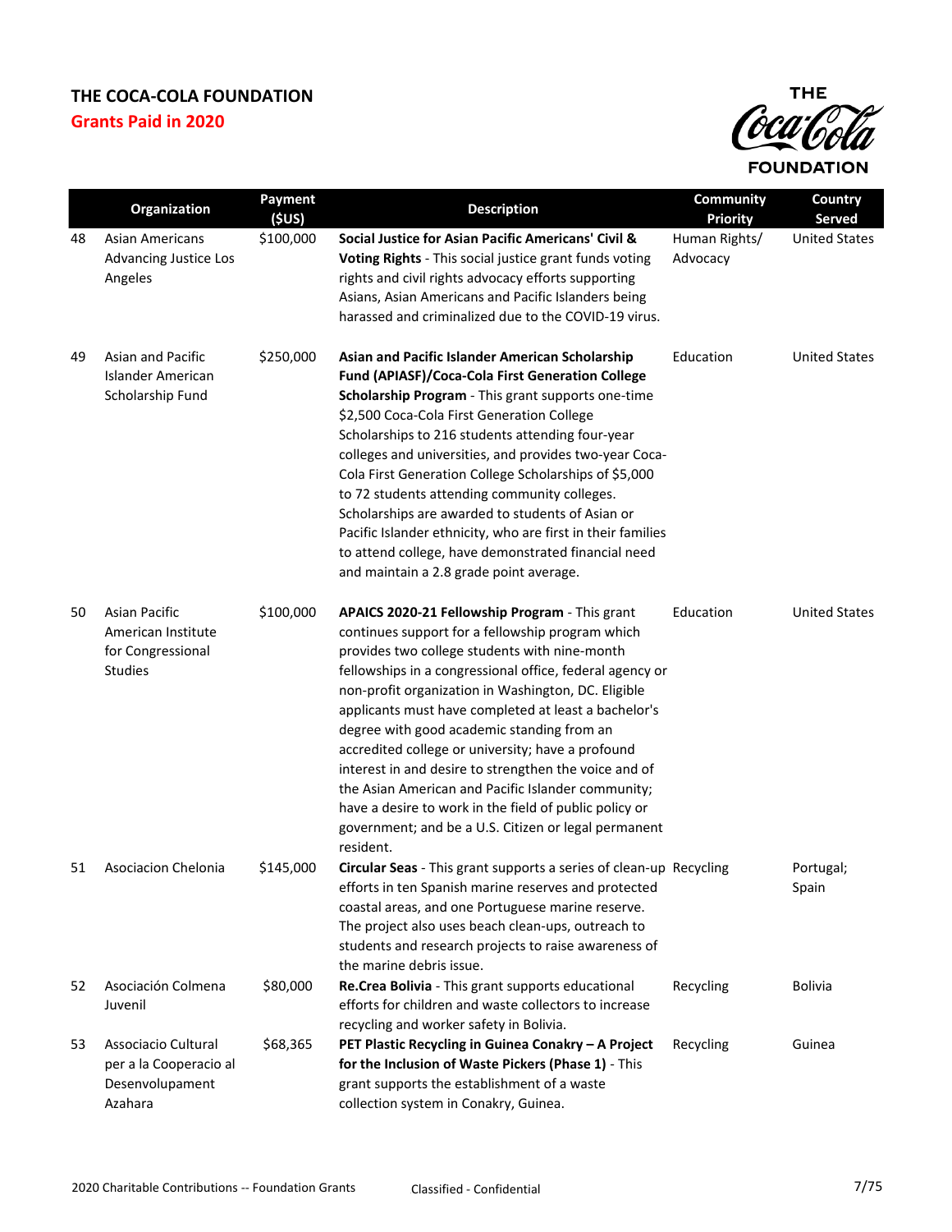# THE COCA-COLA FOUNDATION

## Grants Paid in 2020

| | Organization | Payment ($US) | Description | Community Priority | Country Served |
|---|---|---|---|---|---|
| 48 | Asian Americans Advancing Justice Los Angeles | $100,000 | **Social Justice for Asian Pacific Americans' Civil & Voting Rights** - This social justice grant funds voting rights and civil rights advocacy efforts supporting Asians, Asian Americans and Pacific Islanders being harassed and criminalized due to the COVID-19 virus. | Human Rights/ Advocacy | United States |
| 49 | Asian and Pacific Islander American Scholarship Fund | $250,000 | **Asian and Pacific Islander American Scholarship Fund (APIASF)/Coca-Cola First Generation College Scholarship Program** - This grant supports one-time $2,500 Coca-Cola First Generation College Scholarships to 216 students attending four-year colleges and universities, and provides two-year Coca-Cola First Generation College Scholarships of $5,000 to 72 students attending community colleges. Scholarships are awarded to students of Asian or Pacific Islander ethnicity, who are first in their families to attend college, have demonstrated financial need and maintain a 2.8 grade point average. | Education | United States |
| 50 | Asian Pacific American Institute for Congressional Studies | $100,000 | **APAICS 2020-21 Fellowship Program** - This grant continues support for a fellowship program which provides two college students with nine-month fellowships in a congressional office, federal agency or non-profit organization in Washington, DC. Eligible applicants must have completed at least a bachelor's degree with good academic standing from an accredited college or university; have a profound interest in and desire to strengthen the voice and of the Asian American and Pacific Islander community; have a desire to work in the field of public policy or government; and be a U.S. Citizen or legal permanent resident. | Education | United States |
| 51 | Asociacion Chelonia | $145,000 | **Circular Seas** - This grant supports a series of clean-up efforts in ten Spanish marine reserves and protected coastal areas, and one Portuguese marine reserve. The project also uses beach clean-ups, outreach to students and research projects to raise awareness of the marine debris issue. | Recycling | Portugal; Spain |
| 52 | Asociación Colmena Juvenil | $80,000 | **Re.Crea Bolivia** - This grant supports educational efforts for children and waste collectors to increase recycling and worker safety in Bolivia. | Recycling | Bolivia |
| 53 | Associacio Cultural per a la Cooperacio al Desenvolupament Azahara | $68,365 | **PET Plastic Recycling in Guinea Conakry – A Project for the Inclusion of Waste Pickers (Phase 1)** - This grant supports the establishment of a waste collection system in Conakry, Guinea. | Recycling | Guinea |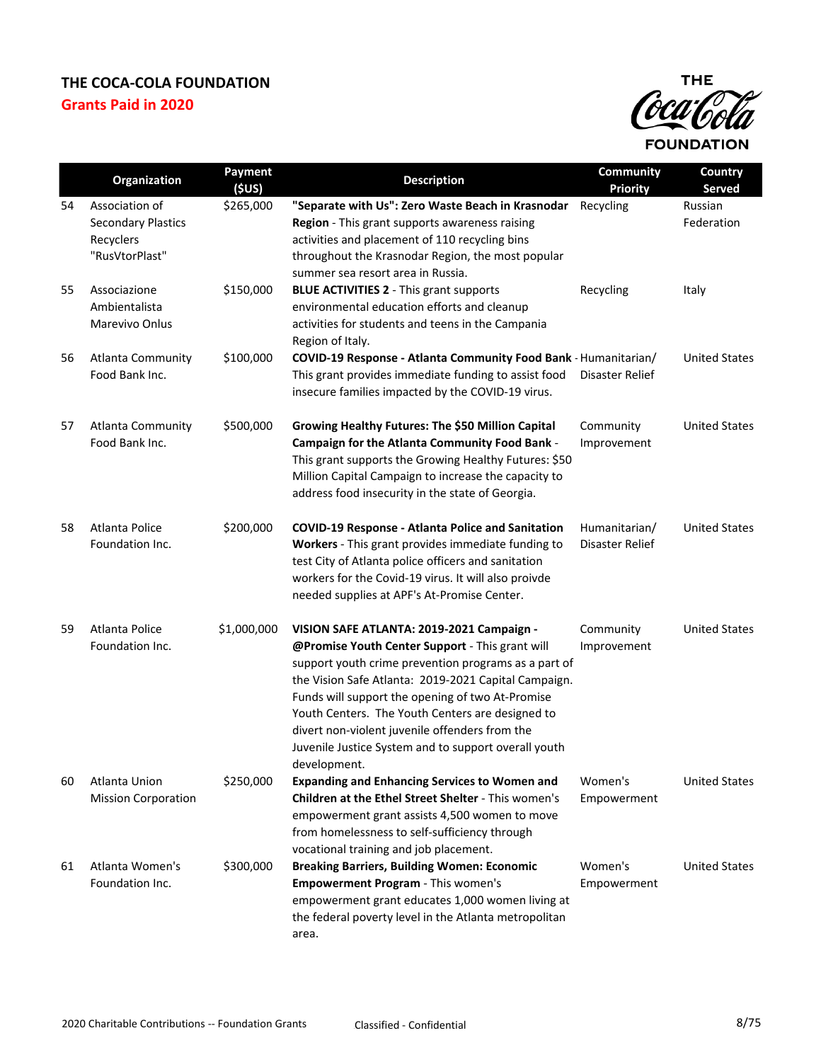# THE COCA-COLA FOUNDATION

## Grants Paid in 2020

| | Organization | Payment ($US) | Description | Community Priority | Country Served |
|---|---|---|---|---|---|
| 54 | Association of Secondary Plastics Recyclers "RusVtorPlast" | $265,000 | **"Separate with Us": Zero Waste Beach in Krasnodar Region** - This grant supports awareness raising activities and placement of 110 recycling bins throughout the Krasnodar Region, the most popular summer sea resort area in Russia. | Recycling | Russian Federation |
| 55 | Associazione Ambientalista Marevivo Onlus | $150,000 | **BLUE ACTIVITIES 2** - This grant supports environmental education efforts and cleanup activities for students and teens in the Campania Region of Italy. | Recycling | Italy |
| 56 | Atlanta Community Food Bank Inc. | $100,000 | **COVID-19 Response - Atlanta Community Food Bank** - This grant provides immediate funding to assist food insecure families impacted by the COVID-19 virus. | Humanitarian/ Disaster Relief | United States |
| 57 | Atlanta Community Food Bank Inc. | $500,000 | **Growing Healthy Futures: The $50 Million Capital Campaign for the Atlanta Community Food Bank** - This grant supports the Growing Healthy Futures: $50 Million Capital Campaign to increase the capacity to address food insecurity in the state of Georgia. | Community Improvement | United States |
| 58 | Atlanta Police Foundation Inc. | $200,000 | **COVID-19 Response - Atlanta Police and Sanitation Workers** - This grant provides immediate funding to test City of Atlanta police officers and sanitation workers for the Covid-19 virus. It will also proivde needed supplies at APF's At-Promise Center. | Humanitarian/ Disaster Relief | United States |
| 59 | Atlanta Police Foundation Inc. | $1,000,000 | **VISION SAFE ATLANTA: 2019-2021 Campaign - @Promise Youth Center Support** - This grant will support youth crime prevention programs as a part of the Vision Safe Atlanta: 2019-2021 Capital Campaign. Funds will support the opening of two At-Promise Youth Centers. The Youth Centers are designed to divert non-violent juvenile offenders from the Juvenile Justice System and to support overall youth development. | Community Improvement | United States |
| 60 | Atlanta Union Mission Corporation | $250,000 | **Expanding and Enhancing Services to Women and Children at the Ethel Street Shelter** - This women's empowerment grant assists 4,500 women to move from homelessness to self-sufficiency through vocational training and job placement. | Women's Empowerment | United States |
| 61 | Atlanta Women's Foundation Inc. | $300,000 | **Breaking Barriers, Building Women: Economic Empowerment Program** - This women's empowerment grant educates 1,000 women living at the federal poverty level in the Atlanta metropolitan area. | Women's Empowerment | United States |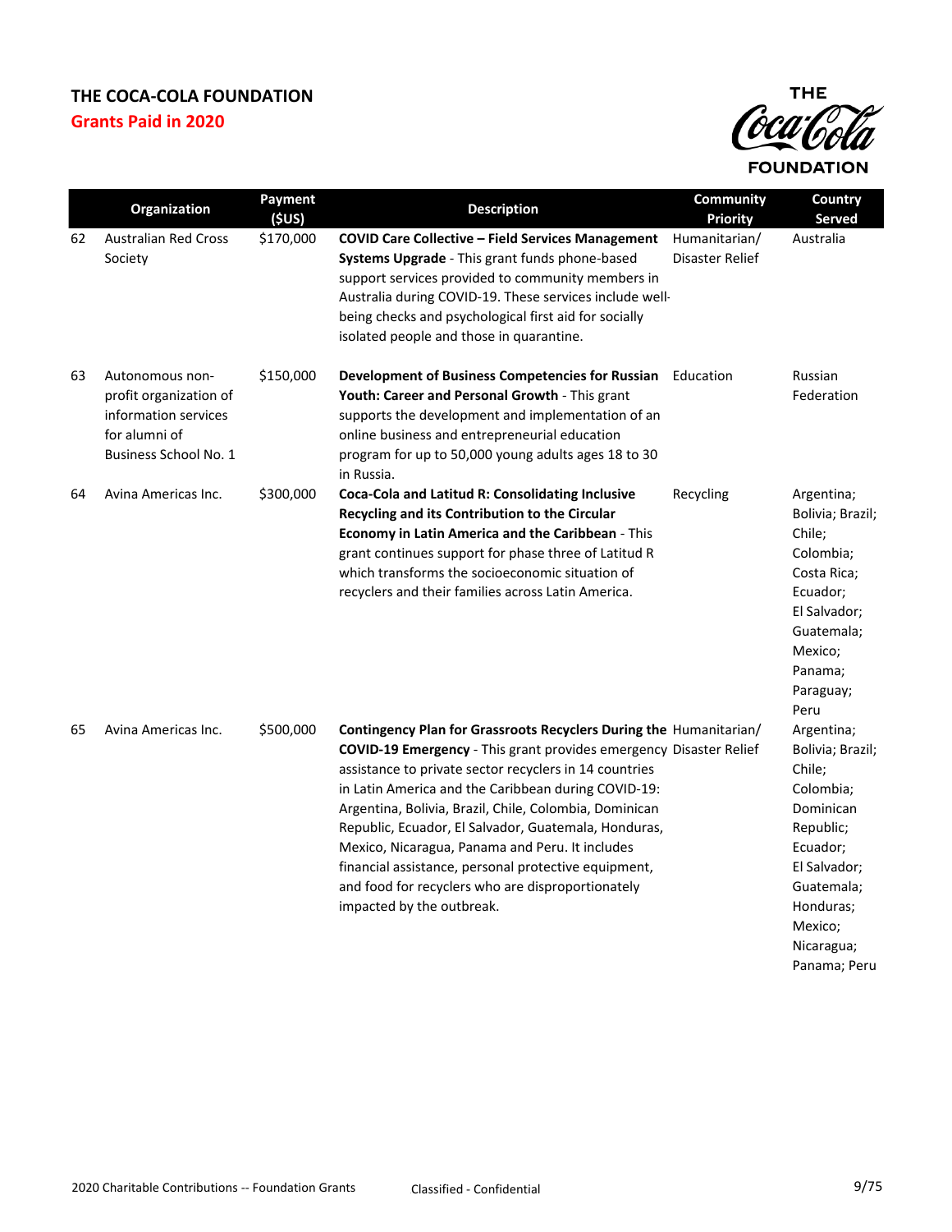**THE COCA-COLA FOUNDATION**

**Grants Paid in 2020**

| | Organization | Payment ($US) | Description | Community Priority | Country Served |
|---|---|---|---|---|---|
| 62 | Australian Red Cross Society | $170,000 | **COVID Care Collective – Field Services Management Systems Upgrade** - This grant funds phone-based support services provided to community members in Australia during COVID-19. These services include well-being checks and psychological first aid for socially isolated people and those in quarantine. | Humanitarian/ Disaster Relief | Australia |
| 63 | Autonomous non-profit organization of information services for alumni of Business School No. 1 | $150,000 | **Development of Business Competencies for Russian Youth: Career and Personal Growth** - This grant supports the development and implementation of an online business and entrepreneurial education program for up to 50,000 young adults ages 18 to 30 in Russia. | Education | Russian Federation |
| 64 | Avina Americas Inc. | $300,000 | **Coca-Cola and Latitud R: Consolidating Inclusive Recycling and its Contribution to the Circular Economy in Latin America and the Caribbean** - This grant continues support for phase three of Latitud R which transforms the socioeconomic situation of recyclers and their families across Latin America. | Recycling | Argentina; Bolivia; Brazil; Chile; Colombia; Costa Rica; Ecuador; El Salvador; Guatemala; Mexico; Panama; Paraguay; Peru |
| 65 | Avina Americas Inc. | $500,000 | **Contingency Plan for Grassroots Recyclers During the COVID-19 Emergency** - This grant provides emergency assistance to private sector recyclers in 14 countries in Latin America and the Caribbean during COVID-19: Argentina, Bolivia, Brazil, Chile, Colombia, Dominican Republic, Ecuador, El Salvador, Guatemala, Honduras, Mexico, Nicaragua, Panama and Peru. It includes financial assistance, personal protective equipment, and food for recyclers who are disproportionately impacted by the outbreak. | Humanitarian/ Disaster Relief | Argentina; Bolivia; Brazil; Chile; Colombia; Dominican Republic; Ecuador; El Salvador; Guatemala; Honduras; Mexico; Nicaragua; Panama; Peru |

2020 Charitable Contributions -- Foundation Grants Classified - Confidential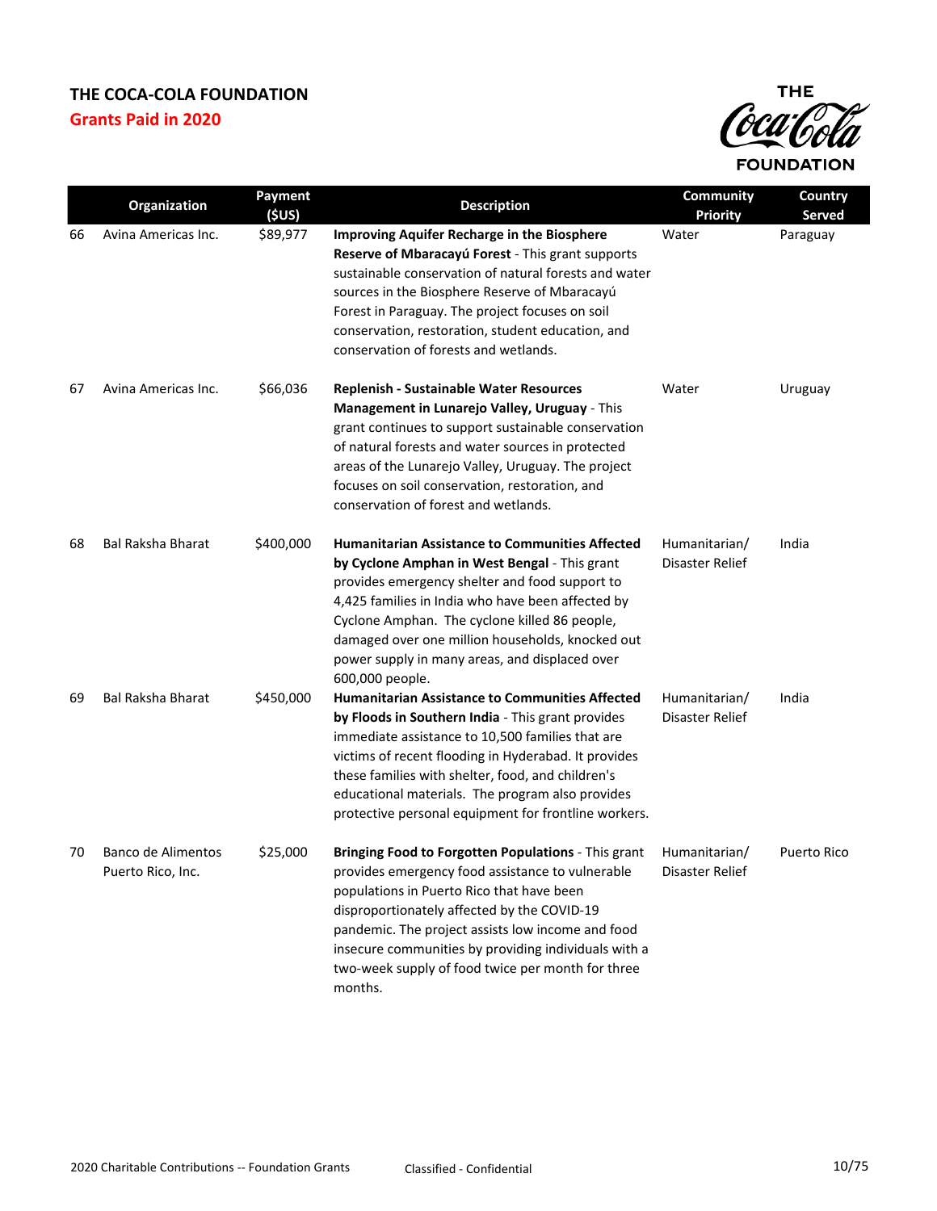# THE COCA-COLA FOUNDATION

## Grants Paid in 2020

| | Organization | Payment ($US) | Description | Community Priority | Country Served |
|---|---|---|---|---|---|
| 66 | Avina Americas Inc. | $89,977 | **Improving Aquifer Recharge in the Biosphere Reserve of Mbaracayú Forest** - This grant supports sustainable conservation of natural forests and water sources in the Biosphere Reserve of Mbaracayú Forest in Paraguay. The project focuses on soil conservation, restoration, student education, and conservation of forests and wetlands. | Water | Paraguay |
| 67 | Avina Americas Inc. | $66,036 | **Replenish - Sustainable Water Resources Management in Lunarejo Valley, Uruguay** - This grant continues to support sustainable conservation of natural forests and water sources in protected areas of the Lunarejo Valley, Uruguay. The project focuses on soil conservation, restoration, and conservation of forest and wetlands. | Water | Uruguay |
| 68 | Bal Raksha Bharat | $400,000 | **Humanitarian Assistance to Communities Affected by Cyclone Amphan in West Bengal** - This grant provides emergency shelter and food support to 4,425 families in India who have been affected by Cyclone Amphan. The cyclone killed 86 people, damaged over one million households, knocked out power supply in many areas, and displaced over 600,000 people. | Humanitarian/ Disaster Relief | India |
| 69 | Bal Raksha Bharat | $450,000 | **Humanitarian Assistance to Communities Affected by Floods in Southern India** - This grant provides immediate assistance to 10,500 families that are victims of recent flooding in Hyderabad. It provides these families with shelter, food, and children's educational materials. The program also provides protective personal equipment for frontline workers. | Humanitarian/ Disaster Relief | India |
| 70 | Banco de Alimentos Puerto Rico, Inc. | $25,000 | **Bringing Food to Forgotten Populations** - This grant provides emergency food assistance to vulnerable populations in Puerto Rico that have been disproportionately affected by the COVID-19 pandemic. The project assists low income and food insecure communities by providing individuals with a two-week supply of food twice per month for three months. | Humanitarian/ Disaster Relief | Puerto Rico |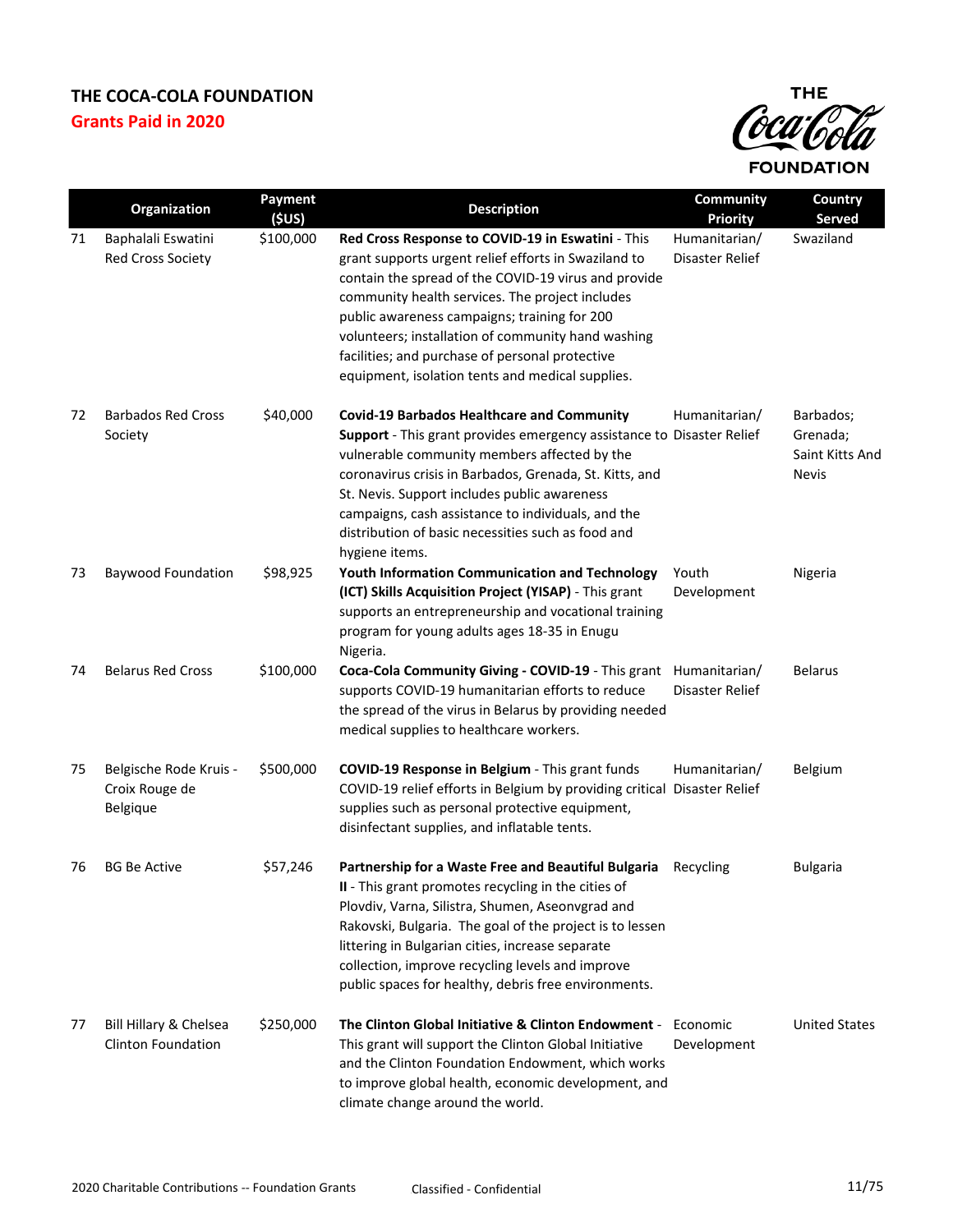# THE COCA-COLA FOUNDATION

## Grants Paid in 2020

| | Organization | Payment ($US) | Description | Community Priority | Country Served |
|---|---|---|---|---|---|
| 71 | Baphalali Eswatini Red Cross Society | $100,000 | **Red Cross Response to COVID-19 in Eswatini** - This grant supports urgent relief efforts in Swaziland to contain the spread of the COVID-19 virus and provide community health services. The project includes public awareness campaigns; training for 200 volunteers; installation of community hand washing facilities; and purchase of personal protective equipment, isolation tents and medical supplies. | Humanitarian/ Disaster Relief | Swaziland |
| 72 | Barbados Red Cross Society | $40,000 | **Covid-19 Barbados Healthcare and Community Support** - This grant provides emergency assistance to vulnerable community members affected by the coronavirus crisis in Barbados, Grenada, St. Kitts, and St. Nevis. Support includes public awareness campaigns, cash assistance to individuals, and the distribution of basic necessities such as food and hygiene items. | Humanitarian/ Disaster Relief | Barbados; Grenada; Saint Kitts And Nevis |
| 73 | Baywood Foundation | $98,925 | **Youth Information Communication and Technology (ICT) Skills Acquisition Project (YISAP)** - This grant supports an entrepreneurship and vocational training program for young adults ages 18-35 in Enugu Nigeria. | Youth Development | Nigeria |
| 74 | Belarus Red Cross | $100,000 | **Coca-Cola Community Giving - COVID-19** - This grant supports COVID-19 humanitarian efforts to reduce the spread of the virus in Belarus by providing needed medical supplies to healthcare workers. | Humanitarian/ Disaster Relief | Belarus |
| 75 | Belgische Rode Kruis - Croix Rouge de Belgique | $500,000 | **COVID-19 Response in Belgium** - This grant funds COVID-19 relief efforts in Belgium by providing critical supplies such as personal protective equipment, disinfectant supplies, and inflatable tents. | Humanitarian/ Disaster Relief | Belgium |
| 76 | BG Be Active | $57,246 | **Partnership for a Waste Free and Beautiful Bulgaria II** - This grant promotes recycling in the cities of Plovdiv, Varna, Silistra, Shumen, Aseonvgrad and Rakovski, Bulgaria. The goal of the project is to lessen littering in Bulgarian cities, increase separate collection, improve recycling levels and improve public spaces for healthy, debris free environments. | Recycling | Bulgaria |
| 77 | Bill Hillary & Chelsea Clinton Foundation | $250,000 | **The Clinton Global Initiative & Clinton Endowment** - This grant will support the Clinton Global Initiative and the Clinton Foundation Endowment, which works to improve global health, economic development, and climate change around the world. | Economic Development | United States |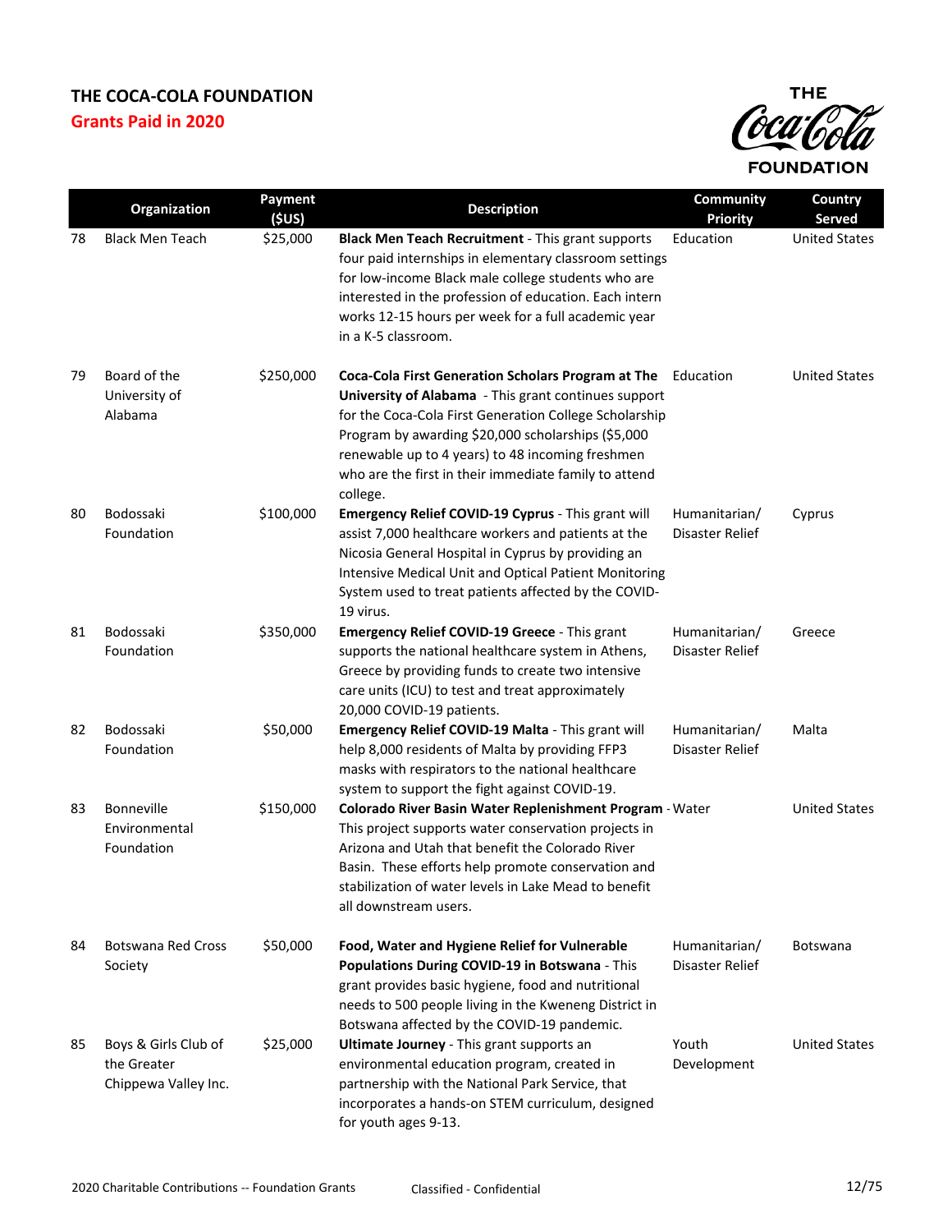# THE COCA-COLA FOUNDATION

## Grants Paid in 2020

| | Organization | Payment ($US) | Description | Community Priority | Country Served |
|---|---|---|---|---|---|
| 78 | Black Men Teach | $25,000 | **Black Men Teach Recruitment** - This grant supports four paid internships in elementary classroom settings for low-income Black male college students who are interested in the profession of education. Each intern works 12-15 hours per week for a full academic year in a K-5 classroom. | Education | United States |
| 79 | Board of the University of Alabama | $250,000 | **Coca-Cola First Generation Scholars Program at The University of Alabama** - This grant continues support for the Coca-Cola First Generation College Scholarship Program by awarding $20,000 scholarships ($5,000 renewable up to 4 years) to 48 incoming freshmen who are the first in their immediate family to attend college. | Education | United States |
| 80 | Bodossaki Foundation | $100,000 | **Emergency Relief COVID-19 Cyprus** - This grant will assist 7,000 healthcare workers and patients at the Nicosia General Hospital in Cyprus by providing an Intensive Medical Unit and Optical Patient Monitoring System used to treat patients affected by the COVID-19 virus. | Humanitarian/ Disaster Relief | Cyprus |
| 81 | Bodossaki Foundation | $350,000 | **Emergency Relief COVID-19 Greece** - This grant supports the national healthcare system in Athens, Greece by providing funds to create two intensive care units (ICU) to test and treat approximately 20,000 COVID-19 patients. | Humanitarian/ Disaster Relief | Greece |
| 82 | Bodossaki Foundation | $50,000 | **Emergency Relief COVID-19 Malta** - This grant will help 8,000 residents of Malta by providing FFP3 masks with respirators to the national healthcare system to support the fight against COVID-19. | Humanitarian/ Disaster Relief | Malta |
| 83 | Bonneville Environmental Foundation | $150,000 | **Colorado River Basin Water Replenishment Program** - This project supports water conservation projects in Arizona and Utah that benefit the Colorado River Basin. These efforts help promote conservation and stabilization of water levels in Lake Mead to benefit all downstream users. | Water | United States |
| 84 | Botswana Red Cross Society | $50,000 | **Food, Water and Hygiene Relief for Vulnerable Populations During COVID-19 in Botswana** - This grant provides basic hygiene, food and nutritional needs to 500 people living in the Kweneng District in Botswana affected by the COVID-19 pandemic. | Humanitarian/ Disaster Relief | Botswana |
| 85 | Boys & Girls Club of the Greater Chippewa Valley Inc. | $25,000 | **Ultimate Journey** - This grant supports an environmental education program, created in partnership with the National Park Service, that incorporates a hands-on STEM curriculum, designed for youth ages 9-13. | Youth Development | United States |

2020 Charitable Contributions -- Foundation Grants Classified - Confidential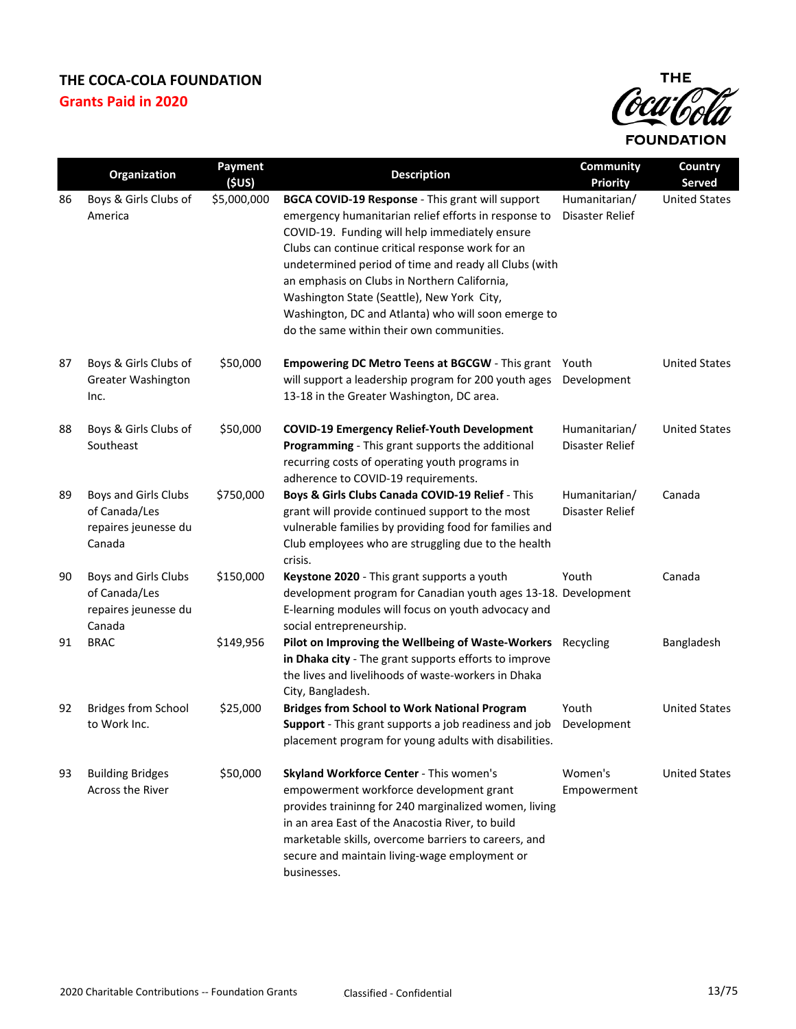# THE COCA-COLA FOUNDATION

## Grants Paid in 2020

| | Organization | Payment ($US) | Description | Community Priority | Country Served |
|---|---|---|---|---|---|
| 86 | Boys & Girls Clubs of America | $5,000,000 | **BGCA COVID-19 Response** - This grant will support emergency humanitarian relief efforts in response to COVID-19. Funding will help immediately ensure Clubs can continue critical response work for an undetermined period of time and ready all Clubs (with an emphasis on Clubs in Northern California, Washington State (Seattle), New York City, Washington, DC and Atlanta) who will soon emerge to do the same within their own communities. | Humanitarian/ Disaster Relief | United States |
| 87 | Boys & Girls Clubs of Greater Washington Inc. | $50,000 | **Empowering DC Metro Teens at BGCGW** - This grant will support a leadership program for 200 youth ages 13-18 in the Greater Washington, DC area. | Youth Development | United States |
| 88 | Boys & Girls Clubs of Southeast | $50,000 | **COVID-19 Emergency Relief-Youth Development Programming** - This grant supports the additional recurring costs of operating youth programs in adherence to COVID-19 requirements. | Humanitarian/ Disaster Relief | United States |
| 89 | Boys and Girls Clubs of Canada/Les repaires jeunesse du Canada | $750,000 | **Boys & Girls Clubs Canada COVID-19 Relief** - This grant will provide continued support to the most vulnerable families by providing food for families and Club employees who are struggling due to the health crisis. | Humanitarian/ Disaster Relief | Canada |
| 90 | Boys and Girls Clubs of Canada/Les repaires jeunesse du Canada | $150,000 | **Keystone 2020** - This grant supports a youth development program for Canadian youth ages 13-18. E-learning modules will focus on youth advocacy and social entrepreneurship. | Youth Development | Canada |
| 91 | BRAC | $149,956 | **Pilot on Improving the Wellbeing of Waste-Workers in Dhaka city** - The grant supports efforts to improve the lives and livelihoods of waste-workers in Dhaka City, Bangladesh. | Recycling | Bangladesh |
| 92 | Bridges from School to Work Inc. | $25,000 | **Bridges from School to Work National Program Support** - This grant supports a job readiness and job placement program for young adults with disabilities. | Youth Development | United States |
| 93 | Building Bridges Across the River | $50,000 | **Skyland Workforce Center** - This women's empowerment workforce development grant provides traininng for 240 marginalized women, living in an area East of the Anacostia River, to build marketable skills, overcome barriers to careers, and secure and maintain living-wage employment or businesses. | Women's Empowerment | United States |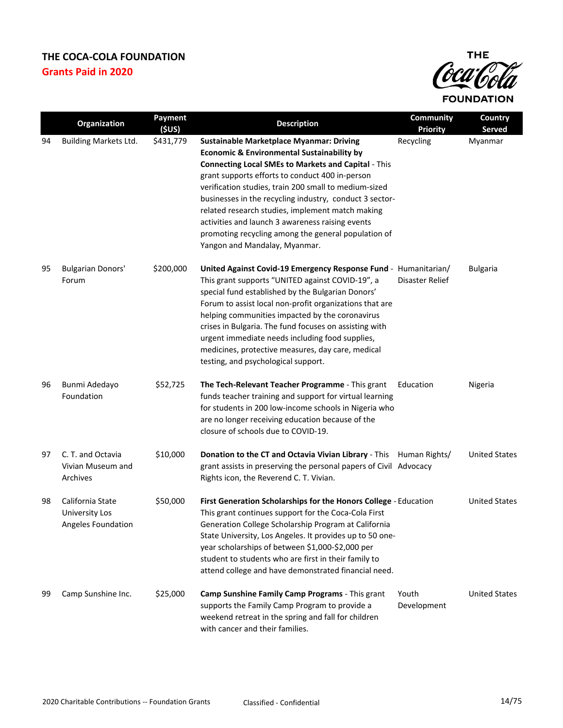**THE COCA-COLA FOUNDATION**

**Grants Paid in 2020**

| | Organization | Payment ($US) | Description | Community Priority | Country Served |
|---|---|---|---|---|---|
| 94 | Building Markets Ltd. | $431,779 | **Sustainable Marketplace Myanmar: Driving Economic & Environmental Sustainability by Connecting Local SMEs to Markets and Capital** - This grant supports efforts to conduct 400 in-person verification studies, train 200 small to medium-sized businesses in the recycling industry, conduct 3 sector-related research studies, implement match making activities and launch 3 awareness raising events promoting recycling among the general population of Yangon and Mandalay, Myanmar. | Recycling | Myanmar |
| 95 | Bulgarian Donors' Forum | $200,000 | **United Against Covid-19 Emergency Response Fund** - This grant supports "UNITED against COVID-19", a special fund established by the Bulgarian Donors' Forum to assist local non-profit organizations that are helping communities impacted by the coronavirus crises in Bulgaria. The fund focuses on assisting with urgent immediate needs including food supplies, medicines, protective measures, day care, medical testing, and psychological support. | Humanitarian/ Disaster Relief | Bulgaria |
| 96 | Bunmi Adedayo Foundation | $52,725 | **The Tech-Relevant Teacher Programme** - This grant funds teacher training and support for virtual learning for students in 200 low-income schools in Nigeria who are no longer receiving education because of the closure of schools due to COVID-19. | Education | Nigeria |
| 97 | C. T. and Octavia Vivian Museum and Archives | $10,000 | **Donation to the CT and Octavia Vivian Library** - This grant assists in preserving the personal papers of Civil Rights icon, the Reverend C. T. Vivian. | Human Rights/ Advocacy | United States |
| 98 | California State University Los Angeles Foundation | $50,000 | **First Generation Scholarships for the Honors College** - This grant continues support for the Coca-Cola First Generation College Scholarship Program at California State University, Los Angeles. It provides up to 50 one-year scholarships of between $1,000-$2,000 per student to students who are first in their family to attend college and have demonstrated financial need. | Education | United States |
| 99 | Camp Sunshine Inc. | $25,000 | **Camp Sunshine Family Camp Programs** - This grant supports the Family Camp Program to provide a weekend retreat in the spring and fall for children with cancer and their families. | Youth Development | United States |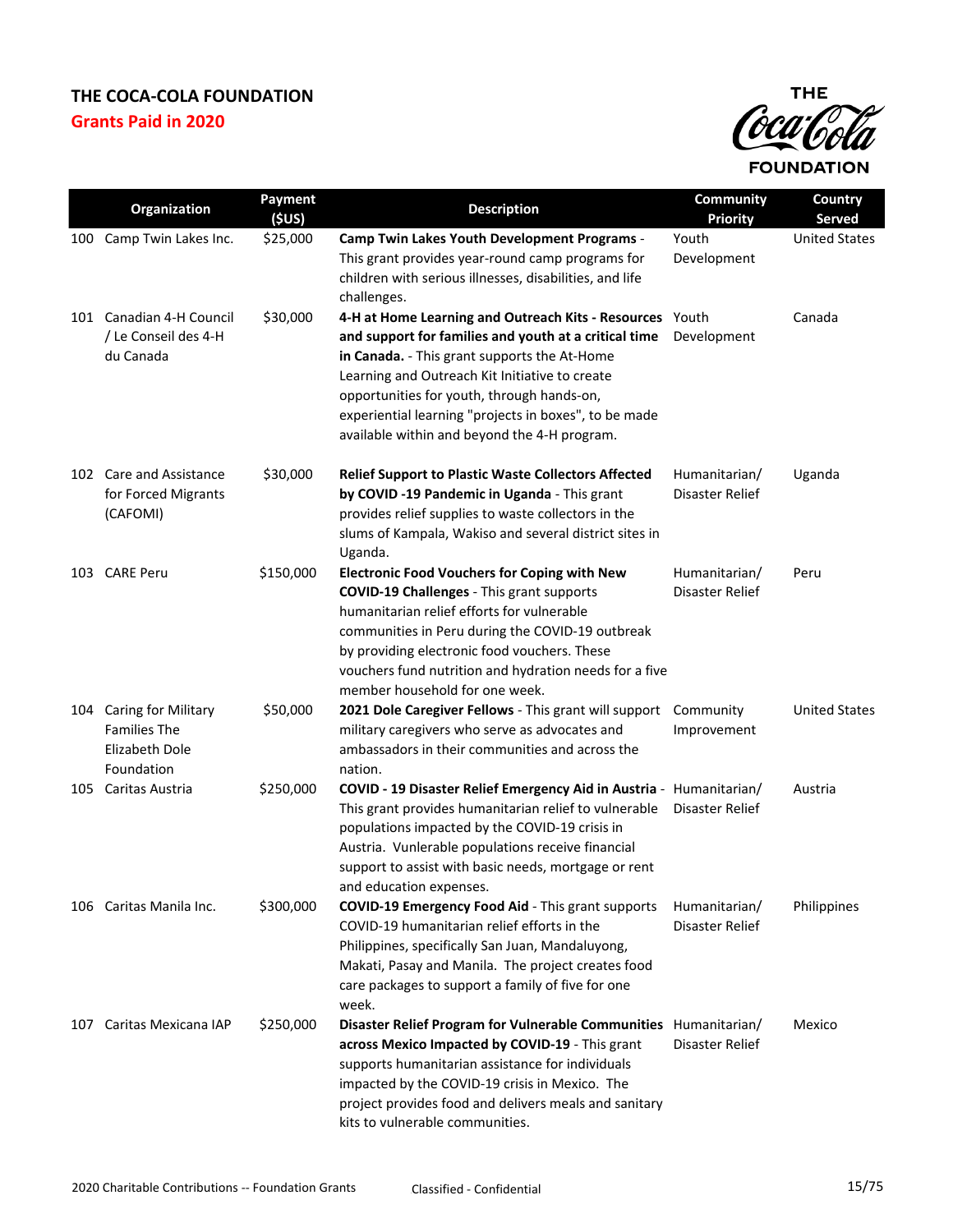# THE COCA-COLA FOUNDATION

## Grants Paid in 2020

| | Organization | Payment ($US) | Description | Community Priority | Country Served |
|---|---|---|---|---|---|
| 100 | Camp Twin Lakes Inc. | $25,000 | **Camp Twin Lakes Youth Development Programs** - This grant provides year-round camp programs for children with serious illnesses, disabilities, and life challenges. | Youth Development | United States |
| 101 | Canadian 4-H Council / Le Conseil des 4-H du Canada | $30,000 | **4-H at Home Learning and Outreach Kits - Resources and support for families and youth at a critical time in Canada.** - This grant supports the At-Home Learning and Outreach Kit Initiative to create opportunities for youth, through hands-on, experiential learning "projects in boxes", to be made available within and beyond the 4-H program. | Youth Development | Canada |
| 102 | Care and Assistance for Forced Migrants (CAFOMI) | $30,000 | **Relief Support to Plastic Waste Collectors Affected by COVID -19 Pandemic in Uganda** - This grant provides relief supplies to waste collectors in the slums of Kampala, Wakiso and several district sites in Uganda. | Humanitarian/ Disaster Relief | Uganda |
| 103 | CARE Peru | $150,000 | **Electronic Food Vouchers for Coping with New COVID-19 Challenges** - This grant supports humanitarian relief efforts for vulnerable communities in Peru during the COVID-19 outbreak by providing electronic food vouchers. These vouchers fund nutrition and hydration needs for a five member household for one week. | Humanitarian/ Disaster Relief | Peru |
| 104 | Caring for Military Families The Elizabeth Dole Foundation | $50,000 | **2021 Dole Caregiver Fellows** - This grant will support military caregivers who serve as advocates and ambassadors in their communities and across the nation. | Community Improvement | United States |
| 105 | Caritas Austria | $250,000 | **COVID - 19 Disaster Relief Emergency Aid in Austria** - This grant provides humanitarian relief to vulnerable populations impacted by the COVID-19 crisis in Austria. Vunlerable populations receive financial support to assist with basic needs, mortgage or rent and education expenses. | Humanitarian/ Disaster Relief | Austria |
| 106 | Caritas Manila Inc. | $300,000 | **COVID-19 Emergency Food Aid** - This grant supports COVID-19 humanitarian relief efforts in the Philippines, specifically San Juan, Mandaluyong, Makati, Pasay and Manila. The project creates food care packages to support a family of five for one week. | Humanitarian/ Disaster Relief | Philippines |
| 107 | Caritas Mexicana IAP | $250,000 | **Disaster Relief Program for Vulnerable Communities across Mexico Impacted by COVID-19** - This grant supports humanitarian assistance for individuals impacted by the COVID-19 crisis in Mexico. The project provides food and delivers meals and sanitary kits to vulnerable communities. | Humanitarian/ Disaster Relief | Mexico |

2020 Charitable Contributions -- Foundation Grants          Classified - Confidential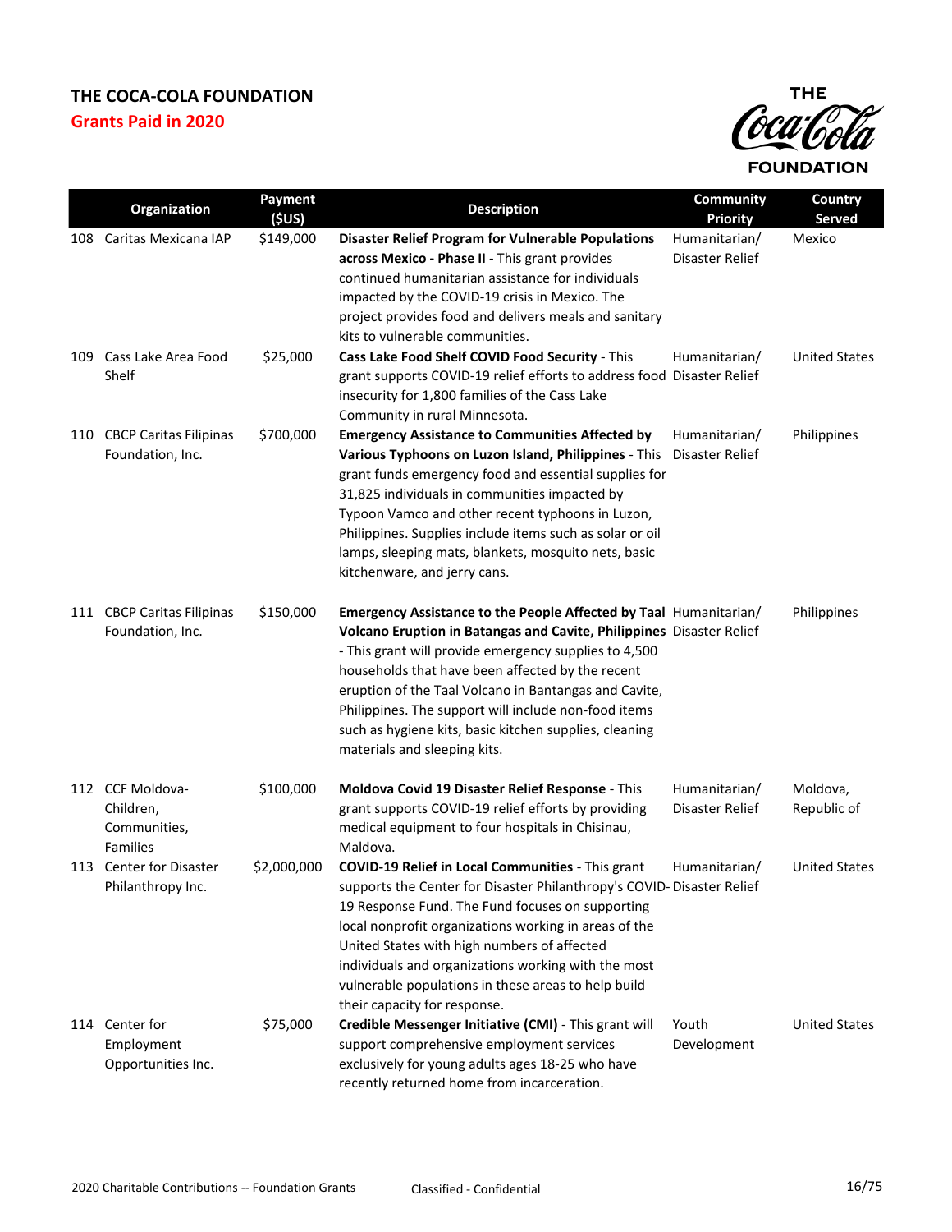# THE COCA-COLA FOUNDATION

## Grants Paid in 2020

| | Organization | Payment ($US) | Description | Community Priority | Country Served |
|---|---|---|---|---|---|
| 108 | Caritas Mexicana IAP | $149,000 | **Disaster Relief Program for Vulnerable Populations across Mexico - Phase II** - This grant provides continued humanitarian assistance for individuals impacted by the COVID-19 crisis in Mexico. The project provides food and delivers meals and sanitary kits to vulnerable communities. | Humanitarian/ Disaster Relief | Mexico |
| 109 | Cass Lake Area Food Shelf | $25,000 | **Cass Lake Food Shelf COVID Food Security** - This grant supports COVID-19 relief efforts to address food insecurity for 1,800 families of the Cass Lake Community in rural Minnesota. | Humanitarian/ Disaster Relief | United States |
| 110 | CBCP Caritas Filipinas Foundation, Inc. | $700,000 | **Emergency Assistance to Communities Affected by Various Typhoons on Luzon Island, Philippines** - This grant funds emergency food and essential supplies for 31,825 individuals in communities impacted by Typoon Vamco and other recent typhoons in Luzon, Philippines. Supplies include items such as solar or oil lamps, sleeping mats, blankets, mosquito nets, basic kitchenware, and jerry cans. | Humanitarian/ Disaster Relief | Philippines |
| 111 | CBCP Caritas Filipinas Foundation, Inc. | $150,000 | **Emergency Assistance to the People Affected by Taal Volcano Eruption in Batangas and Cavite, Philippines** - This grant will provide emergency supplies to 4,500 households that have been affected by the recent eruption of the Taal Volcano in Bantangas and Cavite, Philippines. The support will include non-food items such as hygiene kits, basic kitchen supplies, cleaning materials and sleeping kits. | Humanitarian/ Disaster Relief | Philippines |
| 112 | CCF Moldova-Children, Communities, Families | $100,000 | **Moldova Covid 19 Disaster Relief Response** - This grant supports COVID-19 relief efforts by providing medical equipment to four hospitals in Chisinau, Maldova. | Humanitarian/ Disaster Relief | Moldova, Republic of |
| 113 | Center for Disaster Philanthropy Inc. | $2,000,000 | **COVID-19 Relief in Local Communities** - This grant supports the Center for Disaster Philanthropy's COVID-19 Response Fund. The Fund focuses on supporting local nonprofit organizations working in areas of the United States with high numbers of affected individuals and organizations working with the most vulnerable populations in these areas to help build their capacity for response. | Humanitarian/ Disaster Relief | United States |
| 114 | Center for Employment Opportunities Inc. | $75,000 | **Credible Messenger Initiative (CMI)** - This grant will support comprehensive employment services exclusively for young adults ages 18-25 who have recently returned home from incarceration. | Youth Development | United States |

2020 Charitable Contributions -- Foundation Grants    Classified - Confidential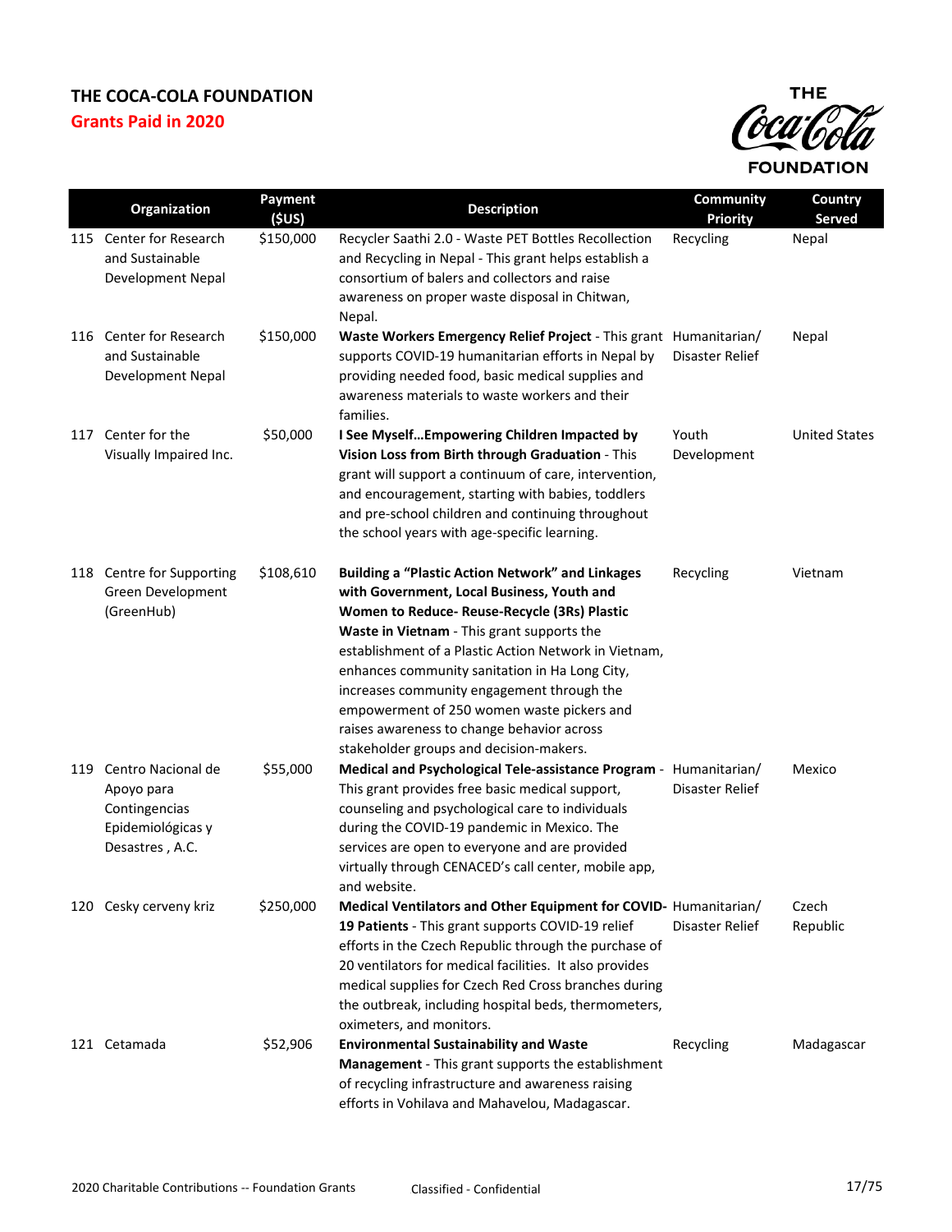# THE COCA-COLA FOUNDATION

## Grants Paid in 2020

| | Organization | Payment ($US) | Description | Community Priority | Country Served |
|---|---|---|---|---|---|
| 115 | Center for Research and Sustainable Development Nepal | $150,000 | Recycler Saathi 2.0 - Waste PET Bottles Recollection and Recycling in Nepal - This grant helps establish a consortium of balers and collectors and raise awareness on proper waste disposal in Chitwan, Nepal. | Recycling | Nepal |
| 116 | Center for Research and Sustainable Development Nepal | $150,000 | **Waste Workers Emergency Relief Project** - This grant supports COVID-19 humanitarian efforts in Nepal by providing needed food, basic medical supplies and awareness materials to waste workers and their families. | Humanitarian/ Disaster Relief | Nepal |
| 117 | Center for the Visually Impaired Inc. | $50,000 | **I See Myself…Empowering Children Impacted by Vision Loss from Birth through Graduation** - This grant will support a continuum of care, intervention, and encouragement, starting with babies, toddlers and pre-school children and continuing throughout the school years with age-specific learning. | Youth Development | United States |
| 118 | Centre for Supporting Green Development (GreenHub) | $108,610 | **Building a "Plastic Action Network" and Linkages with Government, Local Business, Youth and Women to Reduce- Reuse-Recycle (3Rs) Plastic Waste in Vietnam** - This grant supports the establishment of a Plastic Action Network in Vietnam, enhances community sanitation in Ha Long City, increases community engagement through the empowerment of 250 women waste pickers and raises awareness to change behavior across stakeholder groups and decision-makers. | Recycling | Vietnam |
| 119 | Centro Nacional de Apoyo para Contingencias Epidemiológicas y Desastres , A.C. | $55,000 | **Medical and Psychological Tele-assistance Program** - This grant provides free basic medical support, counseling and psychological care to individuals during the COVID-19 pandemic in Mexico. The services are open to everyone and are provided virtually through CENACED's call center, mobile app, and website. | Humanitarian/ Disaster Relief | Mexico |
| 120 | Cesky cerveny kriz | $250,000 | **Medical Ventilators and Other Equipment for COVID-19 Patients** - This grant supports COVID-19 relief efforts in the Czech Republic through the purchase of 20 ventilators for medical facilities. It also provides medical supplies for Czech Red Cross branches during the outbreak, including hospital beds, thermometers, oximeters, and monitors. | Humanitarian/ Disaster Relief | Czech Republic |
| 121 | Cetamada | $52,906 | **Environmental Sustainability and Waste Management** - This grant supports the establishment of recycling infrastructure and awareness raising efforts in Vohilava and Mahavelou, Madagascar. | Recycling | Madagascar |

2020 Charitable Contributions -- Foundation Grants    Classified - Confidential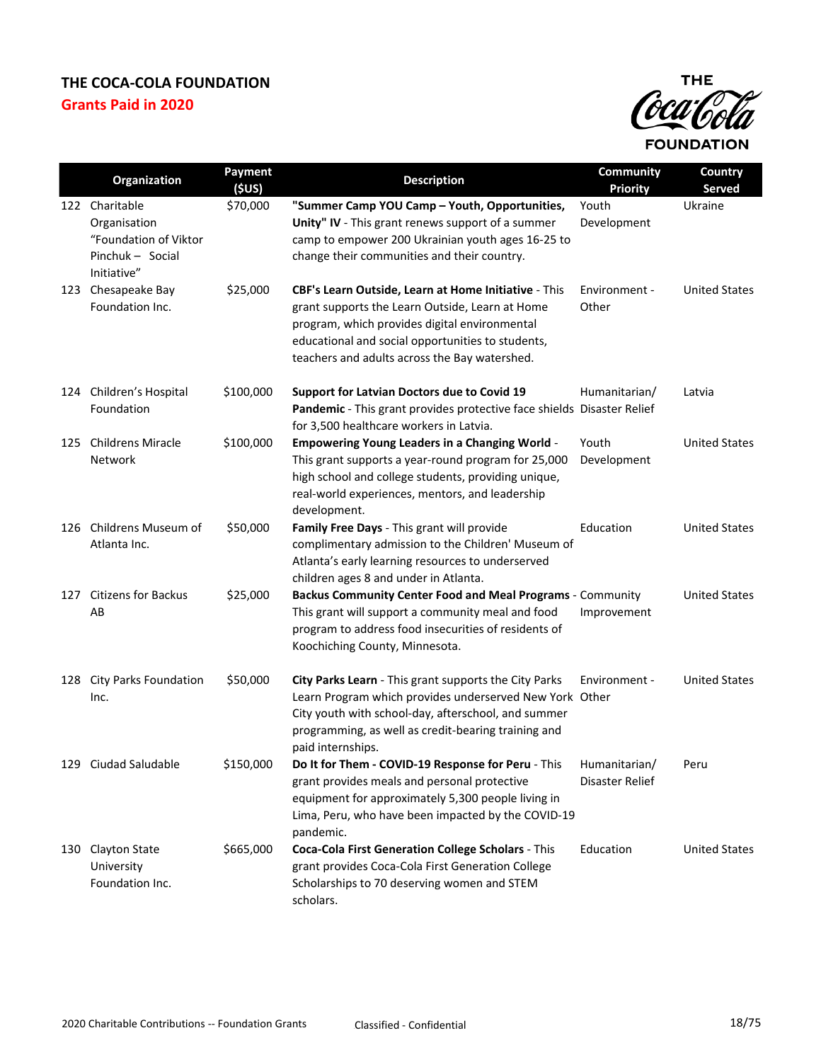# THE COCA-COLA FOUNDATION

## Grants Paid in 2020

| | Organization | Payment ($US) | Description | Community Priority | Country Served |
|---|---|---|---|---|---|
| 122 | Charitable Organisation "Foundation of Viktor Pinchuk – Social Initiative" | $70,000 | **"Summer Camp YOU Camp – Youth, Opportunities, Unity" IV** - This grant renews support of a summer camp to empower 200 Ukrainian youth ages 16-25 to change their communities and their country. | Youth Development | Ukraine |
| 123 | Chesapeake Bay Foundation Inc. | $25,000 | **CBF's Learn Outside, Learn at Home Initiative** - This grant supports the Learn Outside, Learn at Home program, which provides digital environmental educational and social opportunities to students, teachers and adults across the Bay watershed. | Environment - Other | United States |
| 124 | Children's Hospital Foundation | $100,000 | **Support for Latvian Doctors due to Covid 19 Pandemic** - This grant provides protective face shields for 3,500 healthcare workers in Latvia. | Humanitarian/ Disaster Relief | Latvia |
| 125 | Childrens Miracle Network | $100,000 | **Empowering Young Leaders in a Changing World** - This grant supports a year-round program for 25,000 high school and college students, providing unique, real-world experiences, mentors, and leadership development. | Youth Development | United States |
| 126 | Childrens Museum of Atlanta Inc. | $50,000 | **Family Free Days** - This grant will provide complimentary admission to the Children' Museum of Atlanta's early learning resources to underserved children ages 8 and under in Atlanta. | Education | United States |
| 127 | Citizens for Backus AB | $25,000 | **Backus Community Center Food and Meal Programs** - This grant will support a community meal and food program to address food insecurities of residents of Koochiching County, Minnesota. | Community Improvement | United States |
| 128 | City Parks Foundation Inc. | $50,000 | **City Parks Learn** - This grant supports the City Parks Learn Program which provides underserved New York City youth with school-day, afterschool, and summer programming, as well as credit-bearing training and paid internships. | Environment - Other | United States |
| 129 | Ciudad Saludable | $150,000 | **Do It for Them - COVID-19 Response for Peru** - This grant provides meals and personal protective equipment for approximately 5,300 people living in Lima, Peru, who have been impacted by the COVID-19 pandemic. | Humanitarian/ Disaster Relief | Peru |
| 130 | Clayton State University Foundation Inc. | $665,000 | **Coca-Cola First Generation College Scholars** - This grant provides Coca-Cola First Generation College Scholarships to 70 deserving women and STEM scholars. | Education | United States |

2020 Charitable Contributions -- Foundation Grants    Classified - Confidential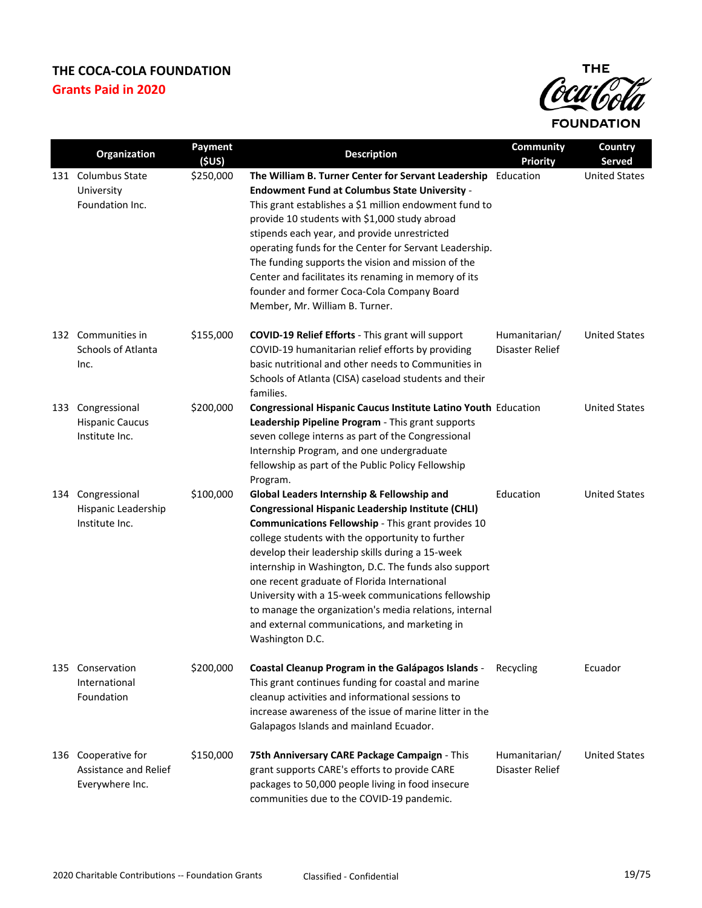# THE COCA-COLA FOUNDATION

## Grants Paid in 2020

| | Organization | Payment ($US) | Description | Community Priority | Country Served |
|---|---|---|---|---|---|
| 131 | Columbus State University Foundation Inc. | $250,000 | **The William B. Turner Center for Servant Leadership Endowment Fund at Columbus State University** - This grant establishes a $1 million endowment fund to provide 10 students with $1,000 study abroad stipends each year, and provide unrestricted operating funds for the Center for Servant Leadership. The funding supports the vision and mission of the Center and facilitates its renaming in memory of its founder and former Coca-Cola Company Board Member, Mr. William B. Turner. | Education | United States |
| 132 | Communities in Schools of Atlanta Inc. | $155,000 | **COVID-19 Relief Efforts** - This grant will support COVID-19 humanitarian relief efforts by providing basic nutritional and other needs to Communities in Schools of Atlanta (CISA) caseload students and their families. | Humanitarian/ Disaster Relief | United States |
| 133 | Congressional Hispanic Caucus Institute Inc. | $200,000 | **Congressional Hispanic Caucus Institute Latino Youth Leadership Pipeline Program** - This grant supports seven college interns as part of the Congressional Internship Program, and one undergraduate fellowship as part of the Public Policy Fellowship Program. | Education | United States |
| 134 | Congressional Hispanic Leadership Institute Inc. | $100,000 | **Global Leaders Internship & Fellowship and Congressional Hispanic Leadership Institute (CHLI) Communications Fellowship** - This grant provides 10 college students with the opportunity to further develop their leadership skills during a 15-week internship in Washington, D.C. The funds also support one recent graduate of Florida International University with a 15-week communications fellowship to manage the organization's media relations, internal and external communications, and marketing in Washington D.C. | Education | United States |
| 135 | Conservation International Foundation | $200,000 | **Coastal Cleanup Program in the Galápagos Islands** - This grant continues funding for coastal and marine cleanup activities and informational sessions to increase awareness of the issue of marine litter in the Galapagos Islands and mainland Ecuador. | Recycling | Ecuador |
| 136 | Cooperative for Assistance and Relief Everywhere Inc. | $150,000 | **75th Anniversary CARE Package Campaign** - This grant supports CARE's efforts to provide CARE packages to 50,000 people living in food insecure communities due to the COVID-19 pandemic. | Humanitarian/ Disaster Relief | United States |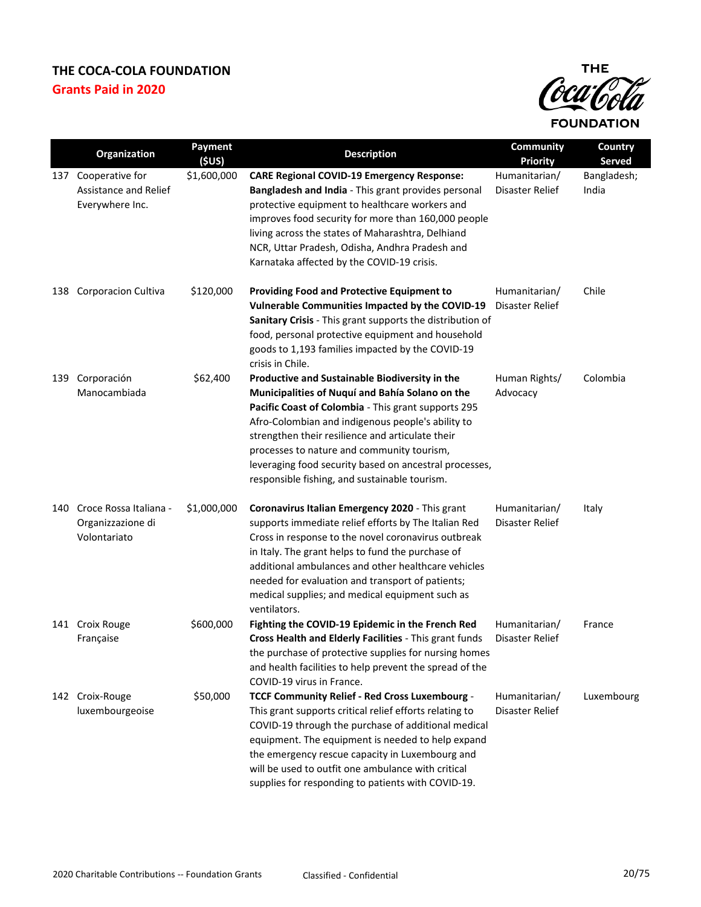# THE COCA-COLA FOUNDATION

## Grants Paid in 2020

| | Organization | Payment ($US) | Description | Community Priority | Country Served |
|---|---|---|---|---|---|
| 137 | Cooperative for Assistance and Relief Everywhere Inc. | $1,600,000 | **CARE Regional COVID-19 Emergency Response: Bangladesh and India** - This grant provides personal protective equipment to healthcare workers and improves food security for more than 160,000 people living across the states of Maharashtra, Delhiand NCR, Uttar Pradesh, Odisha, Andhra Pradesh and Karnataka affected by the COVID-19 crisis. | Humanitarian/ Disaster Relief | Bangladesh; India |
| 138 | Corporacion Cultiva | $120,000 | **Providing Food and Protective Equipment to Vulnerable Communities Impacted by the COVID-19 Sanitary Crisis** - This grant supports the distribution of food, personal protective equipment and household goods to 1,193 families impacted by the COVID-19 crisis in Chile. | Humanitarian/ Disaster Relief | Chile |
| 139 | Corporación Manocambiada | $62,400 | **Productive and Sustainable Biodiversity in the Municipalities of Nuquí and Bahía Solano on the Pacific Coast of Colombia** - This grant supports 295 Afro-Colombian and indigenous people's ability to strengthen their resilience and articulate their processes to nature and community tourism, leveraging food security based on ancestral processes, responsible fishing, and sustainable tourism. | Human Rights/ Advocacy | Colombia |
| 140 | Croce Rossa Italiana - Organizzazione di Volontariato | $1,000,000 | **Coronavirus Italian Emergency 2020** - This grant supports immediate relief efforts by The Italian Red Cross in response to the novel coronavirus outbreak in Italy. The grant helps to fund the purchase of additional ambulances and other healthcare vehicles needed for evaluation and transport of patients; medical supplies; and medical equipment such as ventilators. | Humanitarian/ Disaster Relief | Italy |
| 141 | Croix Rouge Française | $600,000 | **Fighting the COVID-19 Epidemic in the French Red Cross Health and Elderly Facilities** - This grant funds the purchase of protective supplies for nursing homes and health facilities to help prevent the spread of the COVID-19 virus in France. | Humanitarian/ Disaster Relief | France |
| 142 | Croix-Rouge luxembourgeoise | $50,000 | **TCCF Community Relief - Red Cross Luxembourg** - This grant supports critical relief efforts relating to COVID-19 through the purchase of additional medical equipment. The equipment is needed to help expand the emergency rescue capacity in Luxembourg and will be used to outfit one ambulance with critical supplies for responding to patients with COVID-19. | Humanitarian/ Disaster Relief | Luxembourg |

2020 Charitable Contributions -- Foundation Grants Classified - Confidential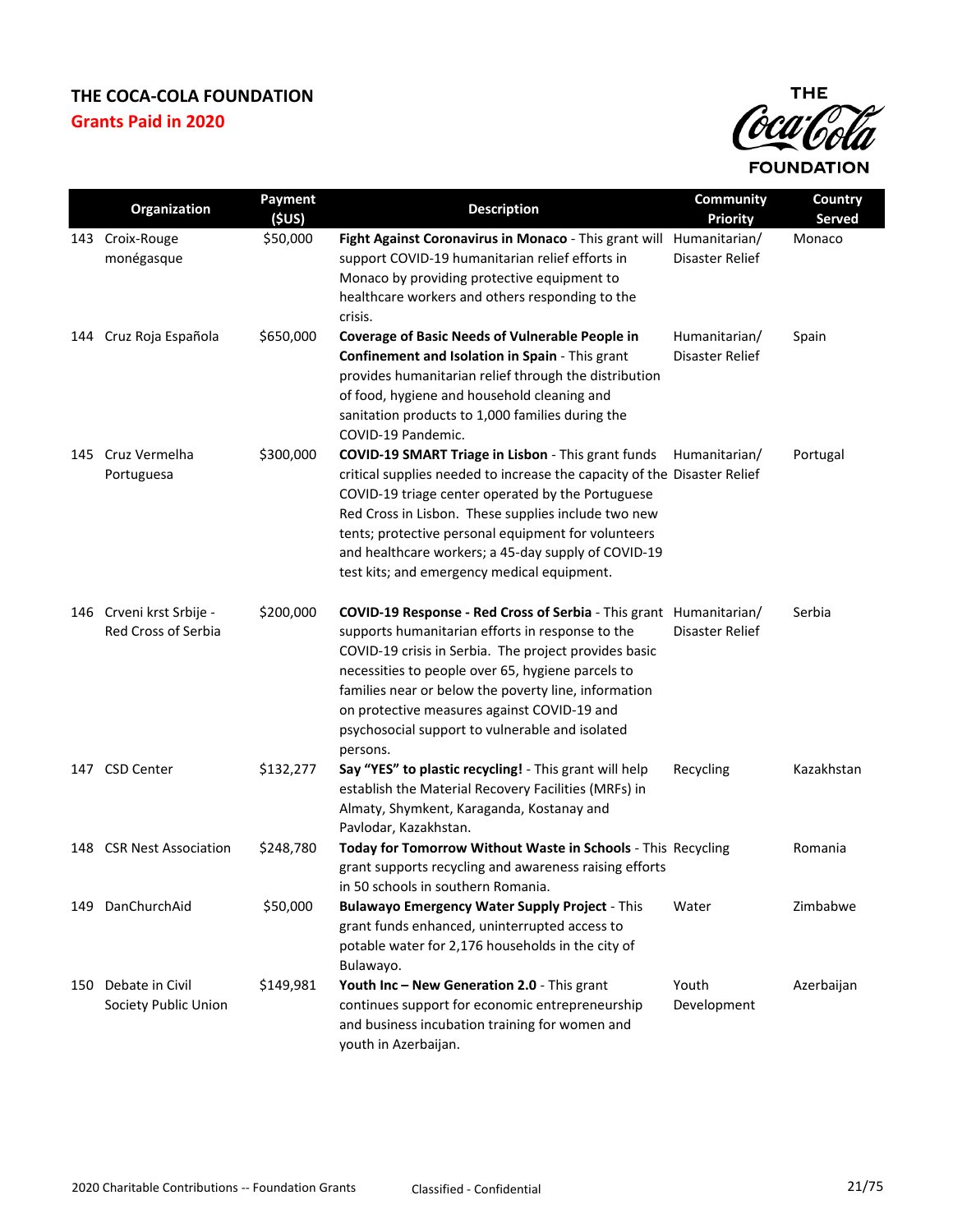# THE COCA-COLA FOUNDATION

## Grants Paid in 2020

| | Organization | Payment ($US) | Description | Community Priority | Country Served |
|---|---|---|---|---|---|
| 143 | Croix-Rouge monégasque | $50,000 | **Fight Against Coronavirus in Monaco** - This grant will support COVID-19 humanitarian relief efforts in Monaco by providing protective equipment to healthcare workers and others responding to the crisis. | Humanitarian/ Disaster Relief | Monaco |
| 144 | Cruz Roja Española | $650,000 | **Coverage of Basic Needs of Vulnerable People in Confinement and Isolation in Spain** - This grant provides humanitarian relief through the distribution of food, hygiene and household cleaning and sanitation products to 1,000 families during the COVID-19 Pandemic. | Humanitarian/ Disaster Relief | Spain |
| 145 | Cruz Vermelha Portuguesa | $300,000 | **COVID-19 SMART Triage in Lisbon** - This grant funds critical supplies needed to increase the capacity of the COVID-19 triage center operated by the Portuguese Red Cross in Lisbon. These supplies include two new tents; protective personal equipment for volunteers and healthcare workers; a 45-day supply of COVID-19 test kits; and emergency medical equipment. | Humanitarian/ Disaster Relief | Portugal |
| 146 | Crveni krst Srbije - Red Cross of Serbia | $200,000 | **COVID-19 Response - Red Cross of Serbia** - This grant supports humanitarian efforts in response to the COVID-19 crisis in Serbia. The project provides basic necessities to people over 65, hygiene parcels to families near or below the poverty line, information on protective measures against COVID-19 and psychosocial support to vulnerable and isolated persons. | Humanitarian/ Disaster Relief | Serbia |
| 147 | CSD Center | $132,277 | **Say "YES" to plastic recycling!** - This grant will help establish the Material Recovery Facilities (MRFs) in Almaty, Shymkent, Karaganda, Kostanay and Pavlodar, Kazakhstan. | Recycling | Kazakhstan |
| 148 | CSR Nest Association | $248,780 | **Today for Tomorrow Without Waste in Schools** - This grant supports recycling and awareness raising efforts in 50 schools in southern Romania. | Recycling | Romania |
| 149 | DanChurchAid | $50,000 | **Bulawayo Emergency Water Supply Project** - This grant funds enhanced, uninterrupted access to potable water for 2,176 households in the city of Bulawayo. | Water | Zimbabwe |
| 150 | Debate in Civil Society Public Union | $149,981 | **Youth Inc – New Generation 2.0** - This grant continues support for economic entrepreneurship and business incubation training for women and youth in Azerbaijan. | Youth Development | Azerbaijan |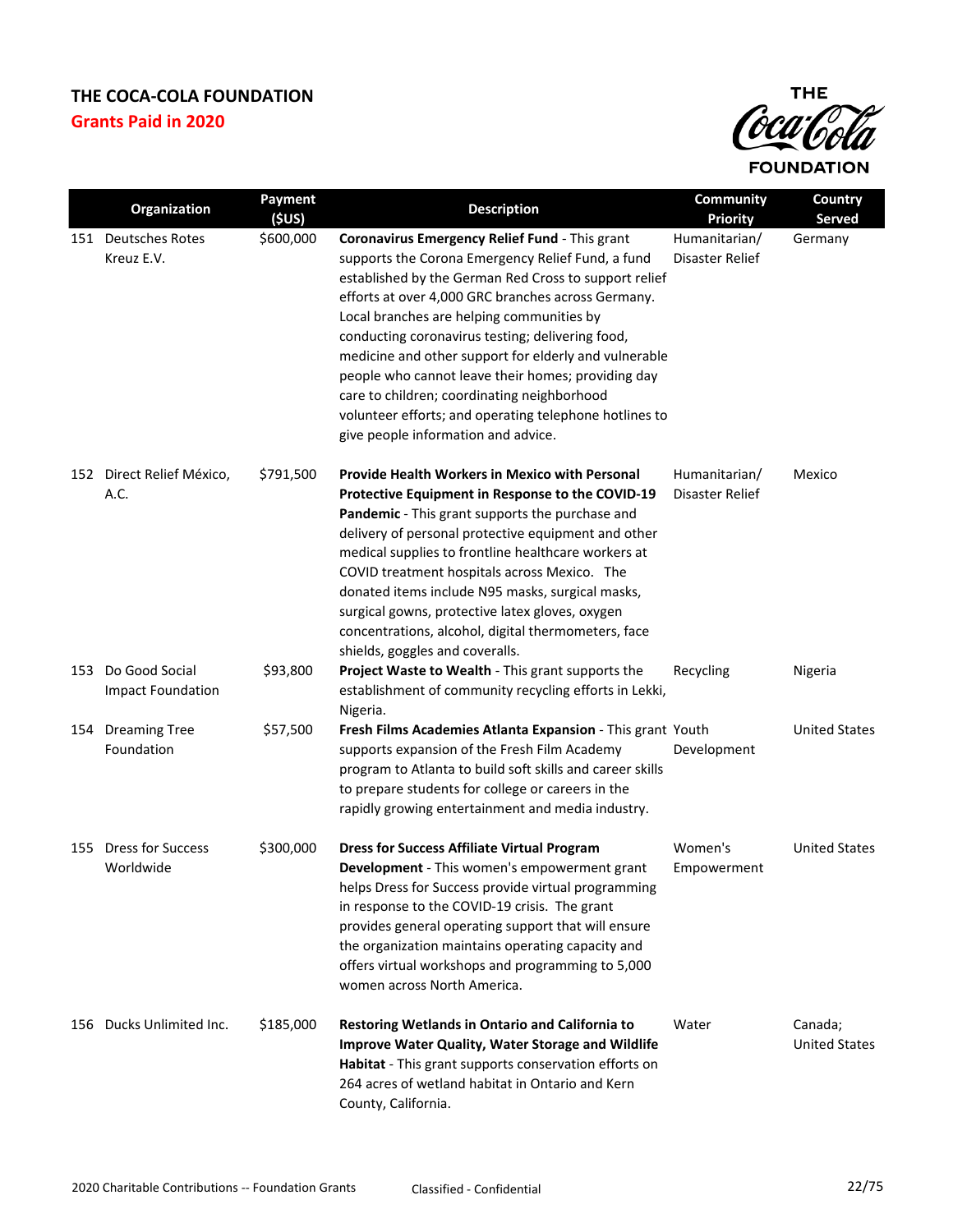# THE COCA-COLA FOUNDATION

## Grants Paid in 2020

| | Organization | Payment ($US) | Description | Community Priority | Country Served |
|---|---|---|---|---|---|
| 151 | Deutsches Rotes Kreuz E.V. | $600,000 | **Coronavirus Emergency Relief Fund** - This grant supports the Corona Emergency Relief Fund, a fund established by the German Red Cross to support relief efforts at over 4,000 GRC branches across Germany. Local branches are helping communities by conducting coronavirus testing; delivering food, medicine and other support for elderly and vulnerable people who cannot leave their homes; providing day care to children; coordinating neighborhood volunteer efforts; and operating telephone hotlines to give people information and advice. | Humanitarian/ Disaster Relief | Germany |
| 152 | Direct Relief México, A.C. | $791,500 | **Provide Health Workers in Mexico with Personal Protective Equipment in Response to the COVID-19 Pandemic** - This grant supports the purchase and delivery of personal protective equipment and other medical supplies to frontline healthcare workers at COVID treatment hospitals across Mexico. The donated items include N95 masks, surgical masks, surgical gowns, protective latex gloves, oxygen concentrations, alcohol, digital thermometers, face shields, goggles and coveralls. | Humanitarian/ Disaster Relief | Mexico |
| 153 | Do Good Social Impact Foundation | $93,800 | **Project Waste to Wealth** - This grant supports the establishment of community recycling efforts in Lekki, Nigeria. | Recycling | Nigeria |
| 154 | Dreaming Tree Foundation | $57,500 | **Fresh Films Academies Atlanta Expansion** - This grant supports expansion of the Fresh Film Academy program to Atlanta to build soft skills and career skills to prepare students for college or careers in the rapidly growing entertainment and media industry. | Youth Development | United States |
| 155 | Dress for Success Worldwide | $300,000 | **Dress for Success Affiliate Virtual Program Development** - This women's empowerment grant helps Dress for Success provide virtual programming in response to the COVID-19 crisis. The grant provides general operating support that will ensure the organization maintains operating capacity and offers virtual workshops and programming to 5,000 women across North America. | Women's Empowerment | United States |
| 156 | Ducks Unlimited Inc. | $185,000 | **Restoring Wetlands in Ontario and California to Improve Water Quality, Water Storage and Wildlife Habitat** - This grant supports conservation efforts on 264 acres of wetland habitat in Ontario and Kern County, California. | Water | Canada; United States |

2020 Charitable Contributions -- Foundation Grants Classified - Confidential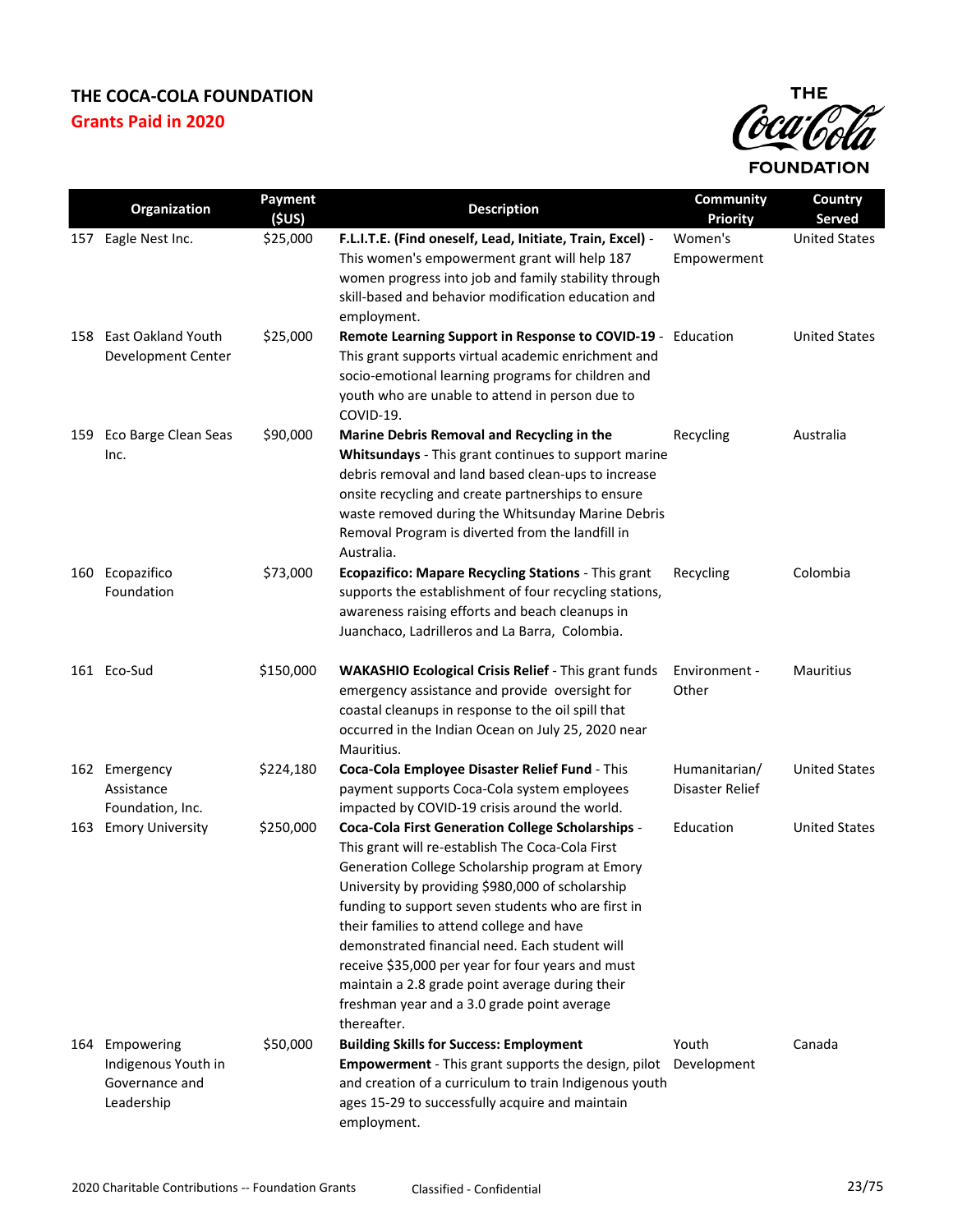# THE COCA-COLA FOUNDATION

## Grants Paid in 2020

| | Organization | Payment ($US) | Description | Community Priority | Country Served |
|---|---|---|---|---|---|
| 157 | Eagle Nest Inc. | $25,000 | **F.L.I.T.E. (Find oneself, Lead, Initiate, Train, Excel)** - This women's empowerment grant will help 187 women progress into job and family stability through skill-based and behavior modification education and employment. | Women's Empowerment | United States |
| 158 | East Oakland Youth Development Center | $25,000 | **Remote Learning Support in Response to COVID-19** - This grant supports virtual academic enrichment and socio-emotional learning programs for children and youth who are unable to attend in person due to COVID-19. | Education | United States |
| 159 | Eco Barge Clean Seas Inc. | $90,000 | **Marine Debris Removal and Recycling in the Whitsundays** - This grant continues to support marine debris removal and land based clean-ups to increase onsite recycling and create partnerships to ensure waste removed during the Whitsunday Marine Debris Removal Program is diverted from the landfill in Australia. | Recycling | Australia |
| 160 | Ecopazifico Foundation | $73,000 | **Ecopazifico: Mapare Recycling Stations** - This grant supports the establishment of four recycling stations, awareness raising efforts and beach cleanups in Juanchaco, Ladrilleros and La Barra, Colombia. | Recycling | Colombia |
| 161 | Eco-Sud | $150,000 | **WAKASHIO Ecological Crisis Relief** - This grant funds emergency assistance and provide oversight for coastal cleanups in response to the oil spill that occurred in the Indian Ocean on July 25, 2020 near Mauritius. | Environment - Other | Mauritius |
| 162 | Emergency Assistance Foundation, Inc. | $224,180 | **Coca-Cola Employee Disaster Relief Fund** - This payment supports Coca-Cola system employees impacted by COVID-19 crisis around the world. | Humanitarian/ Disaster Relief | United States |
| 163 | Emory University | $250,000 | **Coca-Cola First Generation College Scholarships** - This grant will re-establish The Coca-Cola First Generation College Scholarship program at Emory University by providing $980,000 of scholarship funding to support seven students who are first in their families to attend college and have demonstrated financial need. Each student will receive $35,000 per year for four years and must maintain a 2.8 grade point average during their freshman year and a 3.0 grade point average thereafter. | Education | United States |
| 164 | Empowering Indigenous Youth in Governance and Leadership | $50,000 | **Building Skills for Success: Employment Empowerment** - This grant supports the design, pilot and creation of a curriculum to train Indigenous youth ages 15-29 to successfully acquire and maintain employment. | Youth Development | Canada |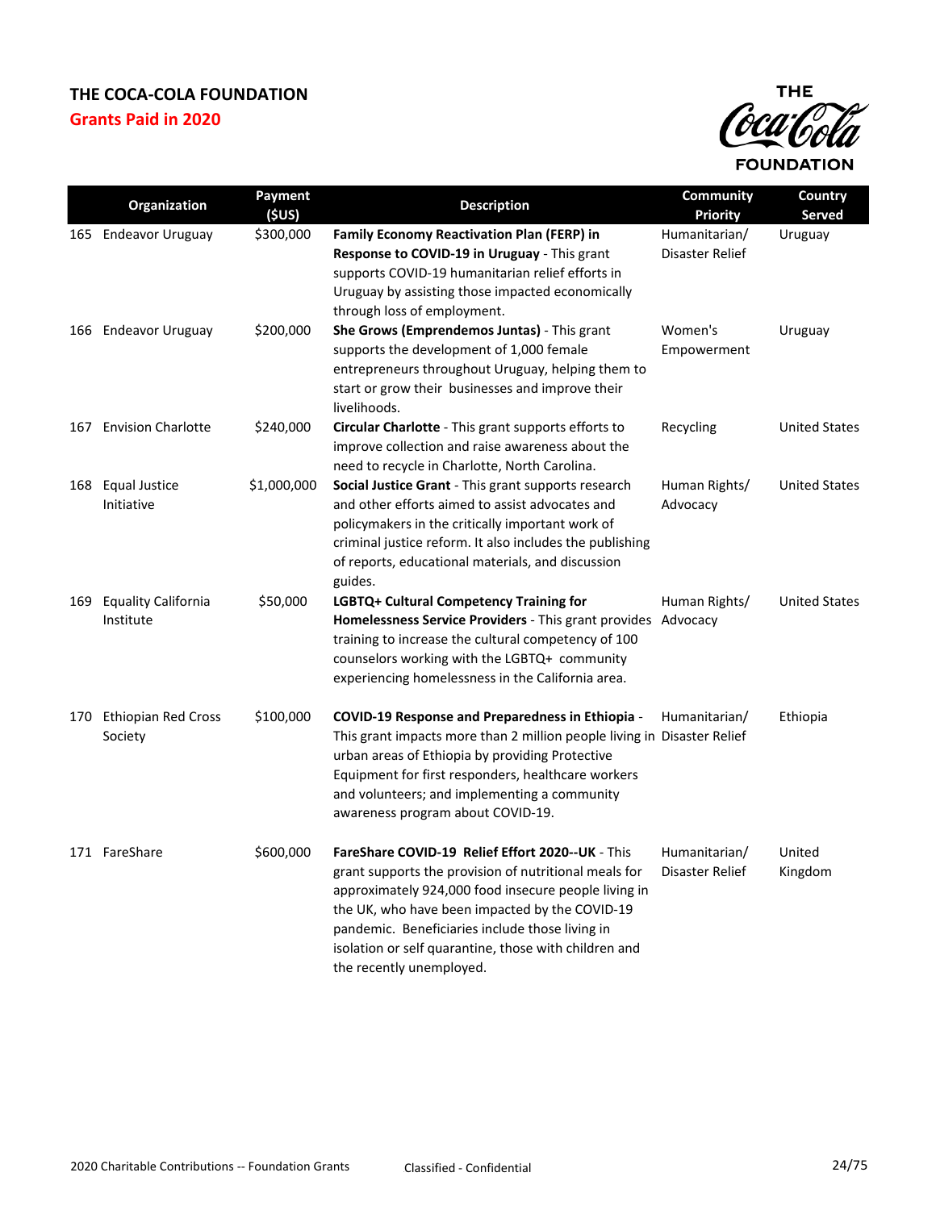# THE COCA-COLA FOUNDATION

## Grants Paid in 2020

| | Organization | Payment ($US) | Description | Community Priority | Country Served |
|---|---|---|---|---|---|
| 165 | Endeavor Uruguay | $300,000 | **Family Economy Reactivation Plan (FERP) in Response to COVID-19 in Uruguay** - This grant supports COVID-19 humanitarian relief efforts in Uruguay by assisting those impacted economically through loss of employment. | Humanitarian/ Disaster Relief | Uruguay |
| 166 | Endeavor Uruguay | $200,000 | **She Grows (Emprendemos Juntas)** - This grant supports the development of 1,000 female entrepreneurs throughout Uruguay, helping them to start or grow their businesses and improve their livelihoods. | Women's Empowerment | Uruguay |
| 167 | Envision Charlotte | $240,000 | **Circular Charlotte** - This grant supports efforts to improve collection and raise awareness about the need to recycle in Charlotte, North Carolina. | Recycling | United States |
| 168 | Equal Justice Initiative | $1,000,000 | **Social Justice Grant** - This grant supports research and other efforts aimed to assist advocates and policymakers in the critically important work of criminal justice reform. It also includes the publishing of reports, educational materials, and discussion guides. | Human Rights/ Advocacy | United States |
| 169 | Equality California Institute | $50,000 | **LGBTQ+ Cultural Competency Training for Homelessness Service Providers** - This grant provides training to increase the cultural competency of 100 counselors working with the LGBTQ+ community experiencing homelessness in the California area. | Human Rights/ Advocacy | United States |
| 170 | Ethiopian Red Cross Society | $100,000 | **COVID-19 Response and Preparedness in Ethiopia** - This grant impacts more than 2 million people living in urban areas of Ethiopia by providing Protective Equipment for first responders, healthcare workers and volunteers; and implementing a community awareness program about COVID-19. | Humanitarian/ Disaster Relief | Ethiopia |
| 171 | FareShare | $600,000 | **FareShare COVID-19 Relief Effort 2020--UK** - This grant supports the provision of nutritional meals for approximately 924,000 food insecure people living in the UK, who have been impacted by the COVID-19 pandemic. Beneficiaries include those living in isolation or self quarantine, those with children and the recently unemployed. | Humanitarian/ Disaster Relief | United Kingdom |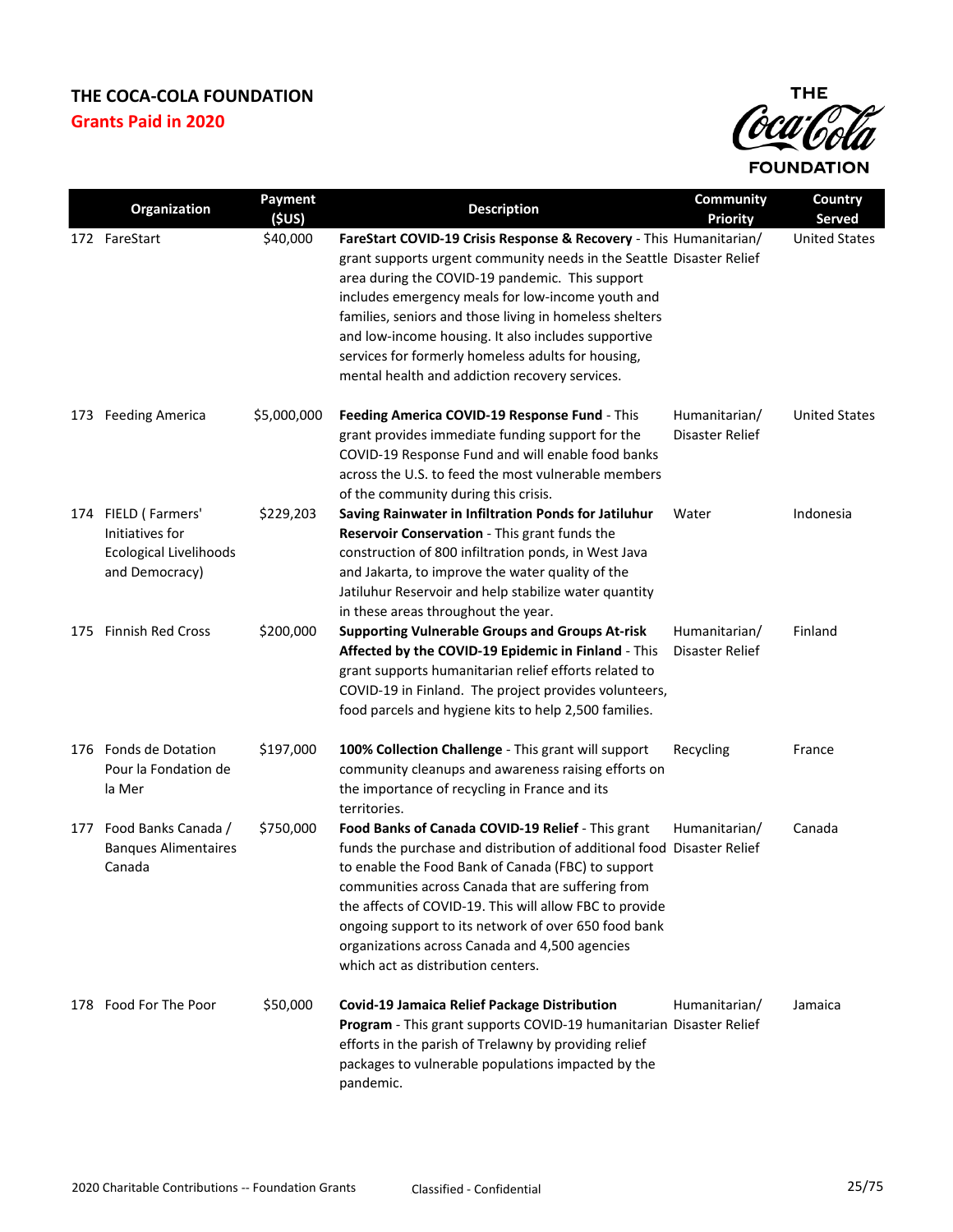# THE COCA-COLA FOUNDATION

## Grants Paid in 2020

| | Organization | Payment ($US) | Description | Community Priority | Country Served |
|---|---|---|---|---|---|
| 172 | FareStart | $40,000 | **FareStart COVID-19 Crisis Response & Recovery** - This grant supports urgent community needs in the Seattle area during the COVID-19 pandemic. This support includes emergency meals for low-income youth and families, seniors and those living in homeless shelters and low-income housing. It also includes supportive services for formerly homeless adults for housing, mental health and addiction recovery services. | Humanitarian/ Disaster Relief | United States |
| 173 | Feeding America | $5,000,000 | **Feeding America COVID-19 Response Fund** - This grant provides immediate funding support for the COVID-19 Response Fund and will enable food banks across the U.S. to feed the most vulnerable members of the community during this crisis. | Humanitarian/ Disaster Relief | United States |
| 174 | FIELD ( Farmers' Initiatives for Ecological Livelihoods and Democracy) | $229,203 | **Saving Rainwater in Infiltration Ponds for Jatiluhur Reservoir Conservation** - This grant funds the construction of 800 infiltration ponds, in West Java and Jakarta, to improve the water quality of the Jatiluhur Reservoir and help stabilize water quantity in these areas throughout the year. | Water | Indonesia |
| 175 | Finnish Red Cross | $200,000 | **Supporting Vulnerable Groups and Groups At-risk Affected by the COVID-19 Epidemic in Finland** - This grant supports humanitarian relief efforts related to COVID-19 in Finland. The project provides volunteers, food parcels and hygiene kits to help 2,500 families. | Humanitarian/ Disaster Relief | Finland |
| 176 | Fonds de Dotation Pour la Fondation de la Mer | $197,000 | **100% Collection Challenge** - This grant will support community cleanups and awareness raising efforts on the importance of recycling in France and its territories. | Recycling | France |
| 177 | Food Banks Canada / Banques Alimentaires Canada | $750,000 | **Food Banks of Canada COVID-19 Relief** - This grant funds the purchase and distribution of additional food to enable the Food Bank of Canada (FBC) to support communities across Canada that are suffering from the affects of COVID-19. This will allow FBC to provide ongoing support to its network of over 650 food bank organizations across Canada and 4,500 agencies which act as distribution centers. | Humanitarian/ Disaster Relief | Canada |
| 178 | Food For The Poor | $50,000 | **Covid-19 Jamaica Relief Package Distribution Program** - This grant supports COVID-19 humanitarian efforts in the parish of Trelawny by providing relief packages to vulnerable populations impacted by the pandemic. | Humanitarian/ Disaster Relief | Jamaica |

2020 Charitable Contributions -- Foundation Grants    Classified - Confidential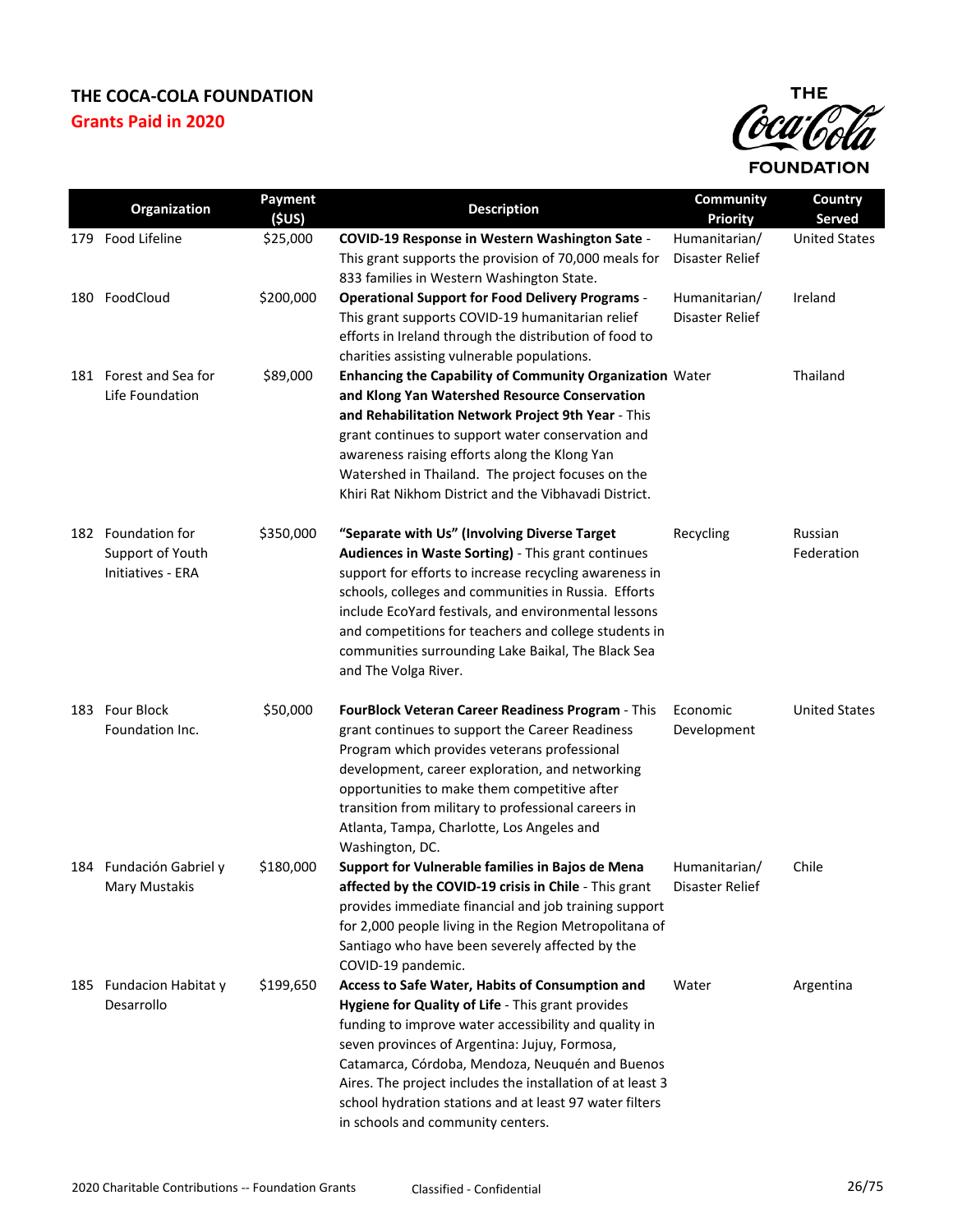# THE COCA-COLA FOUNDATION

## Grants Paid in 2020

| | Organization | Payment ($US) | Description | Community Priority | Country Served |
|---|---|---|---|---|---|
| 179 | Food Lifeline | $25,000 | **COVID-19 Response in Western Washington Sate** - This grant supports the provision of 70,000 meals for 833 families in Western Washington State. | Humanitarian/ Disaster Relief | United States |
| 180 | FoodCloud | $200,000 | **Operational Support for Food Delivery Programs** - This grant supports COVID-19 humanitarian relief efforts in Ireland through the distribution of food to charities assisting vulnerable populations. | Humanitarian/ Disaster Relief | Ireland |
| 181 | Forest and Sea for Life Foundation | $89,000 | **Enhancing the Capability of Community Organization and Klong Yan Watershed Resource Conservation and Rehabilitation Network Project 9th Year** - This grant continues to support water conservation and awareness raising efforts along the Klong Yan Watershed in Thailand. The project focuses on the Khiri Rat Nikhom District and the Vibhavadi District. | Water | Thailand |
| 182 | Foundation for Support of Youth Initiatives - ERA | $350,000 | **"Separate with Us" (Involving Diverse Target Audiences in Waste Sorting)** - This grant continues support for efforts to increase recycling awareness in schools, colleges and communities in Russia. Efforts include EcoYard festivals, and environmental lessons and competitions for teachers and college students in communities surrounding Lake Baikal, The Black Sea and The Volga River. | Recycling | Russian Federation |
| 183 | Four Block Foundation Inc. | $50,000 | **FourBlock Veteran Career Readiness Program** - This grant continues to support the Career Readiness Program which provides veterans professional development, career exploration, and networking opportunities to make them competitive after transition from military to professional careers in Atlanta, Tampa, Charlotte, Los Angeles and Washington, DC. | Economic Development | United States |
| 184 | Fundación Gabriel y Mary Mustakis | $180,000 | **Support for Vulnerable families in Bajos de Mena affected by the COVID-19 crisis in Chile** - This grant provides immediate financial and job training support for 2,000 people living in the Region Metropolitana of Santiago who have been severely affected by the COVID-19 pandemic. | Humanitarian/ Disaster Relief | Chile |
| 185 | Fundacion Habitat y Desarrollo | $199,650 | **Access to Safe Water, Habits of Consumption and Hygiene for Quality of Life** - This grant provides funding to improve water accessibility and quality in seven provinces of Argentina: Jujuy, Formosa, Catamarca, Córdoba, Mendoza, Neuquén and Buenos Aires. The project includes the installation of at least 3 school hydration stations and at least 97 water filters in schools and community centers. | Water | Argentina |

2020 Charitable Contributions -- Foundation Grants　　Classified - Confidential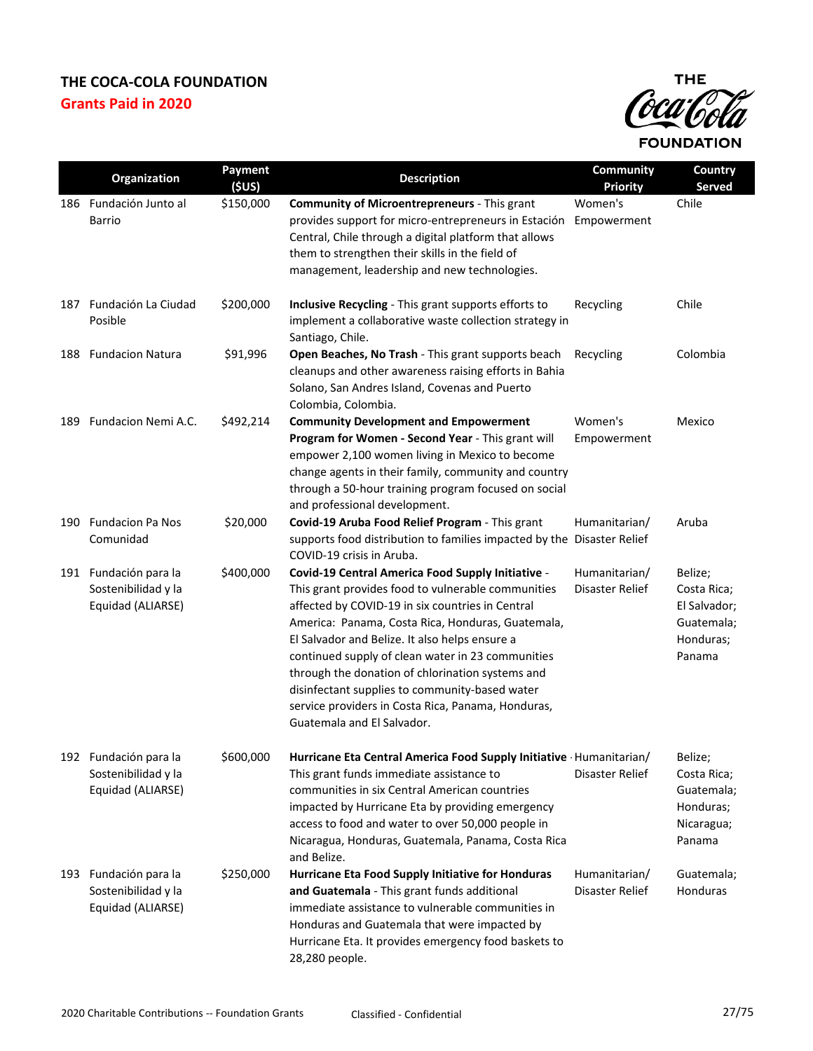# THE COCA-COLA FOUNDATION

## Grants Paid in 2020

| | Organization | Payment ($US) | Description | Community Priority | Country Served |
|---|---|---|---|---|---|
| 186 | Fundación Junto al Barrio | $150,000 | **Community of Microentrepreneurs** - This grant provides support for micro-entrepreneurs in Estación Central, Chile through a digital platform that allows them to strengthen their skills in the field of management, leadership and new technologies. | Women's Empowerment | Chile |
| 187 | Fundación La Ciudad Posible | $200,000 | **Inclusive Recycling** - This grant supports efforts to implement a collaborative waste collection strategy in Santiago, Chile. | Recycling | Chile |
| 188 | Fundacion Natura | $91,996 | **Open Beaches, No Trash** - This grant supports beach cleanups and other awareness raising efforts in Bahia Solano, San Andres Island, Covenas and Puerto Colombia, Colombia. | Recycling | Colombia |
| 189 | Fundacion Nemi A.C. | $492,214 | **Community Development and Empowerment Program for Women - Second Year** - This grant will empower 2,100 women living in Mexico to become change agents in their family, community and country through a 50-hour training program focused on social and professional development. | Women's Empowerment | Mexico |
| 190 | Fundacion Pa Nos Comunidad | $20,000 | **Covid-19 Aruba Food Relief Program** - This grant supports food distribution to families impacted by the COVID-19 crisis in Aruba. | Humanitarian/ Disaster Relief | Aruba |
| 191 | Fundación para la Sostenibilidad y la Equidad (ALIARSE) | $400,000 | **Covid-19 Central America Food Supply Initiative** - This grant provides food to vulnerable communities affected by COVID-19 in six countries in Central America: Panama, Costa Rica, Honduras, Guatemala, El Salvador and Belize. It also helps ensure a continued supply of clean water in 23 communities through the donation of chlorination systems and disinfectant supplies to community-based water service providers in Costa Rica, Panama, Honduras, Guatemala and El Salvador. | Humanitarian/ Disaster Relief | Belize; Costa Rica; El Salvador; Guatemala; Honduras; Panama |
| 192 | Fundación para la Sostenibilidad y la Equidad (ALIARSE) | $600,000 | **Hurricane Eta Central America Food Supply Initiative** - This grant funds immediate assistance to communities in six Central American countries impacted by Hurricane Eta by providing emergency access to food and water to over 50,000 people in Nicaragua, Honduras, Guatemala, Panama, Costa Rica and Belize. | Humanitarian/ Disaster Relief | Belize; Costa Rica; Guatemala; Honduras; Nicaragua; Panama |
| 193 | Fundación para la Sostenibilidad y la Equidad (ALIARSE) | $250,000 | **Hurricane Eta Food Supply Initiative for Honduras and Guatemala** - This grant funds additional immediate assistance to vulnerable communities in Honduras and Guatemala that were impacted by Hurricane Eta. It provides emergency food baskets to 28,280 people. | Humanitarian/ Disaster Relief | Guatemala; Honduras |

2020 Charitable Contributions -- Foundation Grants Classified - Confidential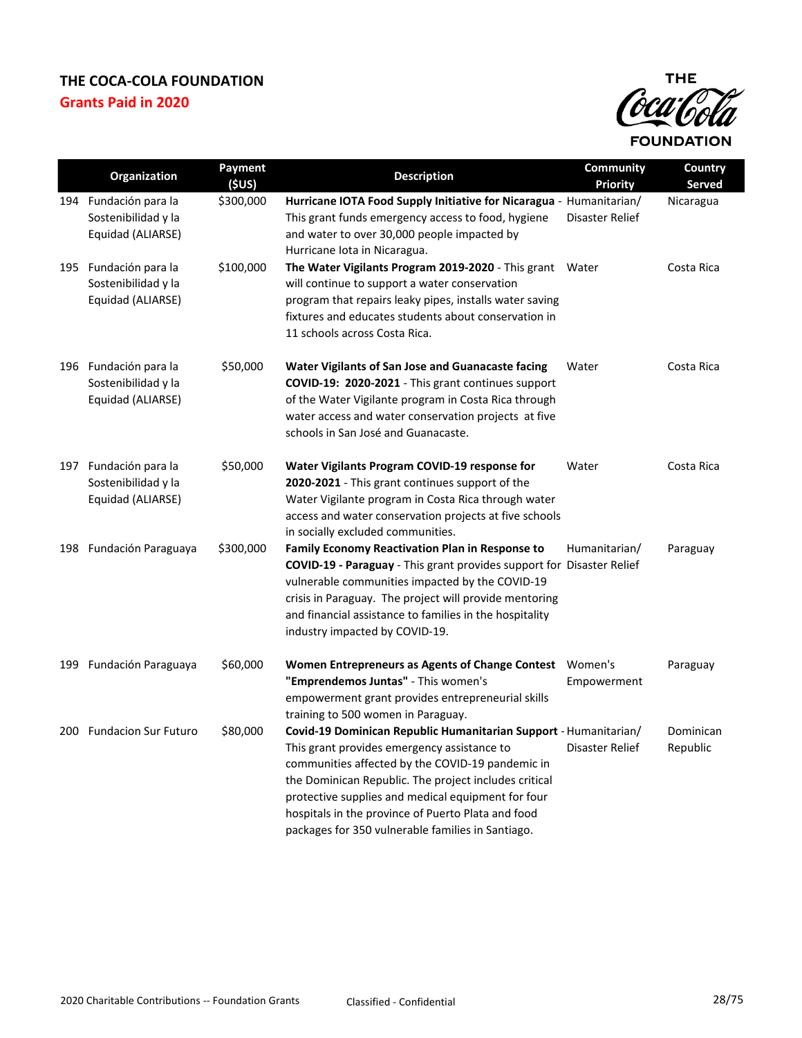# THE COCA-COLA FOUNDATION

## Grants Paid in 2020

| | Organization | Payment ($US) | Description | Community Priority | Country Served |
|---|---|---|---|---|---|
| 194 | Fundación para la Sostenibilidad y la Equidad (ALIARSE) | $300,000 | **Hurricane IOTA Food Supply Initiative for Nicaragua** - This grant funds emergency access to food, hygiene and water to over 30,000 people impacted by Hurricane Iota in Nicaragua. | Humanitarian/ Disaster Relief | Nicaragua |
| 195 | Fundación para la Sostenibilidad y la Equidad (ALIARSE) | $100,000 | **The Water Vigilants Program 2019-2020** - This grant will continue to support a water conservation program that repairs leaky pipes, installs water saving fixtures and educates students about conservation in 11 schools across Costa Rica. | Water | Costa Rica |
| 196 | Fundación para la Sostenibilidad y la Equidad (ALIARSE) | $50,000 | **Water Vigilants of San Jose and Guanacaste facing COVID-19: 2020-2021** - This grant continues support of the Water Vigilante program in Costa Rica through water access and water conservation projects at five schools in San José and Guanacaste. | Water | Costa Rica |
| 197 | Fundación para la Sostenibilidad y la Equidad (ALIARSE) | $50,000 | **Water Vigilants Program COVID-19 response for 2020-2021** - This grant continues support of the Water Vigilante program in Costa Rica through water access and water conservation projects at five schools in socially excluded communities. | Water | Costa Rica |
| 198 | Fundación Paraguaya | $300,000 | **Family Economy Reactivation Plan in Response to COVID-19 - Paraguay** - This grant provides support for vulnerable communities impacted by the COVID-19 crisis in Paraguay. The project will provide mentoring and financial assistance to families in the hospitality industry impacted by COVID-19. | Humanitarian/ Disaster Relief | Paraguay |
| 199 | Fundación Paraguaya | $60,000 | **Women Entrepreneurs as Agents of Change Contest "Emprendemos Juntas"** - This women's empowerment grant provides entrepreneurial skills training to 500 women in Paraguay. | Women's Empowerment | Paraguay |
| 200 | Fundacion Sur Futuro | $80,000 | **Covid-19 Dominican Republic Humanitarian Support** - This grant provides emergency assistance to communities affected by the COVID-19 pandemic in the Dominican Republic. The project includes critical protective supplies and medical equipment for four hospitals in the province of Puerto Plata and food packages for 350 vulnerable families in Santiago. | Humanitarian/ Disaster Relief | Dominican Republic |

2020 Charitable Contributions -- Foundation Grants Classified - Confidential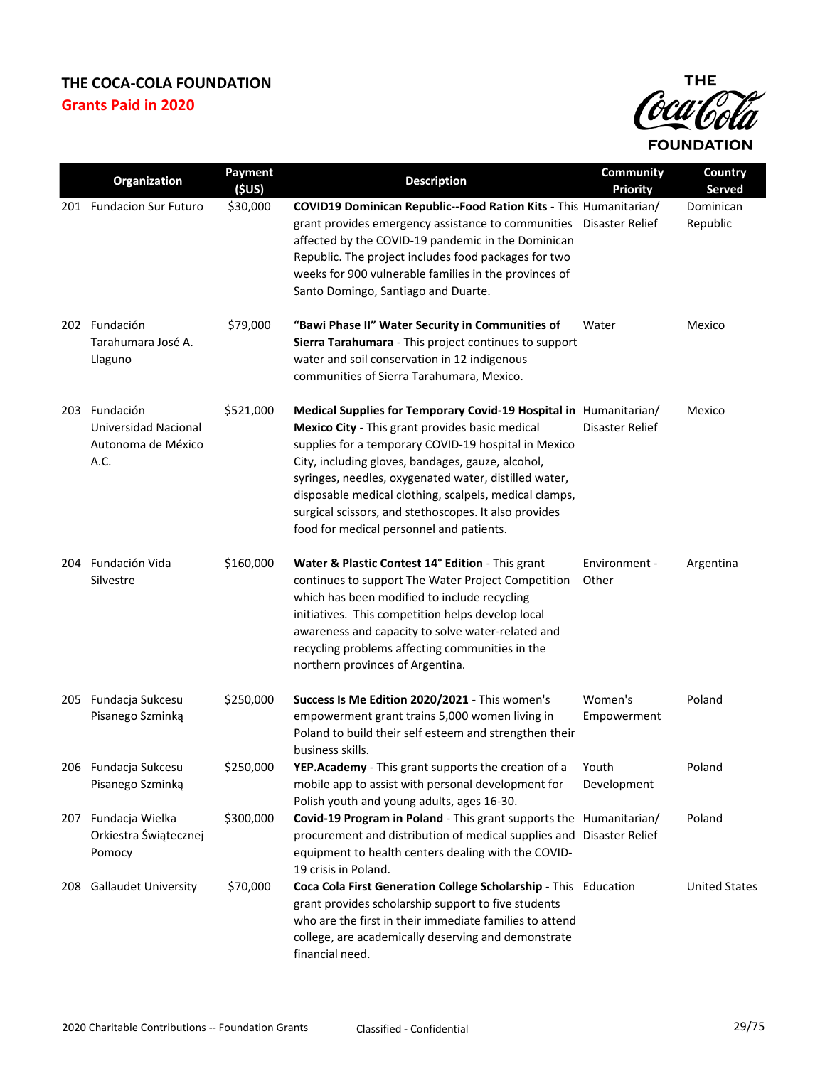# THE COCA-COLA FOUNDATION

## Grants Paid in 2020

| | Organization | Payment ($US) | Description | Community Priority | Country Served |
|---|---|---|---|---|---|
| 201 | Fundacion Sur Futuro | $30,000 | **COVID19 Dominican Republic--Food Ration Kits** - This grant provides emergency assistance to communities affected by the COVID-19 pandemic in the Dominican Republic. The project includes food packages for two weeks for 900 vulnerable families in the provinces of Santo Domingo, Santiago and Duarte. | Humanitarian/ Disaster Relief | Dominican Republic |
| 202 | Fundación Tarahumara José A. Llaguno | $79,000 | **"Bawi Phase II" Water Security in Communities of Sierra Tarahumara** - This project continues to support water and soil conservation in 12 indigenous communities of Sierra Tarahumara, Mexico. | Water | Mexico |
| 203 | Fundación Universidad Nacional Autonoma de México A.C. | $521,000 | **Medical Supplies for Temporary Covid-19 Hospital in Mexico City** - This grant provides basic medical supplies for a temporary COVID-19 hospital in Mexico City, including gloves, bandages, gauze, alcohol, syringes, needles, oxygenated water, distilled water, disposable medical clothing, scalpels, medical clamps, surgical scissors, and stethoscopes. It also provides food for medical personnel and patients. | Humanitarian/ Disaster Relief | Mexico |
| 204 | Fundación Vida Silvestre | $160,000 | **Water & Plastic Contest 14° Edition** - This grant continues to support The Water Project Competition which has been modified to include recycling initiatives. This competition helps develop local awareness and capacity to solve water-related and recycling problems affecting communities in the northern provinces of Argentina. | Environment - Other | Argentina |
| 205 | Fundacja Sukcesu Pisanego Szminką | $250,000 | **Success Is Me Edition 2020/2021** - This women's empowerment grant trains 5,000 women living in Poland to build their self esteem and strengthen their business skills. | Women's Empowerment | Poland |
| 206 | Fundacja Sukcesu Pisanego Szminką | $250,000 | **YEP.Academy** - This grant supports the creation of a mobile app to assist with personal development for Polish youth and young adults, ages 16-30. | Youth Development | Poland |
| 207 | Fundacja Wielka Orkiestra Świątecznej Pomocy | $300,000 | **Covid-19 Program in Poland** - This grant supports the procurement and distribution of medical supplies and equipment to health centers dealing with the COVID-19 crisis in Poland. | Humanitarian/ Disaster Relief | Poland |
| 208 | Gallaudet University | $70,000 | **Coca Cola First Generation College Scholarship** - This grant provides scholarship support to five students who are the first in their immediate families to attend college, are academically deserving and demonstrate financial need. | Education | United States |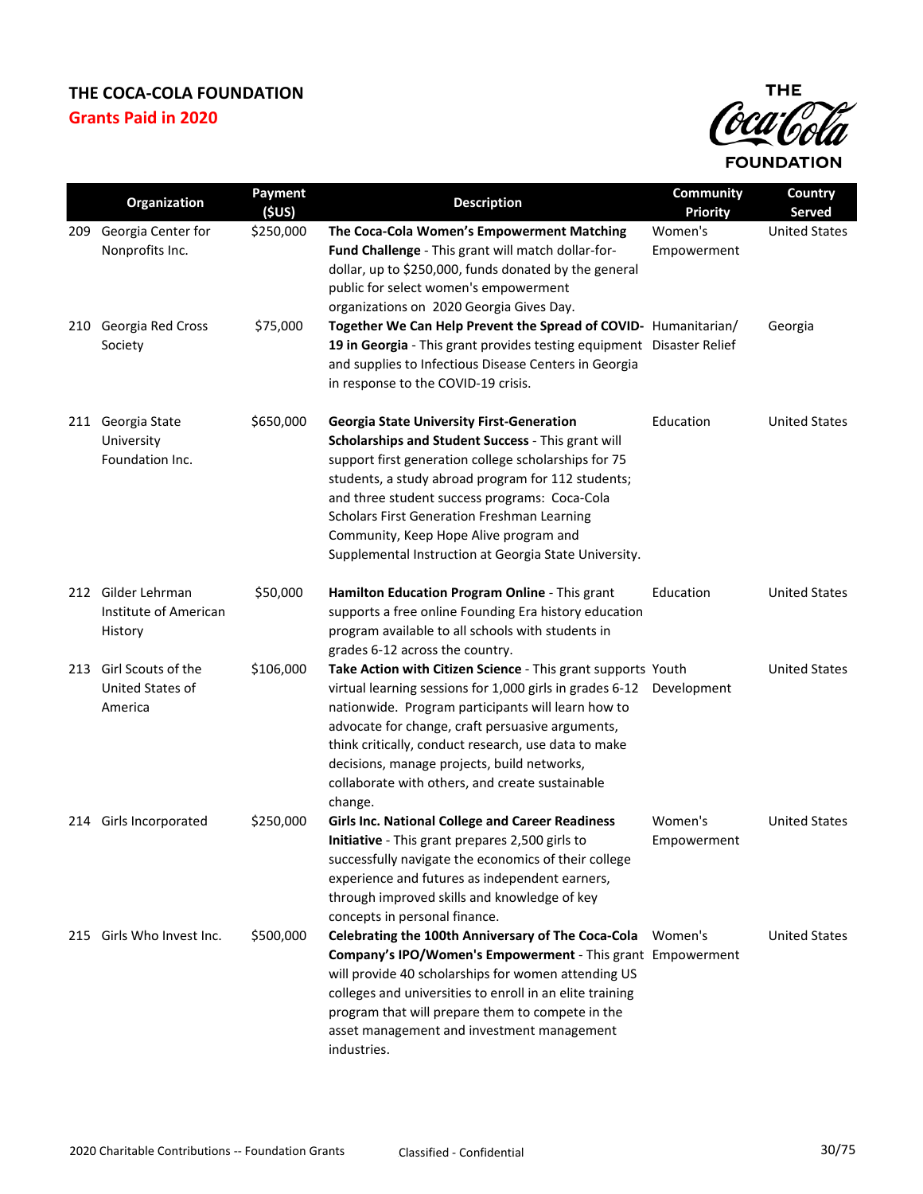# THE COCA-COLA FOUNDATION

## Grants Paid in 2020

| | Organization | Payment ($US) | Description | Community Priority | Country Served |
|---|---|---|---|---|---|
| 209 | Georgia Center for Nonprofits Inc. | $250,000 | **The Coca-Cola Women's Empowerment Matching Fund Challenge** - This grant will match dollar-for-dollar, up to $250,000, funds donated by the general public for select women's empowerment organizations on 2020 Georgia Gives Day. | Women's Empowerment | United States |
| 210 | Georgia Red Cross Society | $75,000 | **Together We Can Help Prevent the Spread of COVID-19 in Georgia** - This grant provides testing equipment and supplies to Infectious Disease Centers in Georgia in response to the COVID-19 crisis. | Humanitarian/ Disaster Relief | Georgia |
| 211 | Georgia State University Foundation Inc. | $650,000 | **Georgia State University First-Generation Scholarships and Student Success** - This grant will support first generation college scholarships for 75 students, a study abroad program for 112 students; and three student success programs: Coca-Cola Scholars First Generation Freshman Learning Community, Keep Hope Alive program and Supplemental Instruction at Georgia State University. | Education | United States |
| 212 | Gilder Lehrman Institute of American History | $50,000 | **Hamilton Education Program Online** - This grant supports a free online Founding Era history education program available to all schools with students in grades 6-12 across the country. | Education | United States |
| 213 | Girl Scouts of the United States of America | $106,000 | **Take Action with Citizen Science** - This grant supports virtual learning sessions for 1,000 girls in grades 6-12 nationwide. Program participants will learn how to advocate for change, craft persuasive arguments, think critically, conduct research, use data to make decisions, manage projects, build networks, collaborate with others, and create sustainable change. | Youth Development | United States |
| 214 | Girls Incorporated | $250,000 | **Girls Inc. National College and Career Readiness Initiative** - This grant prepares 2,500 girls to successfully navigate the economics of their college experience and futures as independent earners, through improved skills and knowledge of key concepts in personal finance. | Women's Empowerment | United States |
| 215 | Girls Who Invest Inc. | $500,000 | **Celebrating the 100th Anniversary of The Coca-Cola Company's IPO/Women's Empowerment** - This grant will provide 40 scholarships for women attending US colleges and universities to enroll in an elite training program that will prepare them to compete in the asset management and investment management industries. | Women's Empowerment | United States |

2020 Charitable Contributions -- Foundation Grants

Classified - Confidential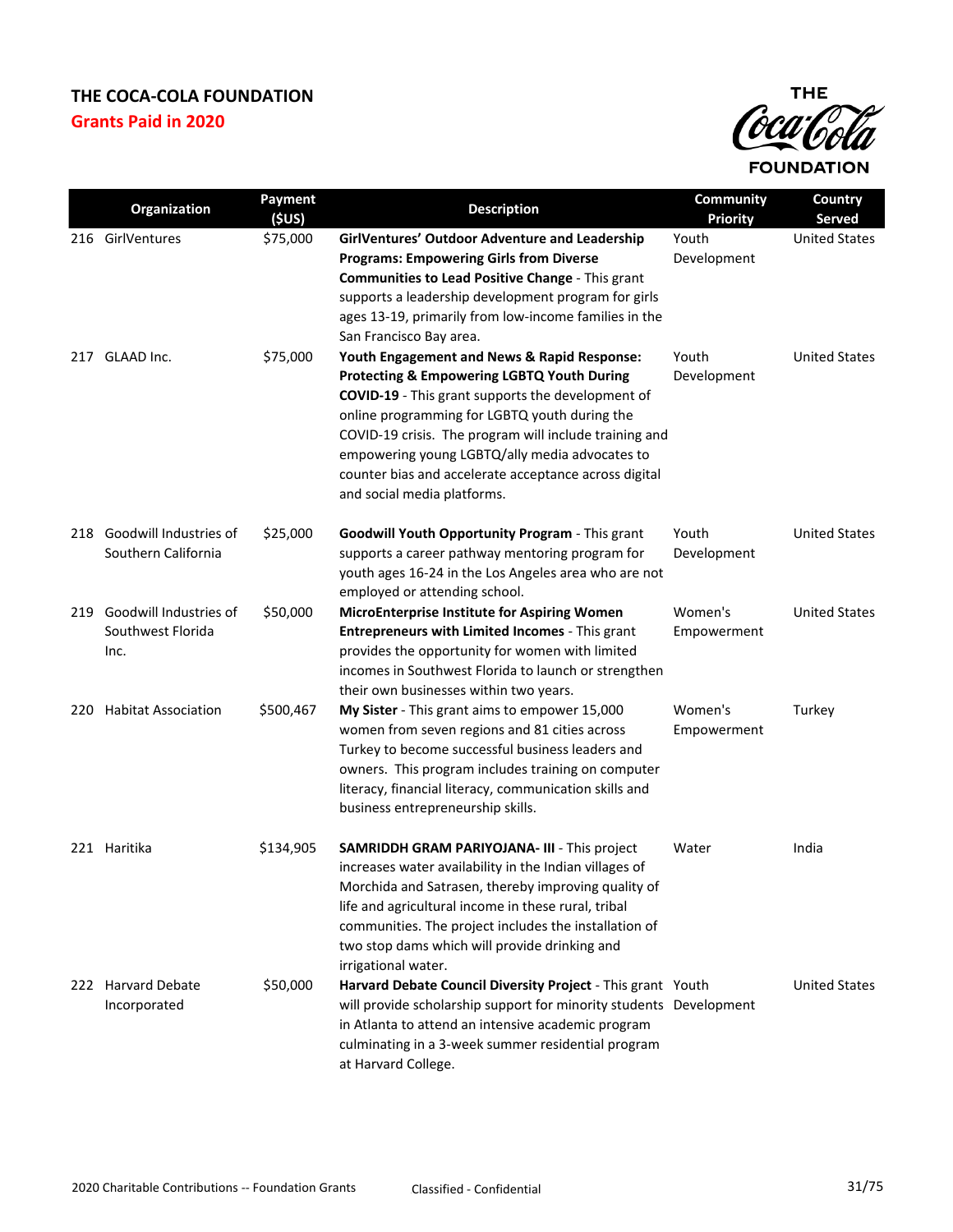## THE COCA-COLA FOUNDATION

**Grants Paid in 2020**

| | Organization | Payment ($US) | Description | Community Priority | Country Served |
|---|---|---|---|---|---|
| 216 | GirlVentures | $75,000 | **GirlVentures' Outdoor Adventure and Leadership Programs: Empowering Girls from Diverse Communities to Lead Positive Change** - This grant supports a leadership development program for girls ages 13-19, primarily from low-income families in the San Francisco Bay area. | Youth Development | United States |
| 217 | GLAAD Inc. | $75,000 | **Youth Engagement and News & Rapid Response: Protecting & Empowering LGBTQ Youth During COVID-19** - This grant supports the development of online programming for LGBTQ youth during the COVID-19 crisis. The program will include training and empowering young LGBTQ/ally media advocates to counter bias and accelerate acceptance across digital and social media platforms. | Youth Development | United States |
| 218 | Goodwill Industries of Southern California | $25,000 | **Goodwill Youth Opportunity Program** - This grant supports a career pathway mentoring program for youth ages 16-24 in the Los Angeles area who are not employed or attending school. | Youth Development | United States |
| 219 | Goodwill Industries of Southwest Florida Inc. | $50,000 | **MicroEnterprise Institute for Aspiring Women Entrepreneurs with Limited Incomes** - This grant provides the opportunity for women with limited incomes in Southwest Florida to launch or strengthen their own businesses within two years. | Women's Empowerment | United States |
| 220 | Habitat Association | $500,467 | **My Sister** - This grant aims to empower 15,000 women from seven regions and 81 cities across Turkey to become successful business leaders and owners. This program includes training on computer literacy, financial literacy, communication skills and business entrepreneurship skills. | Women's Empowerment | Turkey |
| 221 | Haritika | $134,905 | **SAMRIDDH GRAM PARIYOJANA- III** - This project increases water availability in the Indian villages of Morchida and Satrasen, thereby improving quality of life and agricultural income in these rural, tribal communities. The project includes the installation of two stop dams which will provide drinking and irrigational water. | Water | India |
| 222 | Harvard Debate Incorporated | $50,000 | **Harvard Debate Council Diversity Project** - This grant will provide scholarship support for minority students in Atlanta to attend an intensive academic program culminating in a 3-week summer residential program at Harvard College. | Youth Development | United States |

2020 Charitable Contributions -- Foundation Grants Classified - Confidential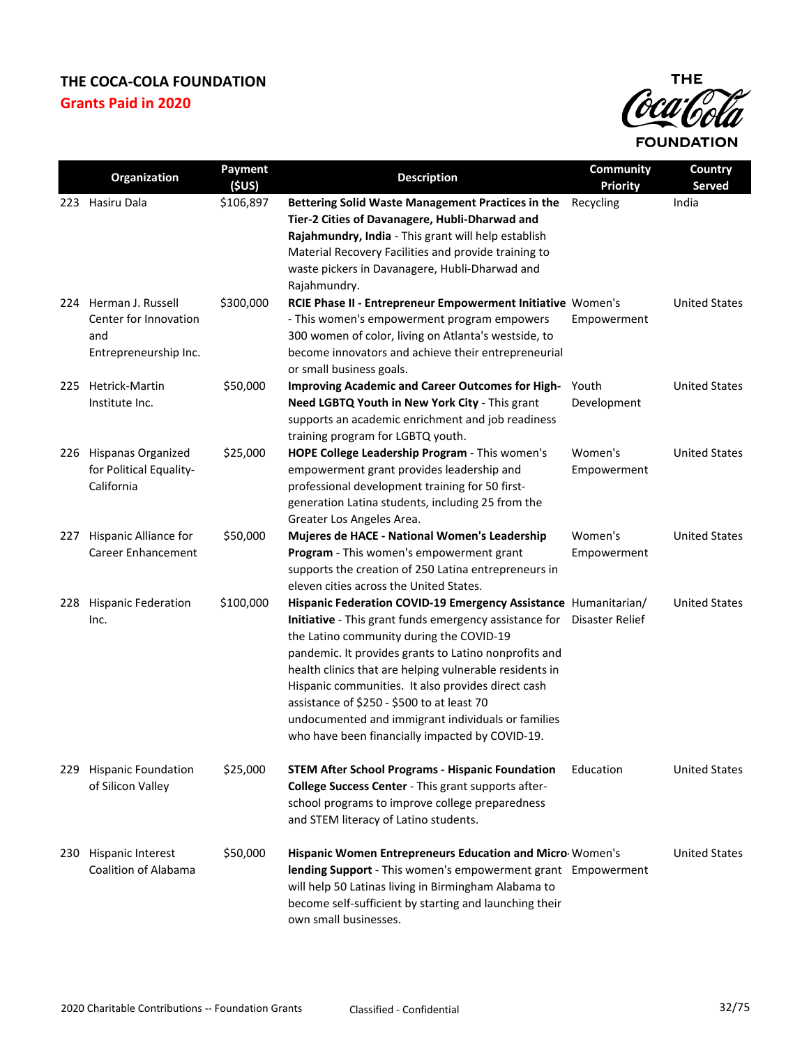# THE COCA-COLA FOUNDATION

## Grants Paid in 2020

| | Organization | Payment ($US) | Description | Community Priority | Country Served |
|---|---|---|---|---|---|
| 223 | Hasiru Dala | $106,897 | **Bettering Solid Waste Management Practices in the Tier-2 Cities of Davanagere, Hubli-Dharwad and Rajahmundry, India** - This grant will help establish Material Recovery Facilities and provide training to waste pickers in Davanagere, Hubli-Dharwad and Rajahmundry. | Recycling | India |
| 224 | Herman J. Russell Center for Innovation and Entrepreneurship Inc. | $300,000 | **RCIE Phase II - Entrepreneur Empowerment Initiative** - This women's empowerment program empowers 300 women of color, living on Atlanta's westside, to become innovators and achieve their entrepreneurial or small business goals. | Women's Empowerment | United States |
| 225 | Hetrick-Martin Institute Inc. | $50,000 | **Improving Academic and Career Outcomes for High-Need LGBTQ Youth in New York City** - This grant supports an academic enrichment and job readiness training program for LGBTQ youth. | Youth Development | United States |
| 226 | Hispanas Organized for Political Equality-California | $25,000 | **HOPE College Leadership Program** - This women's empowerment grant provides leadership and professional development training for 50 first-generation Latina students, including 25 from the Greater Los Angeles Area. | Women's Empowerment | United States |
| 227 | Hispanic Alliance for Career Enhancement | $50,000 | **Mujeres de HACE - National Women's Leadership Program** - This women's empowerment grant supports the creation of 250 Latina entrepreneurs in eleven cities across the United States. | Women's Empowerment | United States |
| 228 | Hispanic Federation Inc. | $100,000 | **Hispanic Federation COVID-19 Emergency Assistance Initiative** - This grant funds emergency assistance for the Latino community during the COVID-19 pandemic. It provides grants to Latino nonprofits and health clinics that are helping vulnerable residents in Hispanic communities. It also provides direct cash assistance of $250 - $500 to at least 70 undocumented and immigrant individuals or families who have been financially impacted by COVID-19. | Humanitarian/ Disaster Relief | United States |
| 229 | Hispanic Foundation of Silicon Valley | $25,000 | **STEM After School Programs - Hispanic Foundation College Success Center** - This grant supports after-school programs to improve college preparedness and STEM literacy of Latino students. | Education | United States |
| 230 | Hispanic Interest Coalition of Alabama | $50,000 | **Hispanic Women Entrepreneurs Education and Micro-lending Support** - This women's empowerment grant will help 50 Latinas living in Birmingham Alabama to become self-sufficient by starting and launching their own small businesses. | Women's Empowerment | United States |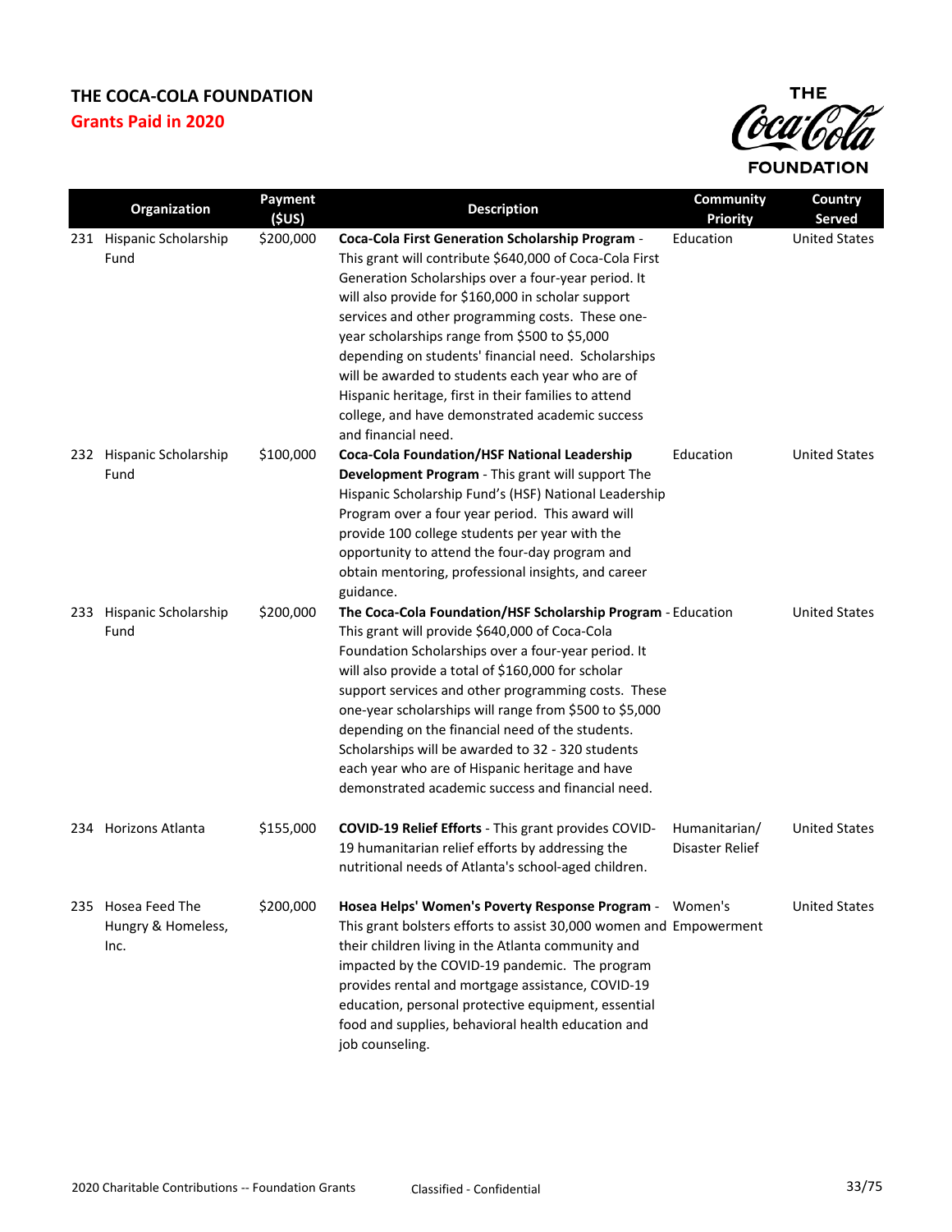# THE COCA-COLA FOUNDATION

## Grants Paid in 2020

| | Organization | Payment ($US) | Description | Community Priority | Country Served |
|---|---|---|---|---|---|
| 231 | Hispanic Scholarship Fund | $200,000 | **Coca-Cola First Generation Scholarship Program** - This grant will contribute $640,000 of Coca-Cola First Generation Scholarships over a four-year period. It will also provide for $160,000 in scholar support services and other programming costs. These one-year scholarships range from $500 to $5,000 depending on students' financial need. Scholarships will be awarded to students each year who are of Hispanic heritage, first in their families to attend college, and have demonstrated academic success and financial need. | Education | United States |
| 232 | Hispanic Scholarship Fund | $100,000 | **Coca-Cola Foundation/HSF National Leadership Development Program** - This grant will support The Hispanic Scholarship Fund's (HSF) National Leadership Program over a four year period. This award will provide 100 college students per year with the opportunity to attend the four-day program and obtain mentoring, professional insights, and career guidance. | Education | United States |
| 233 | Hispanic Scholarship Fund | $200,000 | **The Coca-Cola Foundation/HSF Scholarship Program** - This grant will provide $640,000 of Coca-Cola Foundation Scholarships over a four-year period. It will also provide a total of $160,000 for scholar support services and other programming costs. These one-year scholarships will range from $500 to $5,000 depending on the financial need of the students. Scholarships will be awarded to 32 - 320 students each year who are of Hispanic heritage and have demonstrated academic success and financial need. | Education | United States |
| 234 | Horizons Atlanta | $155,000 | **COVID-19 Relief Efforts** - This grant provides COVID-19 humanitarian relief efforts by addressing the nutritional needs of Atlanta's school-aged children. | Humanitarian/ Disaster Relief | United States |
| 235 | Hosea Feed The Hungry & Homeless, Inc. | $200,000 | **Hosea Helps' Women's Poverty Response Program** - This grant bolsters efforts to assist 30,000 women and their children living in the Atlanta community and impacted by the COVID-19 pandemic. The program provides rental and mortgage assistance, COVID-19 education, personal protective equipment, essential food and supplies, behavioral health education and job counseling. | Women's Empowerment | United States |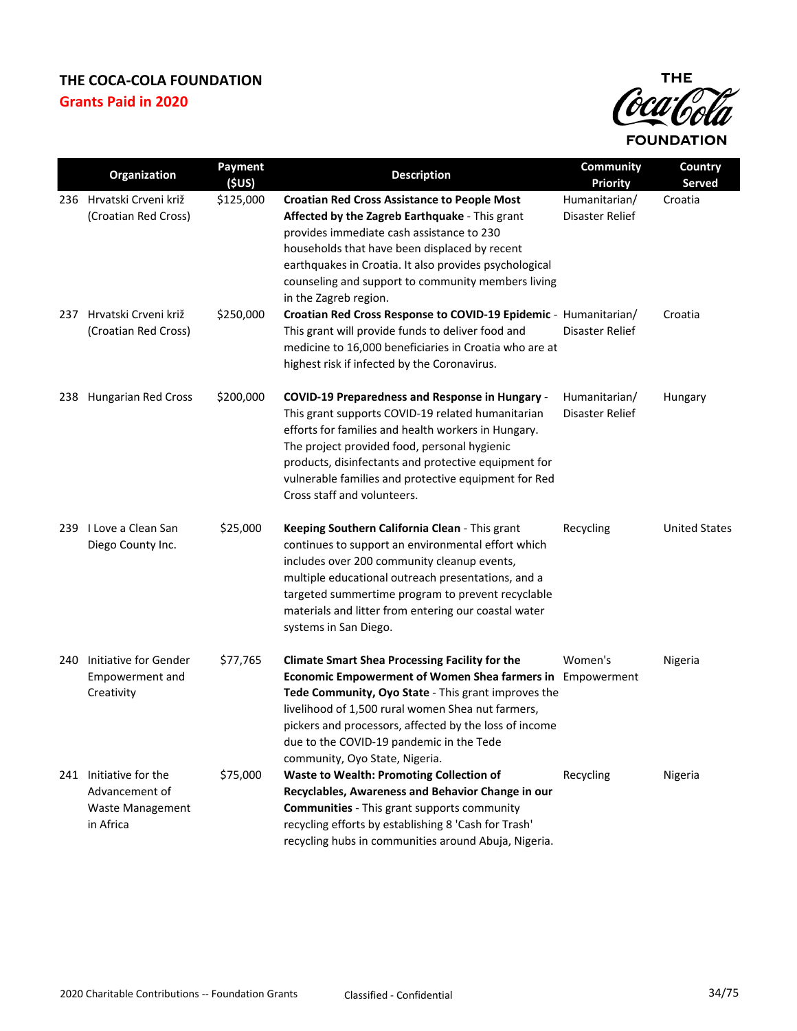# THE COCA-COLA FOUNDATION

## Grants Paid in 2020

| | Organization | Payment ($US) | Description | Community Priority | Country Served |
|---|---|---|---|---|---|
| 236 | Hrvatski Crveni križ (Croatian Red Cross) | $125,000 | **Croatian Red Cross Assistance to People Most Affected by the Zagreb Earthquake** - This grant provides immediate cash assistance to 230 households that have been displaced by recent earthquakes in Croatia. It also provides psychological counseling and support to community members living in the Zagreb region. | Humanitarian/ Disaster Relief | Croatia |
| 237 | Hrvatski Crveni križ (Croatian Red Cross) | $250,000 | **Croatian Red Cross Response to COVID-19 Epidemic** - This grant will provide funds to deliver food and medicine to 16,000 beneficiaries in Croatia who are at highest risk if infected by the Coronavirus. | Humanitarian/ Disaster Relief | Croatia |
| 238 | Hungarian Red Cross | $200,000 | **COVID-19 Preparedness and Response in Hungary** - This grant supports COVID-19 related humanitarian efforts for families and health workers in Hungary. The project provided food, personal hygienic products, disinfectants and protective equipment for vulnerable families and protective equipment for Red Cross staff and volunteers. | Humanitarian/ Disaster Relief | Hungary |
| 239 | I Love a Clean San Diego County Inc. | $25,000 | **Keeping Southern California Clean** - This grant continues to support an environmental effort which includes over 200 community cleanup events, multiple educational outreach presentations, and a targeted summertime program to prevent recyclable materials and litter from entering our coastal water systems in San Diego. | Recycling | United States |
| 240 | Initiative for Gender Empowerment and Creativity | $77,765 | **Climate Smart Shea Processing Facility for the Economic Empowerment of Women Shea farmers in Tede Community, Oyo State** - This grant improves the livelihood of 1,500 rural women Shea nut farmers, pickers and processors, affected by the loss of income due to the COVID-19 pandemic in the Tede community, Oyo State, Nigeria. | Women's Empowerment | Nigeria |
| 241 | Initiative for the Advancement of Waste Management in Africa | $75,000 | **Waste to Wealth: Promoting Collection of Recyclables, Awareness and Behavior Change in our Communities** - This grant supports community recycling efforts by establishing 8 'Cash for Trash' recycling hubs in communities around Abuja, Nigeria. | Recycling | Nigeria |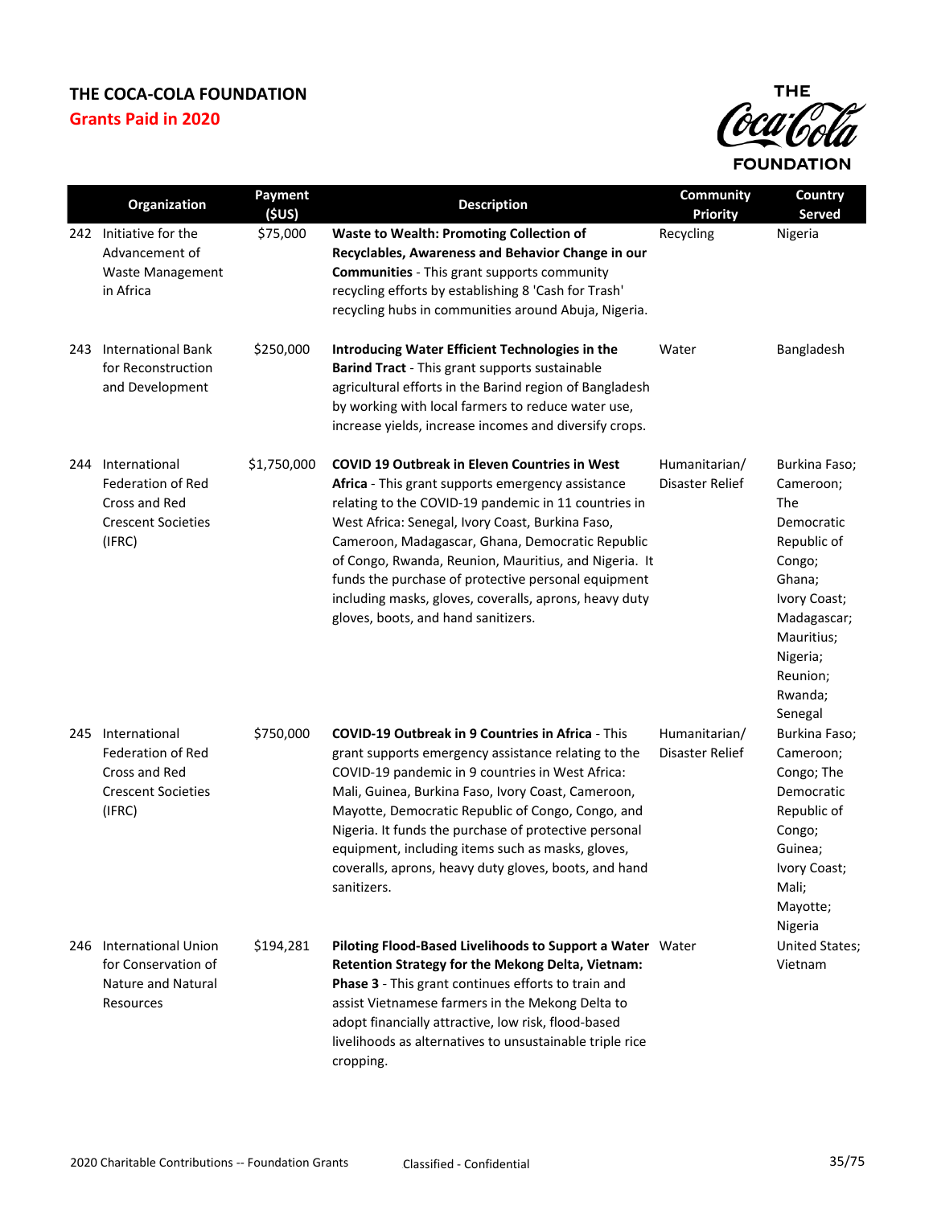## THE COCA-COLA FOUNDATION

## Grants Paid in 2020

| | Organization | Payment ($US) | Description | Community Priority | Country Served |
|---|---|---|---|---|---|
| 242 | Initiative for the Advancement of Waste Management in Africa | $75,000 | **Waste to Wealth: Promoting Collection of Recyclables, Awareness and Behavior Change in our Communities** - This grant supports community recycling efforts by establishing 8 'Cash for Trash' recycling hubs in communities around Abuja, Nigeria. | Recycling | Nigeria |
| 243 | International Bank for Reconstruction and Development | $250,000 | **Introducing Water Efficient Technologies in the Barind Tract** - This grant supports sustainable agricultural efforts in the Barind region of Bangladesh by working with local farmers to reduce water use, increase yields, increase incomes and diversify crops. | Water | Bangladesh |
| 244 | International Federation of Red Cross and Red Crescent Societies (IFRC) | $1,750,000 | **COVID 19 Outbreak in Eleven Countries in West Africa** - This grant supports emergency assistance relating to the COVID-19 pandemic in 11 countries in West Africa: Senegal, Ivory Coast, Burkina Faso, Cameroon, Madagascar, Ghana, Democratic Republic of Congo, Rwanda, Reunion, Mauritius, and Nigeria. It funds the purchase of protective personal equipment including masks, gloves, coveralls, aprons, heavy duty gloves, boots, and hand sanitizers. | Humanitarian/ Disaster Relief | Burkina Faso; Cameroon; The Democratic Republic of Congo; Ghana; Ivory Coast; Madagascar; Mauritius; Nigeria; Reunion; Rwanda; Senegal |
| 245 | International Federation of Red Cross and Red Crescent Societies (IFRC) | $750,000 | **COVID-19 Outbreak in 9 Countries in Africa** - This grant supports emergency assistance relating to the COVID-19 pandemic in 9 countries in West Africa: Mali, Guinea, Burkina Faso, Ivory Coast, Cameroon, Mayotte, Democratic Republic of Congo, Congo, and Nigeria. It funds the purchase of protective personal equipment, including items such as masks, gloves, coveralls, aprons, heavy duty gloves, boots, and hand sanitizers. | Humanitarian/ Disaster Relief | Burkina Faso; Cameroon; Congo; The Democratic Republic of Congo; Guinea; Ivory Coast; Mali; Mayotte; Nigeria |
| 246 | International Union for Conservation of Nature and Natural Resources | $194,281 | **Piloting Flood-Based Livelihoods to Support a Water Retention Strategy for the Mekong Delta, Vietnam: Phase 3** - This grant continues efforts to train and assist Vietnamese farmers in the Mekong Delta to adopt financially attractive, low risk, flood-based livelihoods as alternatives to unsustainable triple rice cropping. | Water | United States; Vietnam |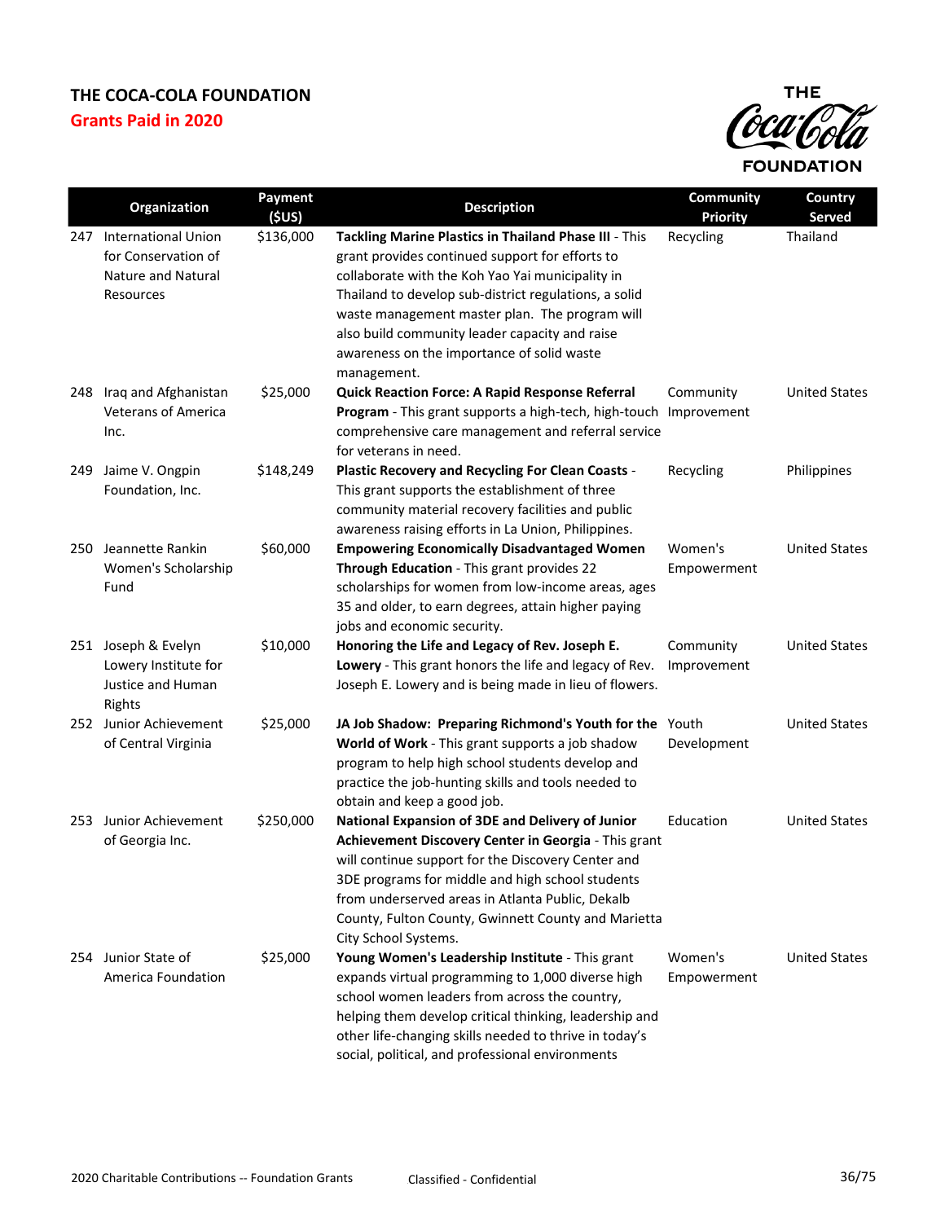# THE COCA-COLA FOUNDATION

## Grants Paid in 2020

| | Organization | Payment ($US) | Description | Community Priority | Country Served |
|---|---|---|---|---|---|
| 247 | International Union for Conservation of Nature and Natural Resources | $136,000 | **Tackling Marine Plastics in Thailand Phase III** - This grant provides continued support for efforts to collaborate with the Koh Yao Yai municipality in Thailand to develop sub-district regulations, a solid waste management master plan. The program will also build community leader capacity and raise awareness on the importance of solid waste management. | Recycling | Thailand |
| 248 | Iraq and Afghanistan Veterans of America Inc. | $25,000 | **Quick Reaction Force: A Rapid Response Referral Program** - This grant supports a high-tech, high-touch comprehensive care management and referral service for veterans in need. | Community Improvement | United States |
| 249 | Jaime V. Ongpin Foundation, Inc. | $148,249 | **Plastic Recovery and Recycling For Clean Coasts** - This grant supports the establishment of three community material recovery facilities and public awareness raising efforts in La Union, Philippines. | Recycling | Philippines |
| 250 | Jeannette Rankin Women's Scholarship Fund | $60,000 | **Empowering Economically Disadvantaged Women Through Education** - This grant provides 22 scholarships for women from low-income areas, ages 35 and older, to earn degrees, attain higher paying jobs and economic security. | Women's Empowerment | United States |
| 251 | Joseph & Evelyn Lowery Institute for Justice and Human Rights | $10,000 | **Honoring the Life and Legacy of Rev. Joseph E. Lowery** - This grant honors the life and legacy of Rev. Joseph E. Lowery and is being made in lieu of flowers. | Community Improvement | United States |
| 252 | Junior Achievement of Central Virginia | $25,000 | **JA Job Shadow: Preparing Richmond's Youth for the World of Work** - This grant supports a job shadow program to help high school students develop and practice the job-hunting skills and tools needed to obtain and keep a good job. | Youth Development | United States |
| 253 | Junior Achievement of Georgia Inc. | $250,000 | **National Expansion of 3DE and Delivery of Junior Achievement Discovery Center in Georgia** - This grant will continue support for the Discovery Center and 3DE programs for middle and high school students from underserved areas in Atlanta Public, Dekalb County, Fulton County, Gwinnett County and Marietta City School Systems. | Education | United States |
| 254 | Junior State of America Foundation | $25,000 | **Young Women's Leadership Institute** - This grant expands virtual programming to 1,000 diverse high school women leaders from across the country, helping them develop critical thinking, leadership and other life-changing skills needed to thrive in today's social, political, and professional environments | Women's Empowerment | United States |

2020 Charitable Contributions -- Foundation Grants    Classified - Confidential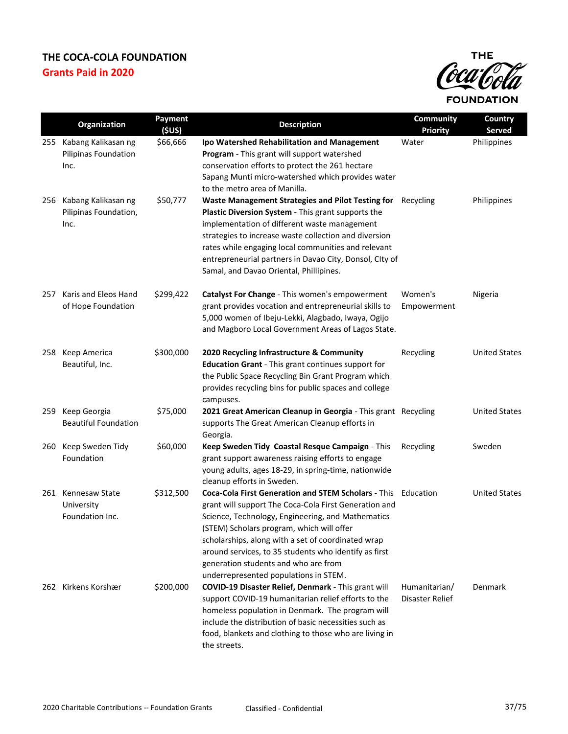# THE COCA-COLA FOUNDATION

## Grants Paid in 2020

| | Organization | Payment ($US) | Description | Community Priority | Country Served |
|---|---|---|---|---|---|
| 255 | Kabang Kalikasan ng Pilipinas Foundation Inc. | $66,666 | **Ipo Watershed Rehabilitation and Management Program** - This grant will support watershed conservation efforts to protect the 261 hectare Sapang Munti micro-watershed which provides water to the metro area of Manilla. | Water | Philippines |
| 256 | Kabang Kalikasan ng Pilipinas Foundation, Inc. | $50,777 | **Waste Management Strategies and Pilot Testing for Plastic Diversion System** - This grant supports the implementation of different waste management strategies to increase waste collection and diversion rates while engaging local communities and relevant entrepreneurial partners in Davao City, Donsol, CIty of Samal, and Davao Oriental, Phillipines. | Recycling | Philippines |
| 257 | Karis and Eleos Hand of Hope Foundation | $299,422 | **Catalyst For Change** - This women's empowerment grant provides vocation and entrepreneurial skills to 5,000 women of Ibeju-Lekki, Alagbado, Iwaya, Ogijo and Magboro Local Government Areas of Lagos State. | Women's Empowerment | Nigeria |
| 258 | Keep America Beautiful, Inc. | $300,000 | **2020 Recycling Infrastructure & Community Education Grant** - This grant continues support for the Public Space Recycling Bin Grant Program which provides recycling bins for public spaces and college campuses. | Recycling | United States |
| 259 | Keep Georgia Beautiful Foundation | $75,000 | **2021 Great American Cleanup in Georgia** - This grant supports The Great American Cleanup efforts in Georgia. | Recycling | United States |
| 260 | Keep Sweden Tidy Foundation | $60,000 | **Keep Sweden Tidy Coastal Resque Campaign** - This grant support awareness raising efforts to engage young adults, ages 18-29, in spring-time, nationwide cleanup efforts in Sweden. | Recycling | Sweden |
| 261 | Kennesaw State University Foundation Inc. | $312,500 | **Coca-Cola First Generation and STEM Scholars** - This grant will support The Coca-Cola First Generation and Science, Technology, Engineering, and Mathematics (STEM) Scholars program, which will offer scholarships, along with a set of coordinated wrap around services, to 35 students who identify as first generation students and who are from underrepresented populations in STEM. | Education | United States |
| 262 | Kirkens Korshær | $200,000 | **COVID-19 Disaster Relief, Denmark** - This grant will support COVID-19 humanitarian relief efforts to the homeless population in Denmark. The program will include the distribution of basic necessities such as food, blankets and clothing to those who are living in the streets. | Humanitarian/ Disaster Relief | Denmark |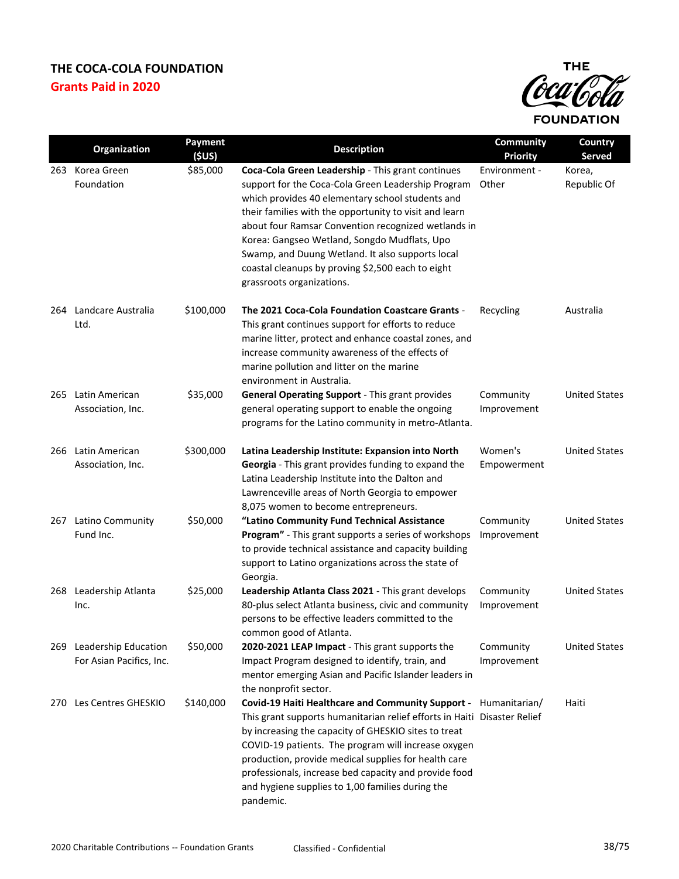# THE COCA-COLA FOUNDATION

## Grants Paid in 2020

| | Organization | Payment ($US) | Description | Community Priority | Country Served |
|---|---|---|---|---|---|
| 263 | Korea Green Foundation | $85,000 | **Coca-Cola Green Leadership** - This grant continues support for the Coca-Cola Green Leadership Program which provides 40 elementary school students and their families with the opportunity to visit and learn about four Ramsar Convention recognized wetlands in Korea: Gangseo Wetland, Songdo Mudflats, Upo Swamp, and Duung Wetland. It also supports local coastal cleanups by proving $2,500 each to eight grassroots organizations. | Environment - Other | Korea, Republic Of |
| 264 | Landcare Australia Ltd. | $100,000 | **The 2021 Coca-Cola Foundation Coastcare Grants** - This grant continues support for efforts to reduce marine litter, protect and enhance coastal zones, and increase community awareness of the effects of marine pollution and litter on the marine environment in Australia. | Recycling | Australia |
| 265 | Latin American Association, Inc. | $35,000 | **General Operating Support** - This grant provides general operating support to enable the ongoing programs for the Latino community in metro-Atlanta. | Community Improvement | United States |
| 266 | Latin American Association, Inc. | $300,000 | **Latina Leadership Institute: Expansion into North Georgia** - This grant provides funding to expand the Latina Leadership Institute into the Dalton and Lawrenceville areas of North Georgia to empower 8,075 women to become entrepreneurs. | Women's Empowerment | United States |
| 267 | Latino Community Fund Inc. | $50,000 | **"Latino Community Fund Technical Assistance Program"** - This grant supports a series of workshops to provide technical assistance and capacity building support to Latino organizations across the state of Georgia. | Community Improvement | United States |
| 268 | Leadership Atlanta Inc. | $25,000 | **Leadership Atlanta Class 2021** - This grant develops 80-plus select Atlanta business, civic and community persons to be effective leaders committed to the common good of Atlanta. | Community Improvement | United States |
| 269 | Leadership Education For Asian Pacifics, Inc. | $50,000 | **2020-2021 LEAP Impact** - This grant supports the Impact Program designed to identify, train, and mentor emerging Asian and Pacific Islander leaders in the nonprofit sector. | Community Improvement | United States |
| 270 | Les Centres GHESKIO | $140,000 | **Covid-19 Haiti Healthcare and Community Support** - This grant supports humanitarian relief efforts in Haiti by increasing the capacity of GHESKIO sites to treat COVID-19 patients. The program will increase oxygen production, provide medical supplies for health care professionals, increase bed capacity and provide food and hygiene supplies to 1,00 families during the pandemic. | Humanitarian/ Disaster Relief | Haiti |

2020 Charitable Contributions -- Foundation Grants

Classified - Confidential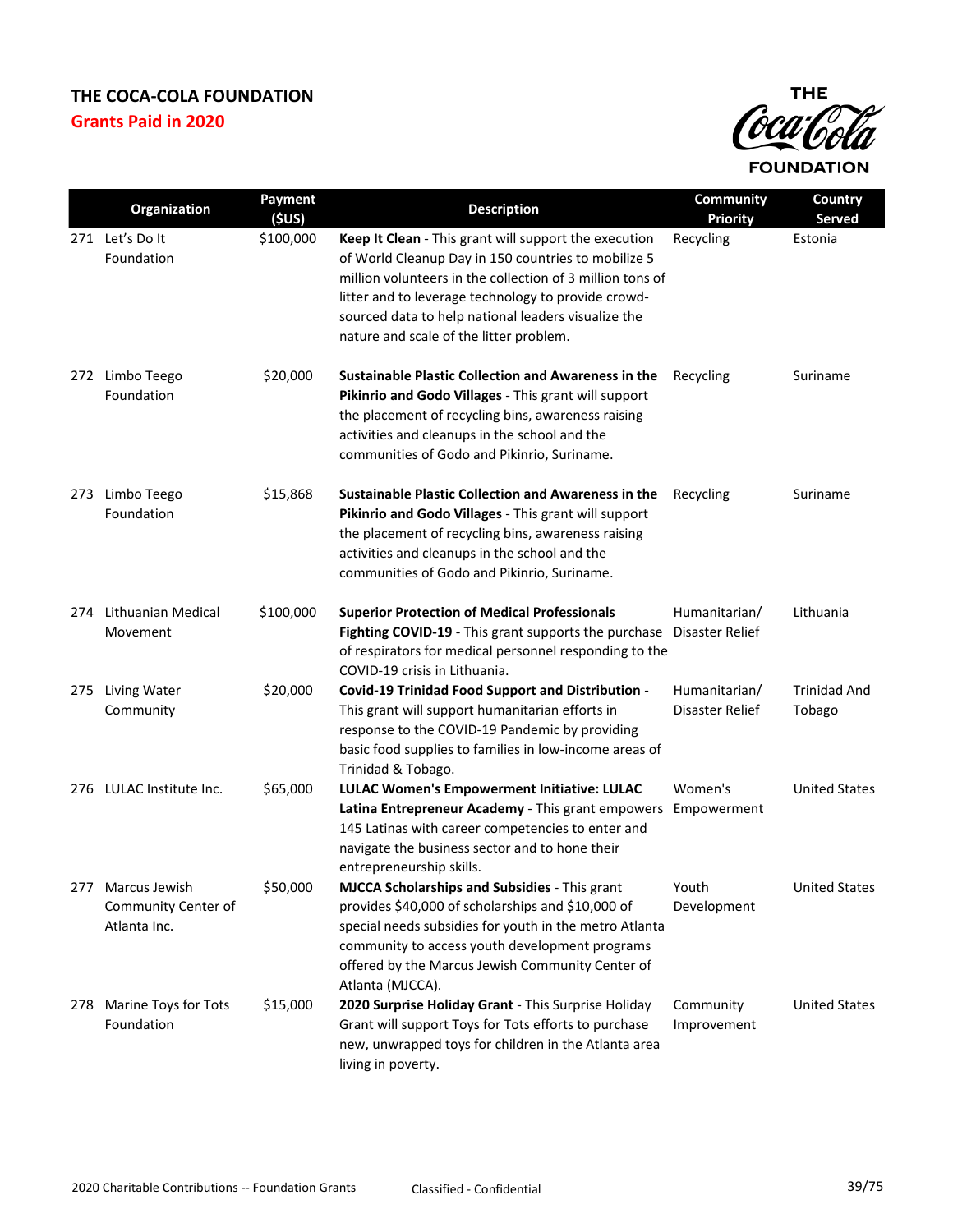# THE COCA-COLA FOUNDATION

## Grants Paid in 2020

| | Organization | Payment ($US) | Description | Community Priority | Country Served |
|---|---|---|---|---|---|
| 271 | Let's Do It Foundation | $100,000 | **Keep It Clean** - This grant will support the execution of World Cleanup Day in 150 countries to mobilize 5 million volunteers in the collection of 3 million tons of litter and to leverage technology to provide crowd-sourced data to help national leaders visualize the nature and scale of the litter problem. | Recycling | Estonia |
| 272 | Limbo Teego Foundation | $20,000 | **Sustainable Plastic Collection and Awareness in the Pikinrio and Godo Villages** - This grant will support the placement of recycling bins, awareness raising activities and cleanups in the school and the communities of Godo and Pikinrio, Suriname. | Recycling | Suriname |
| 273 | Limbo Teego Foundation | $15,868 | **Sustainable Plastic Collection and Awareness in the Pikinrio and Godo Villages** - This grant will support the placement of recycling bins, awareness raising activities and cleanups in the school and the communities of Godo and Pikinrio, Suriname. | Recycling | Suriname |
| 274 | Lithuanian Medical Movement | $100,000 | **Superior Protection of Medical Professionals Fighting COVID-19** - This grant supports the purchase of respirators for medical personnel responding to the COVID-19 crisis in Lithuania. | Humanitarian/ Disaster Relief | Lithuania |
| 275 | Living Water Community | $20,000 | **Covid-19 Trinidad Food Support and Distribution** - This grant will support humanitarian efforts in response to the COVID-19 Pandemic by providing basic food supplies to families in low-income areas of Trinidad & Tobago. | Humanitarian/ Disaster Relief | Trinidad And Tobago |
| 276 | LULAC Institute Inc. | $65,000 | **LULAC Women's Empowerment Initiative: LULAC Latina Entrepreneur Academy** - This grant empowers 145 Latinas with career competencies to enter and navigate the business sector and to hone their entrepreneurship skills. | Women's Empowerment | United States |
| 277 | Marcus Jewish Community Center of Atlanta Inc. | $50,000 | **MJCCA Scholarships and Subsidies** - This grant provides $40,000 of scholarships and $10,000 of special needs subsidies for youth in the metro Atlanta community to access youth development programs offered by the Marcus Jewish Community Center of Atlanta (MJCCA). | Youth Development | United States |
| 278 | Marine Toys for Tots Foundation | $15,000 | **2020 Surprise Holiday Grant** - This Surprise Holiday Grant will support Toys for Tots efforts to purchase new, unwrapped toys for children in the Atlanta area living in poverty. | Community Improvement | United States |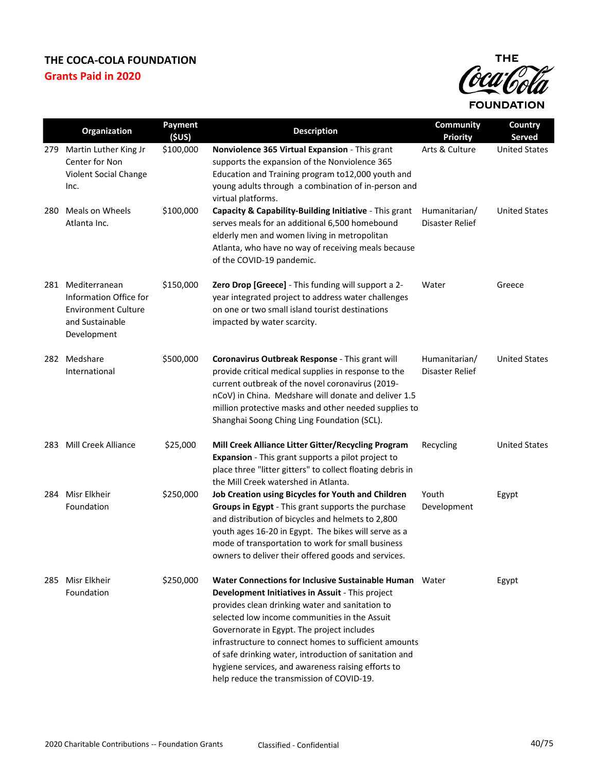## THE COCA-COLA FOUNDATION

**Grants Paid in 2020**

| | Organization | Payment ($US) | Description | Community Priority | Country Served |
|---|---|---|---|---|---|
| 279 | Martin Luther King Jr Center for Non Violent Social Change Inc. | $100,000 | **Nonviolence 365 Virtual Expansion** - This grant supports the expansion of the Nonviolence 365 Education and Training program to12,000 youth and young adults through a combination of in-person and virtual platforms. | Arts & Culture | United States |
| 280 | Meals on Wheels Atlanta Inc. | $100,000 | **Capacity & Capability-Building Initiative** - This grant serves meals for an additional 6,500 homebound elderly men and women living in metropolitan Atlanta, who have no way of receiving meals because of the COVID-19 pandemic. | Humanitarian/ Disaster Relief | United States |
| 281 | Mediterranean Information Office for Environment Culture and Sustainable Development | $150,000 | **Zero Drop [Greece]** - This funding will support a 2-year integrated project to address water challenges on one or two small island tourist destinations impacted by water scarcity. | Water | Greece |
| 282 | Medshare International | $500,000 | **Coronavirus Outbreak Response** - This grant will provide critical medical supplies in response to the current outbreak of the novel coronavirus (2019-nCoV) in China. Medshare will donate and deliver 1.5 million protective masks and other needed supplies to Shanghai Soong Ching Ling Foundation (SCL). | Humanitarian/ Disaster Relief | United States |
| 283 | Mill Creek Alliance | $25,000 | **Mill Creek Alliance Litter Gitter/Recycling Program Expansion** - This grant supports a pilot project to place three "litter gitters" to collect floating debris in the Mill Creek watershed in Atlanta. | Recycling | United States |
| 284 | Misr Elkheir Foundation | $250,000 | **Job Creation using Bicycles for Youth and Children Groups in Egypt** - This grant supports the purchase and distribution of bicycles and helmets to 2,800 youth ages 16-20 in Egypt. The bikes will serve as a mode of transportation to work for small business owners to deliver their offered goods and services. | Youth Development | Egypt |
| 285 | Misr Elkheir Foundation | $250,000 | **Water Connections for Inclusive Sustainable Human Development Initiatives in Assuit** - This project provides clean drinking water and sanitation to selected low income communities in the Assuit Governorate in Egypt. The project includes infrastructure to connect homes to sufficient amounts of safe drinking water, introduction of sanitation and hygiene services, and awareness raising efforts to help reduce the transmission of COVID-19. | Water | Egypt |

2020 Charitable Contributions -- Foundation Grants Classified - Confidential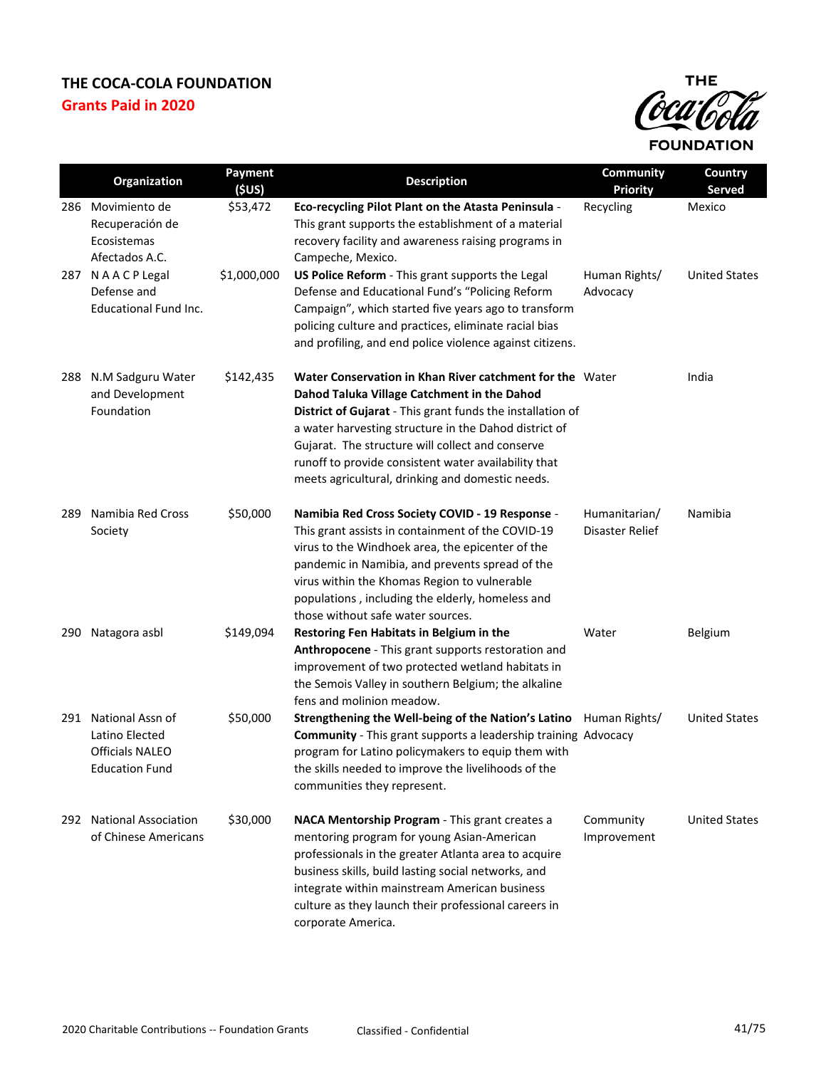**THE COCA-COLA FOUNDATION**

**Grants Paid in 2020**

| | Organization | Payment ($US) | Description | Community Priority | Country Served |
|---|---|---|---|---|---|
| 286 | Movimiento de Recuperación de Ecosistemas Afectados A.C. | $53,472 | **Eco-recycling Pilot Plant on the Atasta Peninsula** - This grant supports the establishment of a material recovery facility and awareness raising programs in Campeche, Mexico. | Recycling | Mexico |
| 287 | N A A C P Legal Defense and Educational Fund Inc. | $1,000,000 | **US Police Reform** - This grant supports the Legal Defense and Educational Fund's "Policing Reform Campaign", which started five years ago to transform policing culture and practices, eliminate racial bias and profiling, and end police violence against citizens. | Human Rights/ Advocacy | United States |
| 288 | N.M Sadguru Water and Development Foundation | $142,435 | **Water Conservation in Khan River catchment for the Dahod Taluka Village Catchment in the Dahod District of Gujarat** - This grant funds the installation of a water harvesting structure in the Dahod district of Gujarat. The structure will collect and conserve runoff to provide consistent water availability that meets agricultural, drinking and domestic needs. | Water | India |
| 289 | Namibia Red Cross Society | $50,000 | **Namibia Red Cross Society COVID - 19 Response** - This grant assists in containment of the COVID-19 virus to the Windhoek area, the epicenter of the pandemic in Namibia, and prevents spread of the virus within the Khomas Region to vulnerable populations , including the elderly, homeless and those without safe water sources. | Humanitarian/ Disaster Relief | Namibia |
| 290 | Natagora asbl | $149,094 | **Restoring Fen Habitats in Belgium in the Anthropocene** - This grant supports restoration and improvement of two protected wetland habitats in the Semois Valley in southern Belgium; the alkaline fens and molinion meadow. | Water | Belgium |
| 291 | National Assn of Latino Elected Officials NALEO Education Fund | $50,000 | **Strengthening the Well-being of the Nation's Latino Community** - This grant supports a leadership training program for Latino policymakers to equip them with the skills needed to improve the livelihoods of the communities they represent. | Human Rights/ Advocacy | United States |
| 292 | National Association of Chinese Americans | $30,000 | **NACA Mentorship Program** - This grant creates a mentoring program for young Asian-American professionals in the greater Atlanta area to acquire business skills, build lasting social networks, and integrate within mainstream American business culture as they launch their professional careers in corporate America. | Community Improvement | United States |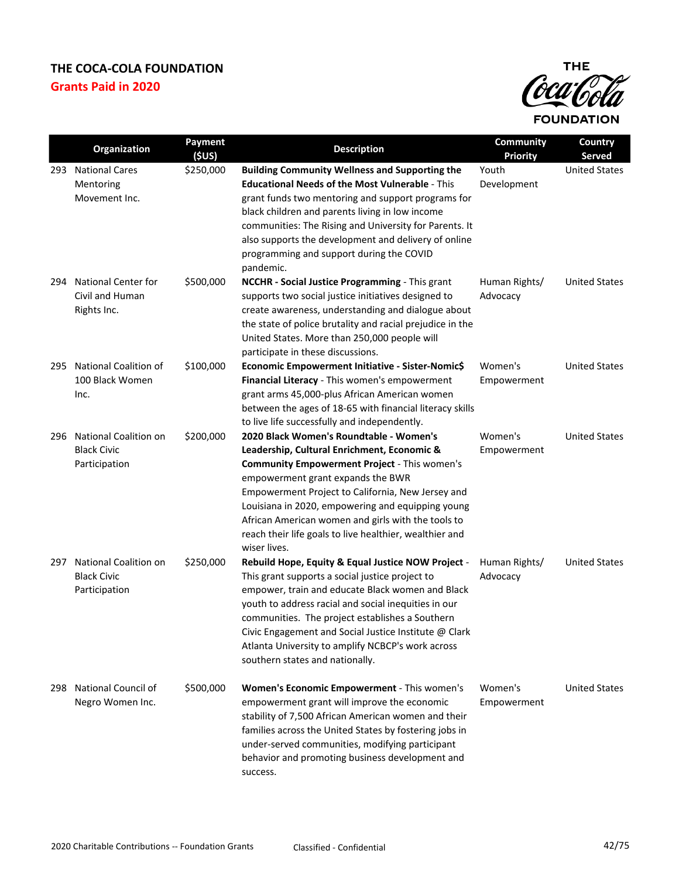# THE COCA-COLA FOUNDATION

## Grants Paid in 2020

| | Organization | Payment ($US) | Description | Community Priority | Country Served |
|---|---|---|---|---|---|
| 293 | National Cares Mentoring Movement Inc. | $250,000 | **Building Community Wellness and Supporting the Educational Needs of the Most Vulnerable** - This grant funds two mentoring and support programs for black children and parents living in low income communities: The Rising and University for Parents. It also supports the development and delivery of online programming and support during the COVID pandemic. | Youth Development | United States |
| 294 | National Center for Civil and Human Rights Inc. | $500,000 | **NCCHR - Social Justice Programming** - This grant supports two social justice initiatives designed to create awareness, understanding and dialogue about the state of police brutality and racial prejudice in the United States. More than 250,000 people will participate in these discussions. | Human Rights/ Advocacy | United States |
| 295 | National Coalition of 100 Black Women Inc. | $100,000 | **Economic Empowerment Initiative - Sister-Nomic$ Financial Literacy** - This women's empowerment grant arms 45,000-plus African American women between the ages of 18-65 with financial literacy skills to live life successfully and independently. | Women's Empowerment | United States |
| 296 | National Coalition on Black Civic Participation | $200,000 | **2020 Black Women's Roundtable - Women's Leadership, Cultural Enrichment, Economic & Community Empowerment Project** - This women's empowerment grant expands the BWR Empowerment Project to California, New Jersey and Louisiana in 2020, empowering and equipping young African American women and girls with the tools to reach their life goals to live healthier, wealthier and wiser lives. | Women's Empowerment | United States |
| 297 | National Coalition on Black Civic Participation | $250,000 | **Rebuild Hope, Equity & Equal Justice NOW Project** - This grant supports a social justice project to empower, train and educate Black women and Black youth to address racial and social inequities in our communities. The project establishes a Southern Civic Engagement and Social Justice Institute @ Clark Atlanta University to amplify NCBCP's work across southern states and nationally. | Human Rights/ Advocacy | United States |
| 298 | National Council of Negro Women Inc. | $500,000 | **Women's Economic Empowerment** - This women's empowerment grant will improve the economic stability of 7,500 African American women and their families across the United States by fostering jobs in under-served communities, modifying participant behavior and promoting business development and success. | Women's Empowerment | United States |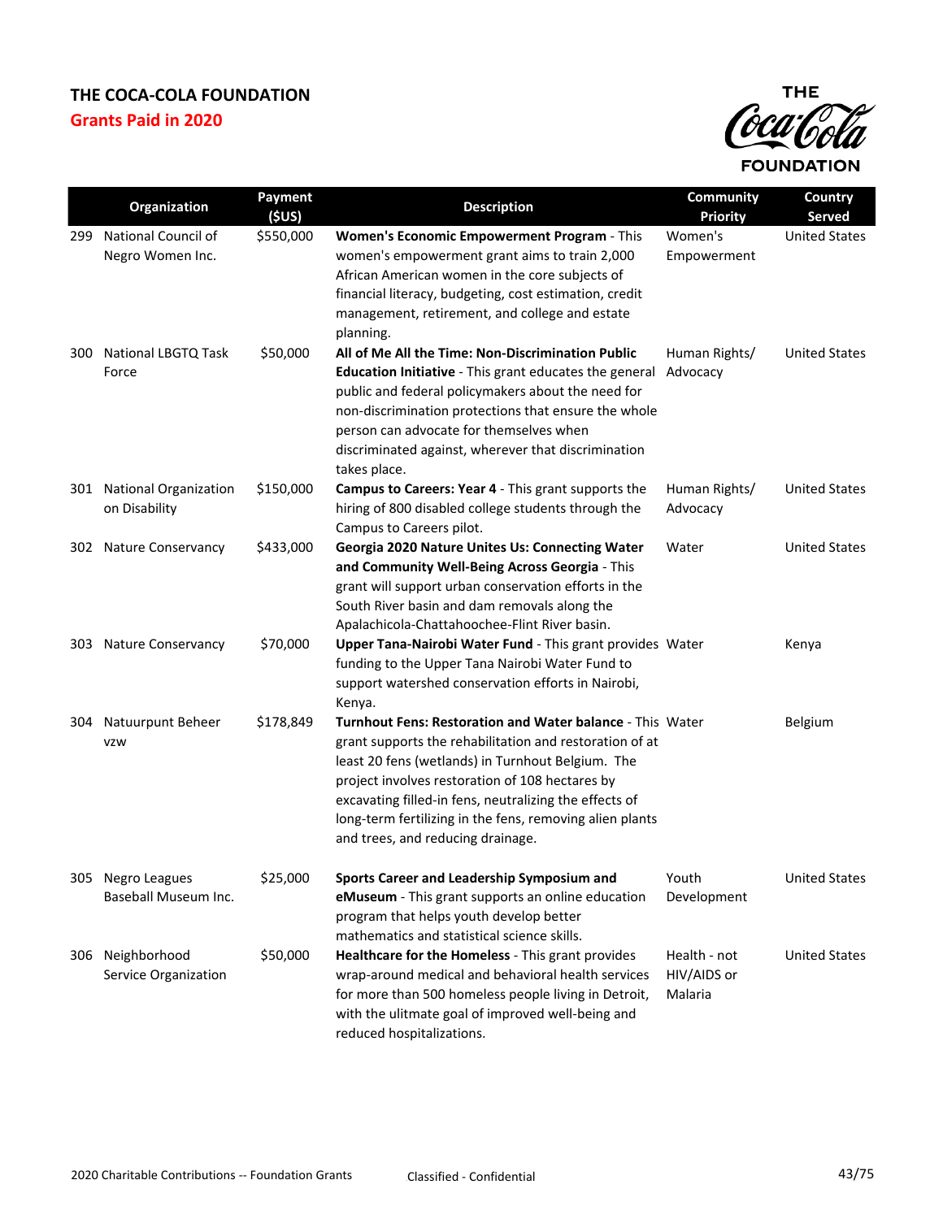# THE COCA-COLA FOUNDATION

## Grants Paid in 2020

| | Organization | Payment ($US) | Description | Community Priority | Country Served |
|---|---|---|---|---|---|
| 299 | National Council of Negro Women Inc. | $550,000 | **Women's Economic Empowerment Program** - This women's empowerment grant aims to train 2,000 African American women in the core subjects of financial literacy, budgeting, cost estimation, credit management, retirement, and college and estate planning. | Women's Empowerment | United States |
| 300 | National LBGTQ Task Force | $50,000 | **All of Me All the Time: Non-Discrimination Public Education Initiative** - This grant educates the general public and federal policymakers about the need for non-discrimination protections that ensure the whole person can advocate for themselves when discriminated against, wherever that discrimination takes place. | Human Rights/ Advocacy | United States |
| 301 | National Organization on Disability | $150,000 | **Campus to Careers: Year 4** - This grant supports the hiring of 800 disabled college students through the Campus to Careers pilot. | Human Rights/ Advocacy | United States |
| 302 | Nature Conservancy | $433,000 | **Georgia 2020 Nature Unites Us: Connecting Water and Community Well-Being Across Georgia** - This grant will support urban conservation efforts in the South River basin and dam removals along the Apalachicola-Chattahoochee-Flint River basin. | Water | United States |
| 303 | Nature Conservancy | $70,000 | **Upper Tana-Nairobi Water Fund** - This grant provides funding to the Upper Tana Nairobi Water Fund to support watershed conservation efforts in Nairobi, Kenya. | Water | Kenya |
| 304 | Natuurpunt Beheer vzw | $178,849 | **Turnhout Fens: Restoration and Water balance** - This grant supports the rehabilitation and restoration of at least 20 fens (wetlands) in Turnhout Belgium. The project involves restoration of 108 hectares by excavating filled-in fens, neutralizing the effects of long-term fertilizing in the fens, removing alien plants and trees, and reducing drainage. | Water | Belgium |
| 305 | Negro Leagues Baseball Museum Inc. | $25,000 | **Sports Career and Leadership Symposium and eMuseum** - This grant supports an online education program that helps youth develop better mathematics and statistical science skills. | Youth Development | United States |
| 306 | Neighborhood Service Organization | $50,000 | **Healthcare for the Homeless** - This grant provides wrap-around medical and behavioral health services for more than 500 homeless people living in Detroit, with the ulitmate goal of improved well-being and reduced hospitalizations. | Health - not HIV/AIDS or Malaria | United States |

2020 Charitable Contributions -- Foundation Grants　　Classified - Confidential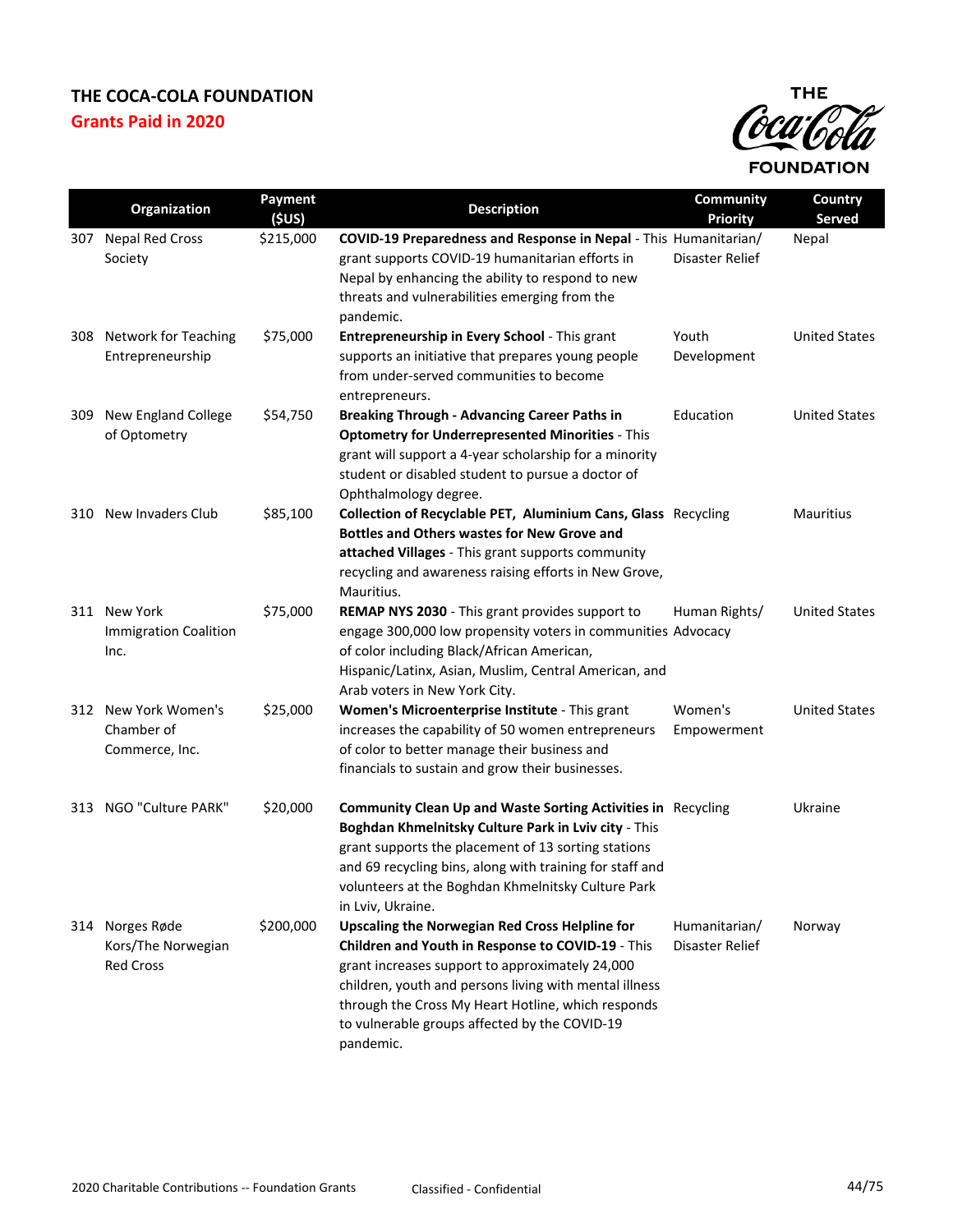# THE COCA-COLA FOUNDATION

## Grants Paid in 2020

| | Organization | Payment ($US) | Description | Community Priority | Country Served |
|---|---|---|---|---|---|
| 307 | Nepal Red Cross Society | $215,000 | **COVID-19 Preparedness and Response in Nepal** - This grant supports COVID-19 humanitarian efforts in Nepal by enhancing the ability to respond to new threats and vulnerabilities emerging from the pandemic. | Humanitarian/ Disaster Relief | Nepal |
| 308 | Network for Teaching Entrepreneurship | $75,000 | **Entrepreneurship in Every School** - This grant supports an initiative that prepares young people from under-served communities to become entrepreneurs. | Youth Development | United States |
| 309 | New England College of Optometry | $54,750 | **Breaking Through - Advancing Career Paths in Optometry for Underrepresented Minorities** - This grant will support a 4-year scholarship for a minority student or disabled student to pursue a doctor of Ophthalmology degree. | Education | United States |
| 310 | New Invaders Club | $85,100 | **Collection of Recyclable PET, Aluminium Cans, Glass Bottles and Others wastes for New Grove and attached Villages** - This grant supports community recycling and awareness raising efforts in New Grove, Mauritius. | Recycling | Mauritius |
| 311 | New York Immigration Coalition Inc. | $75,000 | **REMAP NYS 2030** - This grant provides support to engage 300,000 low propensity voters in communities of color including Black/African American, Hispanic/Latinx, Asian, Muslim, Central American, and Arab voters in New York City. | Human Rights/ Advocacy | United States |
| 312 | New York Women's Chamber of Commerce, Inc. | $25,000 | **Women's Microenterprise Institute** - This grant increases the capability of 50 women entrepreneurs of color to better manage their business and financials to sustain and grow their businesses. | Women's Empowerment | United States |
| 313 | NGO "Culture PARK" | $20,000 | **Community Clean Up and Waste Sorting Activities in Boghdan Khmelnitsky Culture Park in Lviv city** - This grant supports the placement of 13 sorting stations and 69 recycling bins, along with training for staff and volunteers at the Boghdan Khmelnitsky Culture Park in Lviv, Ukraine. | Recycling | Ukraine |
| 314 | Norges Røde Kors/The Norwegian Red Cross | $200,000 | **Upscaling the Norwegian Red Cross Helpline for Children and Youth in Response to COVID-19** - This grant increases support to approximately 24,000 children, youth and persons living with mental illness through the Cross My Heart Hotline, which responds to vulnerable groups affected by the COVID-19 pandemic. | Humanitarian/ Disaster Relief | Norway |

2020 Charitable Contributions -- Foundation Grants Classified - Confidential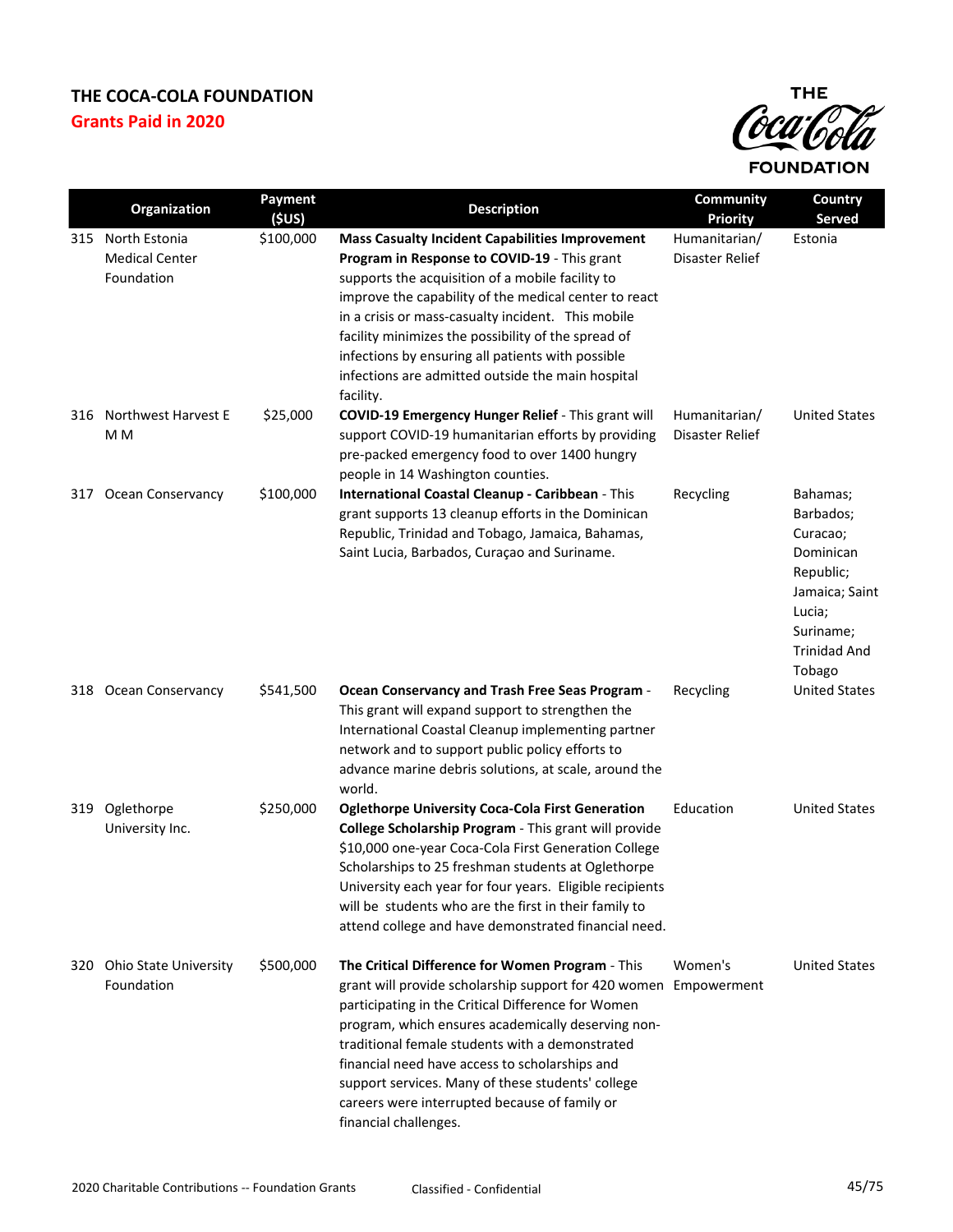# THE COCA-COLA FOUNDATION

## Grants Paid in 2020

| | Organization | Payment ($US) | Description | Community Priority | Country Served |
|---|---|---|---|---|---|
| 315 | North Estonia Medical Center Foundation | $100,000 | **Mass Casualty Incident Capabilities Improvement Program in Response to COVID-19** - This grant supports the acquisition of a mobile facility to improve the capability of the medical center to react in a crisis or mass-casualty incident. This mobile facility minimizes the possibility of the spread of infections by ensuring all patients with possible infections are admitted outside the main hospital facility. | Humanitarian/ Disaster Relief | Estonia |
| 316 | Northwest Harvest E M M | $25,000 | **COVID-19 Emergency Hunger Relief** - This grant will support COVID-19 humanitarian efforts by providing pre-packed emergency food to over 1400 hungry people in 14 Washington counties. | Humanitarian/ Disaster Relief | United States |
| 317 | Ocean Conservancy | $100,000 | **International Coastal Cleanup - Caribbean** - This grant supports 13 cleanup efforts in the Dominican Republic, Trinidad and Tobago, Jamaica, Bahamas, Saint Lucia, Barbados, Curaçao and Suriname. | Recycling | Bahamas; Barbados; Curacao; Dominican Republic; Jamaica; Saint Lucia; Suriname; Trinidad And Tobago |
| 318 | Ocean Conservancy | $541,500 | **Ocean Conservancy and Trash Free Seas Program** - This grant will expand support to strengthen the International Coastal Cleanup implementing partner network and to support public policy efforts to advance marine debris solutions, at scale, around the world. | Recycling | United States |
| 319 | Oglethorpe University Inc. | $250,000 | **Oglethorpe University Coca-Cola First Generation College Scholarship Program** - This grant will provide $10,000 one-year Coca-Cola First Generation College Scholarships to 25 freshman students at Oglethorpe University each year for four years. Eligible recipients will be students who are the first in their family to attend college and have demonstrated financial need. | Education | United States |
| 320 | Ohio State University Foundation | $500,000 | **The Critical Difference for Women Program** - This grant will provide scholarship support for 420 women participating in the Critical Difference for Women program, which ensures academically deserving non-traditional female students with a demonstrated financial need have access to scholarships and support services. Many of these students' college careers were interrupted because of family or financial challenges. | Women's Empowerment | United States |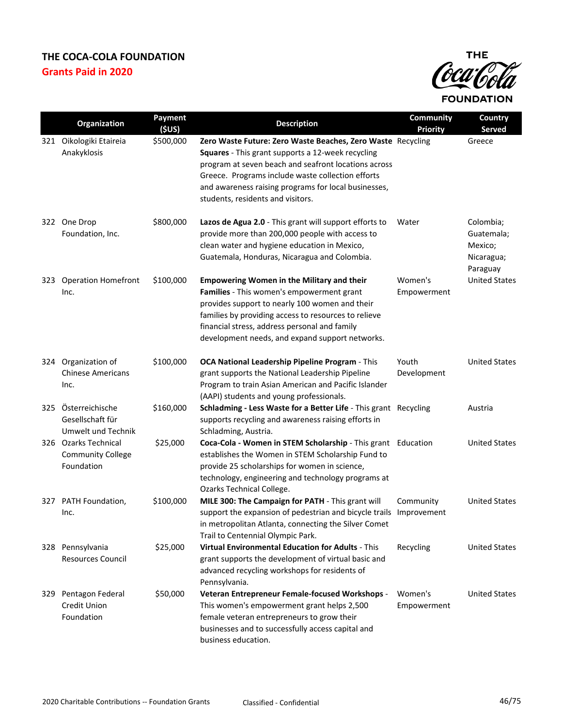# THE COCA-COLA FOUNDATION

## Grants Paid in 2020

| | Organization | Payment ($US) | Description | Community Priority | Country Served |
|---|---|---|---|---|---|
| 321 | Oikologiki Etaireia Anakyklosis | $500,000 | **Zero Waste Future: Zero Waste Beaches, Zero Waste Squares** - This grant supports a 12-week recycling program at seven beach and seafront locations across Greece. Programs include waste collection efforts and awareness raising programs for local businesses, students, residents and visitors. | Recycling | Greece |
| 322 | One Drop Foundation, Inc. | $800,000 | **Lazos de Agua 2.0** - This grant will support efforts to provide more than 200,000 people with access to clean water and hygiene education in Mexico, Guatemala, Honduras, Nicaragua and Colombia. | Water | Colombia; Guatemala; Mexico; Nicaragua; Paraguay |
| 323 | Operation Homefront Inc. | $100,000 | **Empowering Women in the Military and their Families** - This women's empowerment grant provides support to nearly 100 women and their families by providing access to resources to relieve financial stress, address personal and family development needs, and expand support networks. | Women's Empowerment | United States |
| 324 | Organization of Chinese Americans Inc. | $100,000 | **OCA National Leadership Pipeline Program** - This grant supports the National Leadership Pipeline Program to train Asian American and Pacific Islander (AAPI) students and young professionals. | Youth Development | United States |
| 325 | Österreichische Gesellschaft für Umwelt und Technik | $160,000 | **Schladming - Less Waste for a Better Life** - This grant supports recycling and awareness raising efforts in Schladming, Austria. | Recycling | Austria |
| 326 | Ozarks Technical Community College Foundation | $25,000 | **Coca-Cola - Women in STEM Scholarship** - This grant establishes the Women in STEM Scholarship Fund to provide 25 scholarships for women in science, technology, engineering and technology programs at Ozarks Technical College. | Education | United States |
| 327 | PATH Foundation, Inc. | $100,000 | **MILE 300: The Campaign for PATH** - This grant will support the expansion of pedestrian and bicycle trails in metropolitan Atlanta, connecting the Silver Comet Trail to Centennial Olympic Park. | Community Improvement | United States |
| 328 | Pennsylvania Resources Council | $25,000 | **Virtual Environmental Education for Adults** - This grant supports the development of virtual basic and advanced recycling workshops for residents of Pennsylvania. | Recycling | United States |
| 329 | Pentagon Federal Credit Union Foundation | $50,000 | **Veteran Entrepreneur Female-focused Workshops** - This women's empowerment grant helps 2,500 female veteran entrepreneurs to grow their businesses and to successfully access capital and business education. | Women's Empowerment | United States |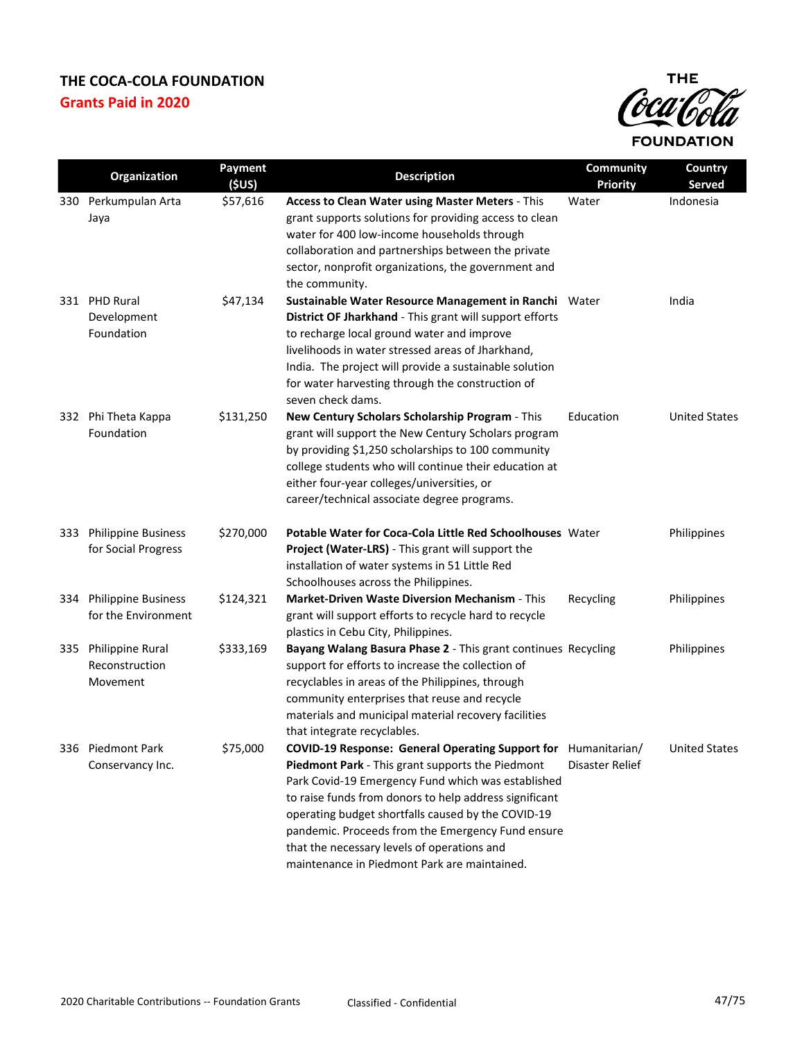# THE COCA-COLA FOUNDATION

## Grants Paid in 2020

| | Organization | Payment ($US) | Description | Community Priority | Country Served |
|---|---|---|---|---|---|
| 330 | Perkumpulan Arta Jaya | $57,616 | **Access to Clean Water using Master Meters** - This grant supports solutions for providing access to clean water for 400 low-income households through collaboration and partnerships between the private sector, nonprofit organizations, the government and the community. | Water | Indonesia |
| 331 | PHD Rural Development Foundation | $47,134 | **Sustainable Water Resource Management in Ranchi District OF Jharkhand** - This grant will support efforts to recharge local ground water and improve livelihoods in water stressed areas of Jharkhand, India. The project will provide a sustainable solution for water harvesting through the construction of seven check dams. | Water | India |
| 332 | Phi Theta Kappa Foundation | $131,250 | **New Century Scholars Scholarship Program** - This grant will support the New Century Scholars program by providing $1,250 scholarships to 100 community college students who will continue their education at either four-year colleges/universities, or career/technical associate degree programs. | Education | United States |
| 333 | Philippine Business for Social Progress | $270,000 | **Potable Water for Coca-Cola Little Red Schoolhouses Project (Water-LRS)** - This grant will support the installation of water systems in 51 Little Red Schoolhouses across the Philippines. | Water | Philippines |
| 334 | Philippine Business for the Environment | $124,321 | **Market-Driven Waste Diversion Mechanism** - This grant will support efforts to recycle hard to recycle plastics in Cebu City, Philippines. | Recycling | Philippines |
| 335 | Philippine Rural Reconstruction Movement | $333,169 | **Bayang Walang Basura Phase 2** - This grant continues support for efforts to increase the collection of recyclables in areas of the Philippines, through community enterprises that reuse and recycle materials and municipal material recovery facilities that integrate recyclables. | Recycling | Philippines |
| 336 | Piedmont Park Conservancy Inc. | $75,000 | **COVID-19 Response: General Operating Support for Piedmont Park** - This grant supports the Piedmont Park Covid-19 Emergency Fund which was established to raise funds from donors to help address significant operating budget shortfalls caused by the COVID-19 pandemic. Proceeds from the Emergency Fund ensure that the necessary levels of operations and maintenance in Piedmont Park are maintained. | Humanitarian/ Disaster Relief | United States |

2020 Charitable Contributions -- Foundation Grants

Classified - Confidential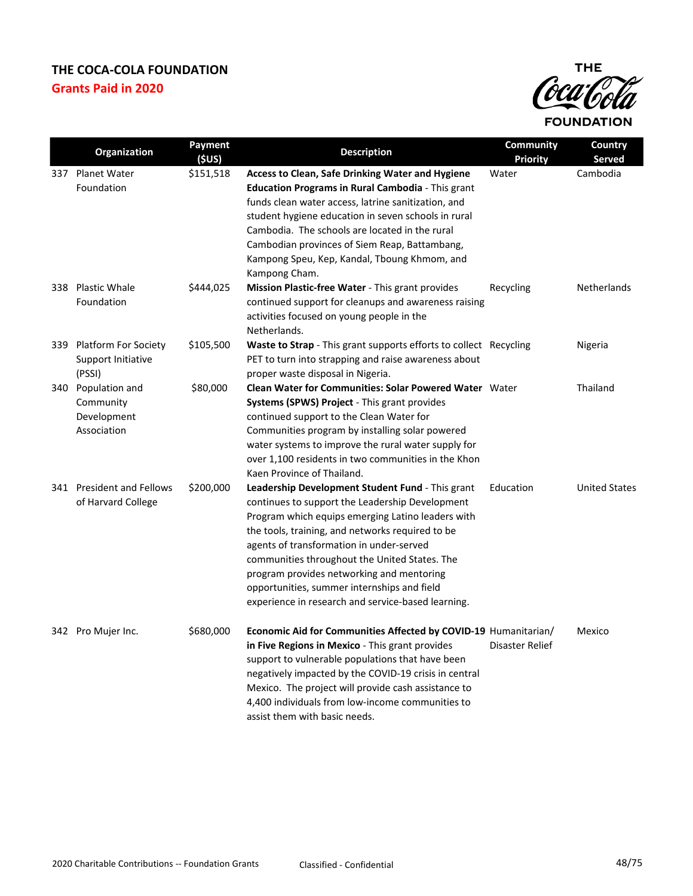# THE COCA-COLA FOUNDATION

## Grants Paid in 2020

| | Organization | Payment ($US) | Description | Community Priority | Country Served |
|---|---|---|---|---|---|
| 337 | Planet Water Foundation | $151,518 | **Access to Clean, Safe Drinking Water and Hygiene Education Programs in Rural Cambodia** - This grant funds clean water access, latrine sanitization, and student hygiene education in seven schools in rural Cambodia. The schools are located in the rural Cambodian provinces of Siem Reap, Battambang, Kampong Speu, Kep, Kandal, Tboung Khmom, and Kampong Cham. | Water | Cambodia |
| 338 | Plastic Whale Foundation | $444,025 | **Mission Plastic-free Water** - This grant provides continued support for cleanups and awareness raising activities focused on young people in the Netherlands. | Recycling | Netherlands |
| 339 | Platform For Society Support Initiative (PSSI) | $105,500 | **Waste to Strap** - This grant supports efforts to collect PET to turn into strapping and raise awareness about proper waste disposal in Nigeria. | Recycling | Nigeria |
| 340 | Population and Community Development Association | $80,000 | **Clean Water for Communities: Solar Powered Water Systems (SPWS) Project** - This grant provides continued support to the Clean Water for Communities program by installing solar powered water systems to improve the rural water supply for over 1,100 residents in two communities in the Khon Kaen Province of Thailand. | Water | Thailand |
| 341 | President and Fellows of Harvard College | $200,000 | **Leadership Development Student Fund** - This grant continues to support the Leadership Development Program which equips emerging Latino leaders with the tools, training, and networks required to be agents of transformation in under-served communities throughout the United States. The program provides networking and mentoring opportunities, summer internships and field experience in research and service-based learning. | Education | United States |
| 342 | Pro Mujer Inc. | $680,000 | **Economic Aid for Communities Affected by COVID-19 in Five Regions in Mexico** - This grant provides support to vulnerable populations that have been negatively impacted by the COVID-19 crisis in central Mexico. The project will provide cash assistance to 4,400 individuals from low-income communities to assist them with basic needs. | Humanitarian/ Disaster Relief | Mexico |

2020 Charitable Contributions -- Foundation Grants Classified - Confidential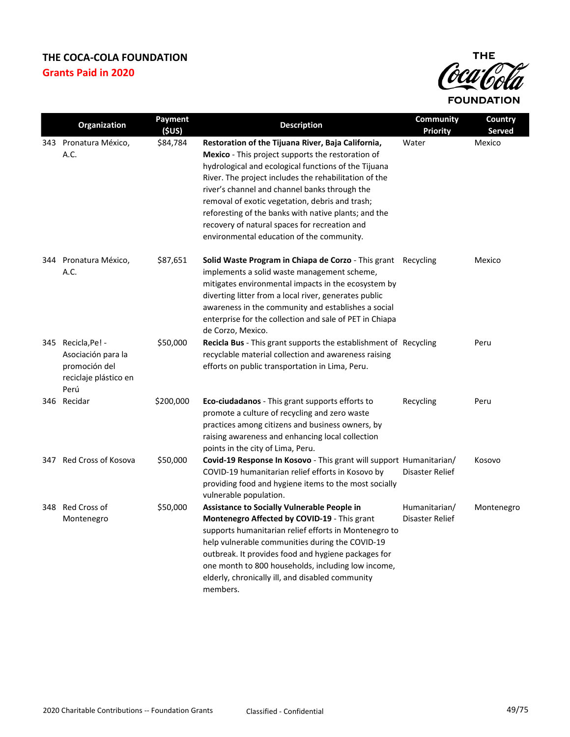## THE COCA-COLA FOUNDATION
## Grants Paid in 2020

| | Organization | Payment ($US) | Description | Community Priority | Country Served |
|---|---|---|---|---|---|
| 343 | Pronatura México, A.C. | $84,784 | **Restoration of the Tijuana River, Baja California, Mexico** - This project supports the restoration of hydrological and ecological functions of the Tijuana River. The project includes the rehabilitation of the river's channel and channel banks through the removal of exotic vegetation, debris and trash; reforesting of the banks with native plants; and the recovery of natural spaces for recreation and environmental education of the community. | Water | Mexico |
| 344 | Pronatura México, A.C. | $87,651 | **Solid Waste Program in Chiapa de Corzo** - This grant implements a solid waste management scheme, mitigates environmental impacts in the ecosystem by diverting litter from a local river, generates public awareness in the community and establishes a social enterprise for the collection and sale of PET in Chiapa de Corzo, Mexico. | Recycling | Mexico |
| 345 | Recicla,Pe! - Asociación para la promoción del reciclaje plástico en Perú | $50,000 | **Recicla Bus** - This grant supports the establishment of recyclable material collection and awareness raising efforts on public transportation in Lima, Peru. | Recycling | Peru |
| 346 | Recidar | $200,000 | **Eco-ciudadanos** - This grant supports efforts to promote a culture of recycling and zero waste practices among citizens and business owners, by raising awareness and enhancing local collection points in the city of Lima, Peru. | Recycling | Peru |
| 347 | Red Cross of Kosova | $50,000 | **Covid-19 Response In Kosovo** - This grant will support COVID-19 humanitarian relief efforts in Kosovo by providing food and hygiene items to the most socially vulnerable population. | Humanitarian/ Disaster Relief | Kosovo |
| 348 | Red Cross of Montenegro | $50,000 | **Assistance to Socially Vulnerable People in Montenegro Affected by COVID-19** - This grant supports humanitarian relief efforts in Montenegro to help vulnerable communities during the COVID-19 outbreak. It provides food and hygiene packages for one month to 800 households, including low income, elderly, chronically ill, and disabled community members. | Humanitarian/ Disaster Relief | Montenegro |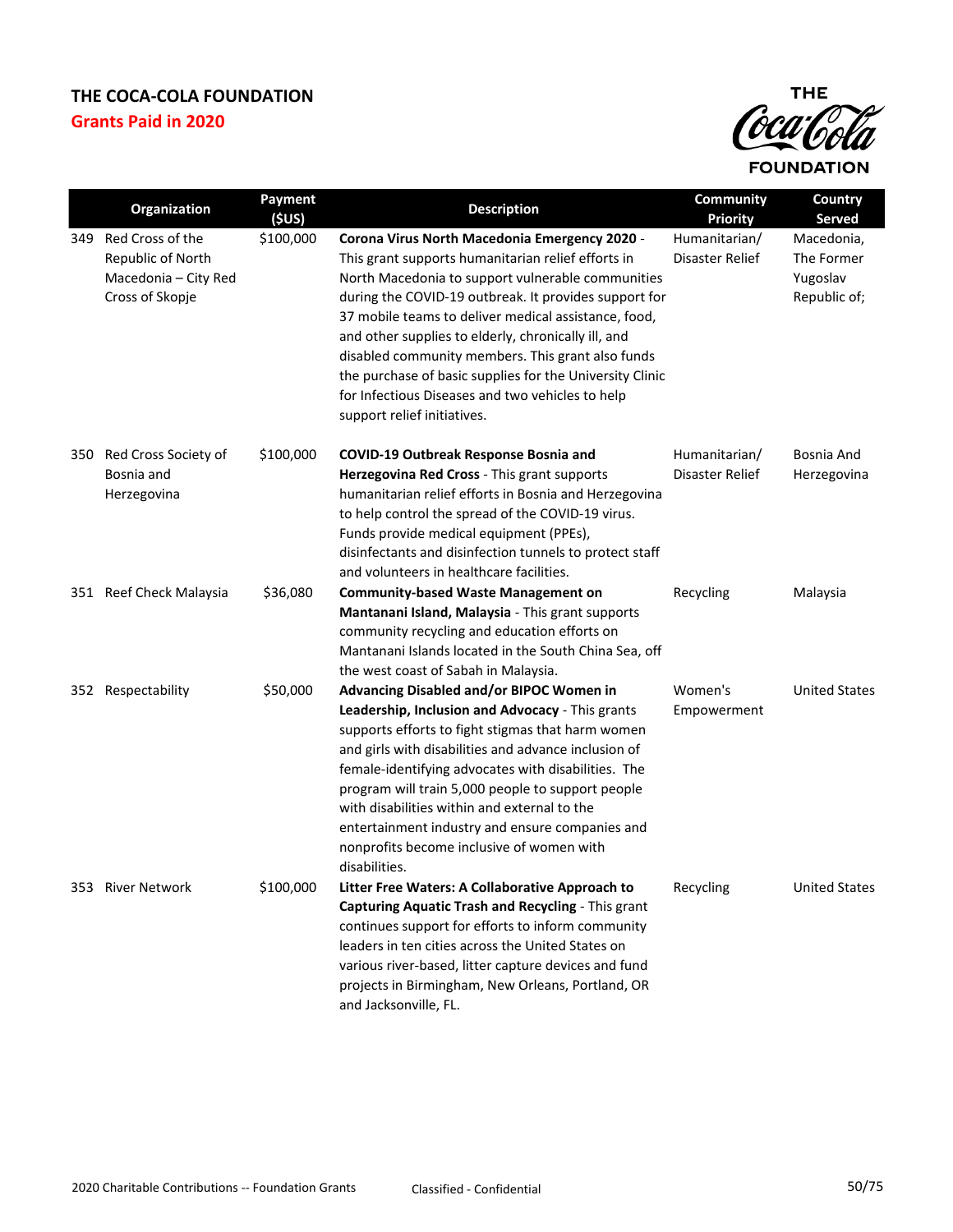## THE COCA-COLA FOUNDATION

**Grants Paid in 2020**

| | Organization | Payment ($US) | Description | Community Priority | Country Served |
|---|---|---|---|---|---|
| 349 | Red Cross of the Republic of North Macedonia – City Red Cross of Skopje | $100,000 | **Corona Virus North Macedonia Emergency 2020** - This grant supports humanitarian relief efforts in North Macedonia to support vulnerable communities during the COVID-19 outbreak. It provides support for 37 mobile teams to deliver medical assistance, food, and other supplies to elderly, chronically ill, and disabled community members. This grant also funds the purchase of basic supplies for the University Clinic for Infectious Diseases and two vehicles to help support relief initiatives. | Humanitarian/ Disaster Relief | Macedonia, The Former Yugoslav Republic of; |
| 350 | Red Cross Society of Bosnia and Herzegovina | $100,000 | **COVID-19 Outbreak Response Bosnia and Herzegovina Red Cross** - This grant supports humanitarian relief efforts in Bosnia and Herzegovina to help control the spread of the COVID-19 virus. Funds provide medical equipment (PPEs), disinfectants and disinfection tunnels to protect staff and volunteers in healthcare facilities. | Humanitarian/ Disaster Relief | Bosnia And Herzegovina |
| 351 | Reef Check Malaysia | $36,080 | **Community-based Waste Management on Mantanani Island, Malaysia** - This grant supports community recycling and education efforts on Mantanani Islands located in the South China Sea, off the west coast of Sabah in Malaysia. | Recycling | Malaysia |
| 352 | Respectability | $50,000 | **Advancing Disabled and/or BIPOC Women in Leadership, Inclusion and Advocacy** - This grants supports efforts to fight stigmas that harm women and girls with disabilities and advance inclusion of female-identifying advocates with disabilities. The program will train 5,000 people to support people with disabilities within and external to the entertainment industry and ensure companies and nonprofits become inclusive of women with disabilities. | Women's Empowerment | United States |
| 353 | River Network | $100,000 | **Litter Free Waters: A Collaborative Approach to Capturing Aquatic Trash and Recycling** - This grant continues support for efforts to inform community leaders in ten cities across the United States on various river-based, litter capture devices and fund projects in Birmingham, New Orleans, Portland, OR and Jacksonville, FL. | Recycling | United States |

2020 Charitable Contributions -- Foundation Grants Classified - Confidential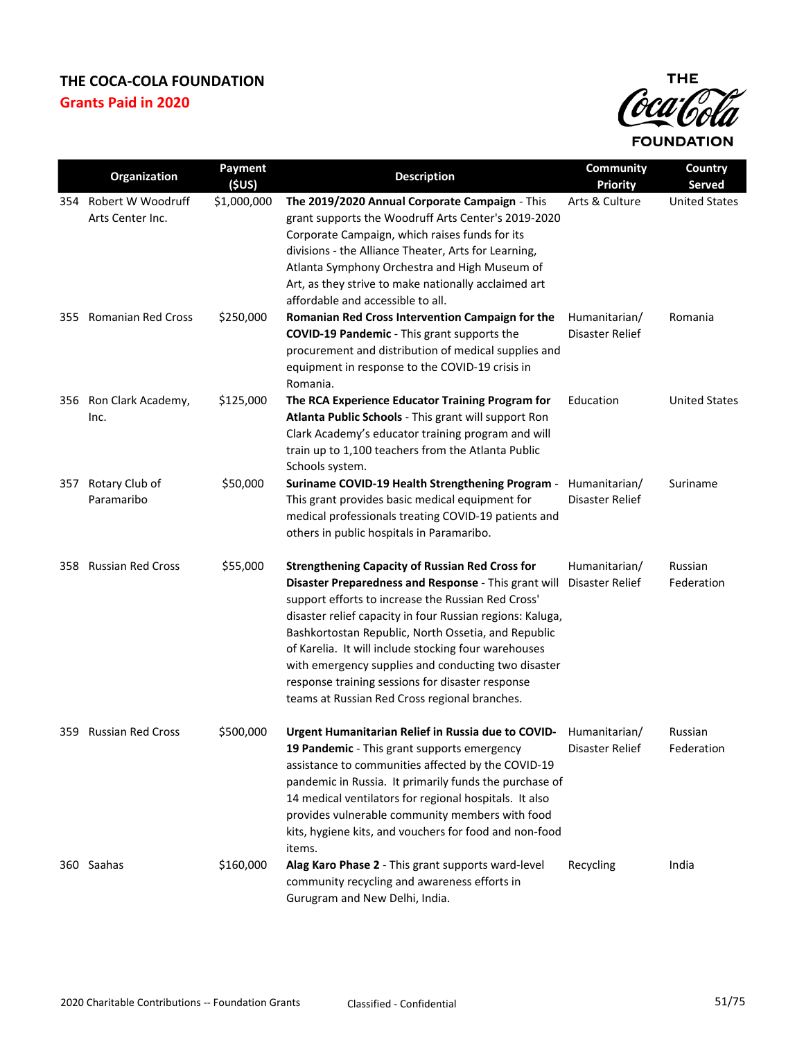# THE COCA-COLA FOUNDATION

## Grants Paid in 2020

| | Organization | Payment ($US) | Description | Community Priority | Country Served |
|---|---|---|---|---|---|
| 354 | Robert W Woodruff Arts Center Inc. | $1,000,000 | **The 2019/2020 Annual Corporate Campaign** - This grant supports the Woodruff Arts Center's 2019-2020 Corporate Campaign, which raises funds for its divisions - the Alliance Theater, Arts for Learning, Atlanta Symphony Orchestra and High Museum of Art, as they strive to make nationally acclaimed art affordable and accessible to all. | Arts & Culture | United States |
| 355 | Romanian Red Cross | $250,000 | **Romanian Red Cross Intervention Campaign for the COVID-19 Pandemic** - This grant supports the procurement and distribution of medical supplies and equipment in response to the COVID-19 crisis in Romania. | Humanitarian/ Disaster Relief | Romania |
| 356 | Ron Clark Academy, Inc. | $125,000 | **The RCA Experience Educator Training Program for Atlanta Public Schools** - This grant will support Ron Clark Academy's educator training program and will train up to 1,100 teachers from the Atlanta Public Schools system. | Education | United States |
| 357 | Rotary Club of Paramaribo | $50,000 | **Suriname COVID-19 Health Strengthening Program** - This grant provides basic medical equipment for medical professionals treating COVID-19 patients and others in public hospitals in Paramaribo. | Humanitarian/ Disaster Relief | Suriname |
| 358 | Russian Red Cross | $55,000 | **Strengthening Capacity of Russian Red Cross for Disaster Preparedness and Response** - This grant will support efforts to increase the Russian Red Cross' disaster relief capacity in four Russian regions: Kaluga, Bashkortostan Republic, North Ossetia, and Republic of Karelia. It will include stocking four warehouses with emergency supplies and conducting two disaster response training sessions for disaster response teams at Russian Red Cross regional branches. | Humanitarian/ Disaster Relief | Russian Federation |
| 359 | Russian Red Cross | $500,000 | **Urgent Humanitarian Relief in Russia due to COVID-19 Pandemic** - This grant supports emergency assistance to communities affected by the COVID-19 pandemic in Russia. It primarily funds the purchase of 14 medical ventilators for regional hospitals. It also provides vulnerable community members with food kits, hygiene kits, and vouchers for food and non-food items. | Humanitarian/ Disaster Relief | Russian Federation |
| 360 | Saahas | $160,000 | **Alag Karo Phase 2** - This grant supports ward-level community recycling and awareness efforts in Gurugram and New Delhi, India. | Recycling | India |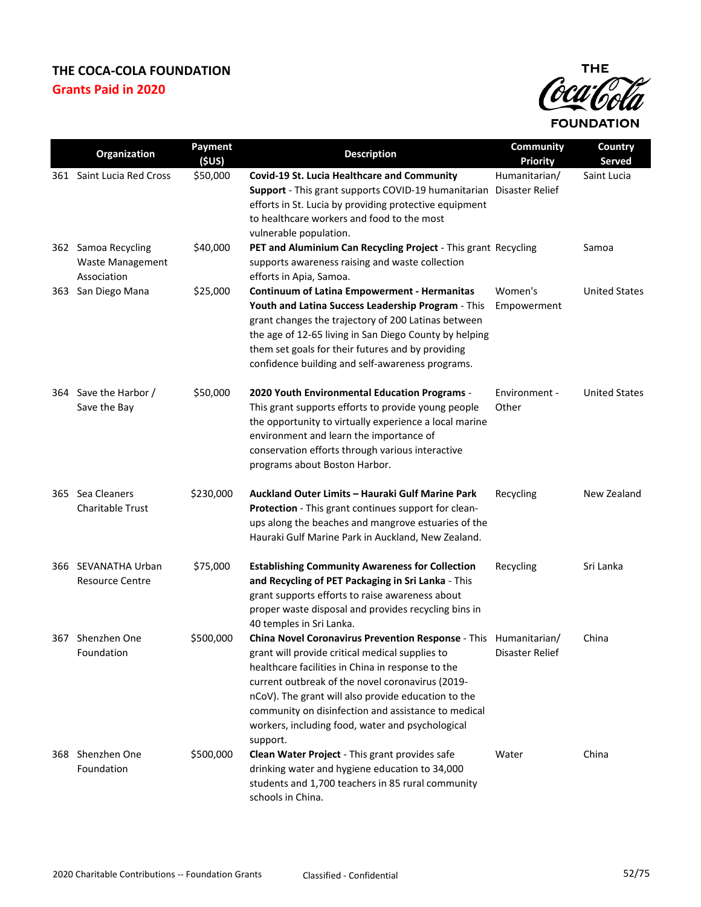# THE COCA-COLA FOUNDATION

## Grants Paid in 2020

| | Organization | Payment ($US) | Description | Community Priority | Country Served |
|---|---|---|---|---|---|
| 361 | Saint Lucia Red Cross | $50,000 | **Covid-19 St. Lucia Healthcare and Community Support** - This grant supports COVID-19 humanitarian efforts in St. Lucia by providing protective equipment to healthcare workers and food to the most vulnerable population. | Humanitarian/ Disaster Relief | Saint Lucia |
| 362 | Samoa Recycling Waste Management Association | $40,000 | **PET and Aluminium Can Recycling Project** - This grant supports awareness raising and waste collection efforts in Apia, Samoa. | Recycling | Samoa |
| 363 | San Diego Mana | $25,000 | **Continuum of Latina Empowerment - Hermanitas Youth and Latina Success Leadership Program** - This grant changes the trajectory of 200 Latinas between the age of 12-65 living in San Diego County by helping them set goals for their futures and by providing confidence building and self-awareness programs. | Women's Empowerment | United States |
| 364 | Save the Harbor / Save the Bay | $50,000 | **2020 Youth Environmental Education Programs** - This grant supports efforts to provide young people the opportunity to virtually experience a local marine environment and learn the importance of conservation efforts through various interactive programs about Boston Harbor. | Environment - Other | United States |
| 365 | Sea Cleaners Charitable Trust | $230,000 | **Auckland Outer Limits – Hauraki Gulf Marine Park Protection** - This grant continues support for clean-ups along the beaches and mangrove estuaries of the Hauraki Gulf Marine Park in Auckland, New Zealand. | Recycling | New Zealand |
| 366 | SEVANATHA Urban Resource Centre | $75,000 | **Establishing Community Awareness for Collection and Recycling of PET Packaging in Sri Lanka** - This grant supports efforts to raise awareness about proper waste disposal and provides recycling bins in 40 temples in Sri Lanka. | Recycling | Sri Lanka |
| 367 | Shenzhen One Foundation | $500,000 | **China Novel Coronavirus Prevention Response** - This grant will provide critical medical supplies to healthcare facilities in China in response to the current outbreak of the novel coronavirus (2019-nCoV). The grant will also provide education to the community on disinfection and assistance to medical workers, including food, water and psychological support. | Humanitarian/ Disaster Relief | China |
| 368 | Shenzhen One Foundation | $500,000 | **Clean Water Project** - This grant provides safe drinking water and hygiene education to 34,000 students and 1,700 teachers in 85 rural community schools in China. | Water | China |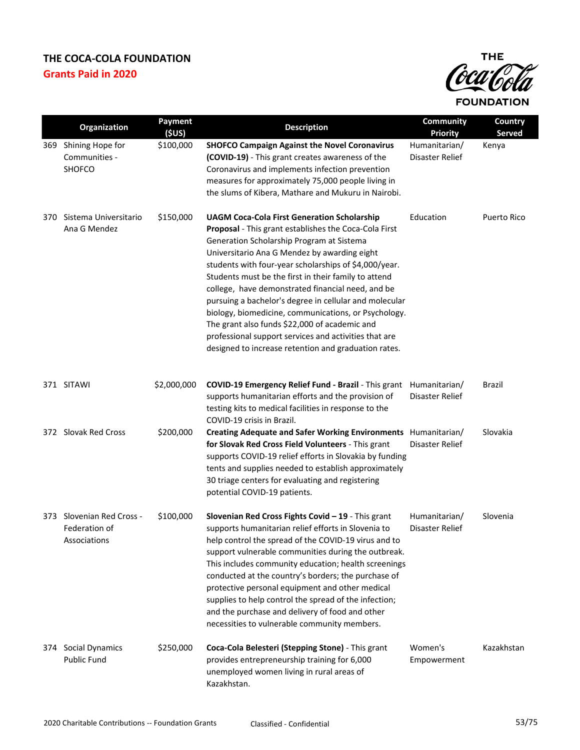# THE COCA-COLA FOUNDATION

## Grants Paid in 2020

| | Organization | Payment ($US) | Description | Community Priority | Country Served |
|---|---|---|---|---|---|
| 369 | Shining Hope for Communities - SHOFCO | $100,000 | **SHOFCO Campaign Against the Novel Coronavirus (COVID-19)** - This grant creates awareness of the Coronavirus and implements infection prevention measures for approximately 75,000 people living in the slums of Kibera, Mathare and Mukuru in Nairobi. | Humanitarian/ Disaster Relief | Kenya |
| 370 | Sistema Universitario Ana G Mendez | $150,000 | **UAGM Coca-Cola First Generation Scholarship Proposal** - This grant establishes the Coca-Cola First Generation Scholarship Program at Sistema Universitario Ana G Mendez by awarding eight students with four-year scholarships of $4,000/year. Students must be the first in their family to attend college, have demonstrated financial need, and be pursuing a bachelor's degree in cellular and molecular biology, biomedicine, communications, or Psychology. The grant also funds $22,000 of academic and professional support services and activities that are designed to increase retention and graduation rates. | Education | Puerto Rico |
| 371 | SITAWI | $2,000,000 | **COVID-19 Emergency Relief Fund - Brazil** - This grant supports humanitarian efforts and the provision of testing kits to medical facilities in response to the COVID-19 crisis in Brazil. | Humanitarian/ Disaster Relief | Brazil |
| 372 | Slovak Red Cross | $200,000 | **Creating Adequate and Safer Working Environments for Slovak Red Cross Field Volunteers** - This grant supports COVID-19 relief efforts in Slovakia by funding tents and supplies needed to establish approximately 30 triage centers for evaluating and registering potential COVID-19 patients. | Humanitarian/ Disaster Relief | Slovakia |
| 373 | Slovenian Red Cross - Federation of Associations | $100,000 | **Slovenian Red Cross Fights Covid – 19** - This grant supports humanitarian relief efforts in Slovenia to help control the spread of the COVID-19 virus and to support vulnerable communities during the outbreak. This includes community education; health screenings conducted at the country's borders; the purchase of protective personal equipment and other medical supplies to help control the spread of the infection; and the purchase and delivery of food and other necessities to vulnerable community members. | Humanitarian/ Disaster Relief | Slovenia |
| 374 | Social Dynamics Public Fund | $250,000 | **Coca-Cola Belesteri (Stepping Stone)** - This grant provides entrepreneurship training for 6,000 unemployed women living in rural areas of Kazakhstan. | Women's Empowerment | Kazakhstan |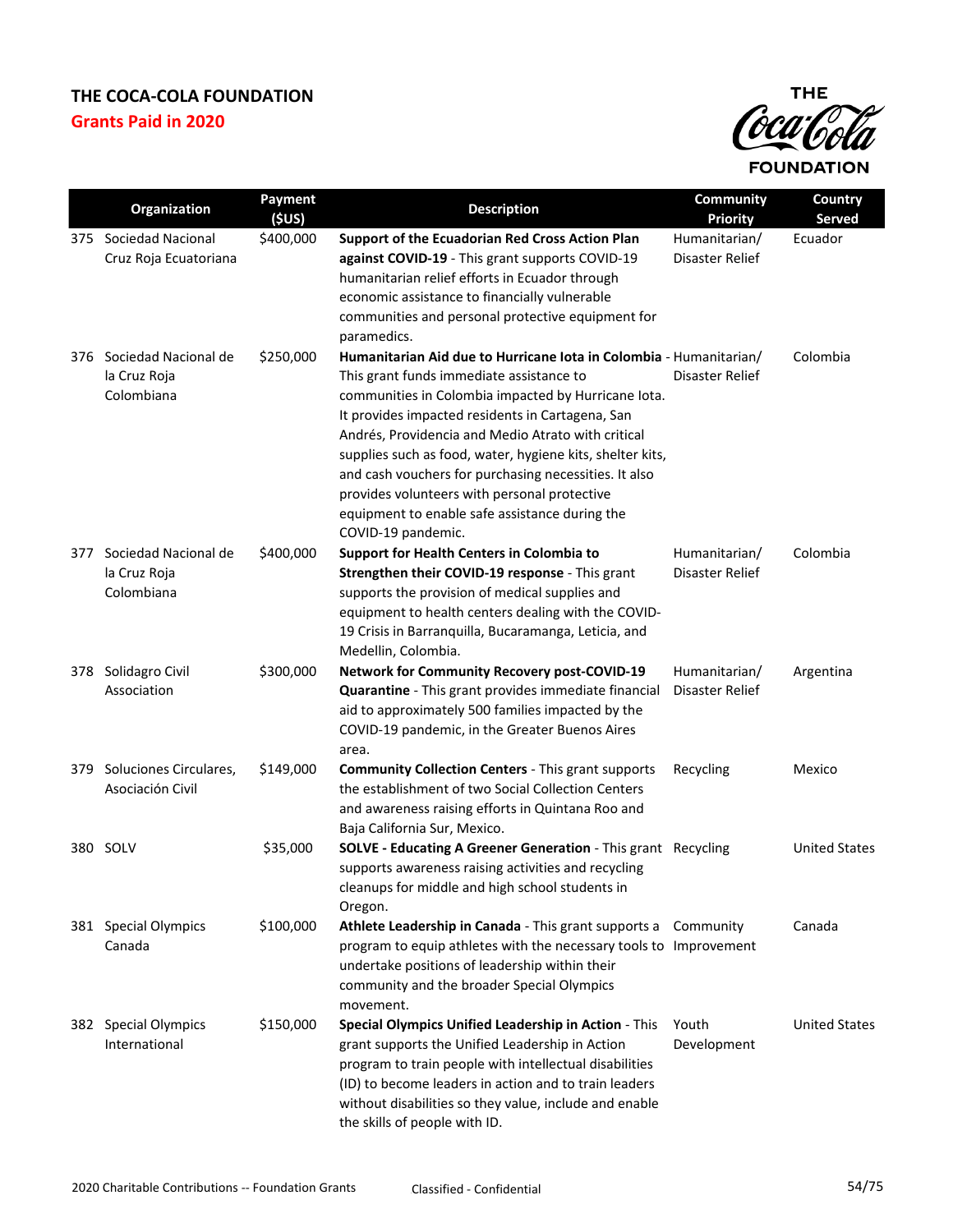# THE COCA-COLA FOUNDATION

## Grants Paid in 2020

| | Organization | Payment ($US) | Description | Community Priority | Country Served |
|---|---|---|---|---|---|
| 375 | Sociedad Nacional Cruz Roja Ecuatoriana | $400,000 | **Support of the Ecuadorian Red Cross Action Plan against COVID-19** - This grant supports COVID-19 humanitarian relief efforts in Ecuador through economic assistance to financially vulnerable communities and personal protective equipment for paramedics. | Humanitarian/ Disaster Relief | Ecuador |
| 376 | Sociedad Nacional de la Cruz Roja Colombiana | $250,000 | **Humanitarian Aid due to Hurricane Iota in Colombia** - This grant funds immediate assistance to communities in Colombia impacted by Hurricane Iota. It provides impacted residents in Cartagena, San Andrés, Providencia and Medio Atrato with critical supplies such as food, water, hygiene kits, shelter kits, and cash vouchers for purchasing necessities. It also provides volunteers with personal protective equipment to enable safe assistance during the COVID-19 pandemic. | Humanitarian/ Disaster Relief | Colombia |
| 377 | Sociedad Nacional de la Cruz Roja Colombiana | $400,000 | **Support for Health Centers in Colombia to Strengthen their COVID-19 response** - This grant supports the provision of medical supplies and equipment to health centers dealing with the COVID-19 Crisis in Barranquilla, Bucaramanga, Leticia, and Medellin, Colombia. | Humanitarian/ Disaster Relief | Colombia |
| 378 | Solidagro Civil Association | $300,000 | **Network for Community Recovery post-COVID-19 Quarantine** - This grant provides immediate financial aid to approximately 500 families impacted by the COVID-19 pandemic, in the Greater Buenos Aires area. | Humanitarian/ Disaster Relief | Argentina |
| 379 | Soluciones Circulares, Asociación Civil | $149,000 | **Community Collection Centers** - This grant supports the establishment of two Social Collection Centers and awareness raising efforts in Quintana Roo and Baja California Sur, Mexico. | Recycling | Mexico |
| 380 | SOLV | $35,000 | **SOLVE - Educating A Greener Generation** - This grant supports awareness raising activities and recycling cleanups for middle and high school students in Oregon. | Recycling | United States |
| 381 | Special Olympics Canada | $100,000 | **Athlete Leadership in Canada** - This grant supports a program to equip athletes with the necessary tools to undertake positions of leadership within their community and the broader Special Olympics movement. | Community Improvement | Canada |
| 382 | Special Olympics International | $150,000 | **Special Olympics Unified Leadership in Action** - This grant supports the Unified Leadership in Action program to train people with intellectual disabilities (ID) to become leaders in action and to train leaders without disabilities so they value, include and enable the skills of people with ID. | Youth Development | United States |

2020 Charitable Contributions -- Foundation Grants | Classified - Confidential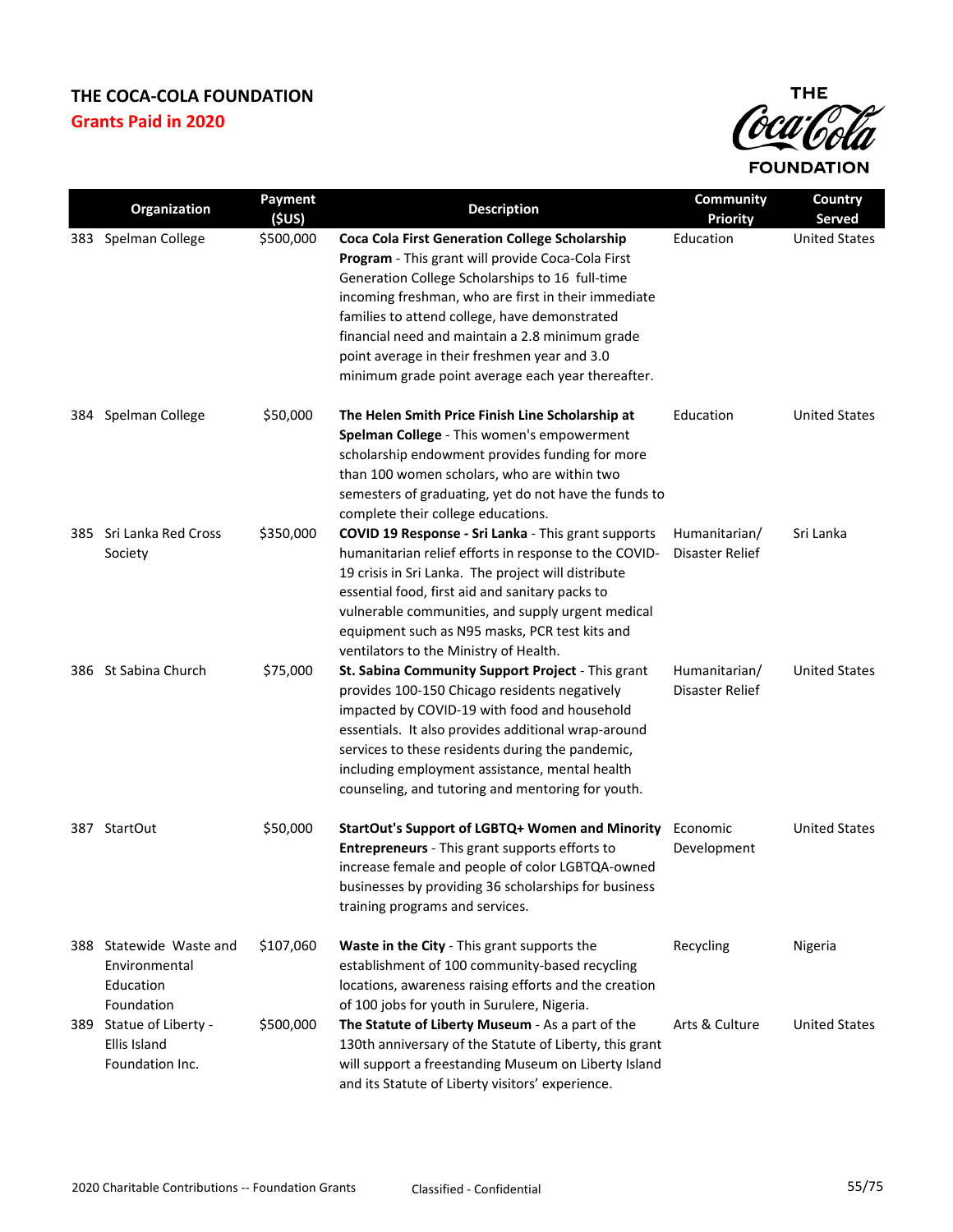# THE COCA-COLA FOUNDATION

## Grants Paid in 2020

| | Organization | Payment ($US) | Description | Community Priority | Country Served |
|---|---|---|---|---|---|
| 383 | Spelman College | $500,000 | **Coca Cola First Generation College Scholarship Program** - This grant will provide Coca-Cola First Generation College Scholarships to 16 full-time incoming freshman, who are first in their immediate families to attend college, have demonstrated financial need and maintain a 2.8 minimum grade point average in their freshmen year and 3.0 minimum grade point average each year thereafter. | Education | United States |
| 384 | Spelman College | $50,000 | **The Helen Smith Price Finish Line Scholarship at Spelman College** - This women's empowerment scholarship endowment provides funding for more than 100 women scholars, who are within two semesters of graduating, yet do not have the funds to complete their college educations. | Education | United States |
| 385 | Sri Lanka Red Cross Society | $350,000 | **COVID 19 Response - Sri Lanka** - This grant supports humanitarian relief efforts in response to the COVID-19 crisis in Sri Lanka. The project will distribute essential food, first aid and sanitary packs to vulnerable communities, and supply urgent medical equipment such as N95 masks, PCR test kits and ventilators to the Ministry of Health. | Humanitarian/ Disaster Relief | Sri Lanka |
| 386 | St Sabina Church | $75,000 | **St. Sabina Community Support Project** - This grant provides 100-150 Chicago residents negatively impacted by COVID-19 with food and household essentials. It also provides additional wrap-around services to these residents during the pandemic, including employment assistance, mental health counseling, and tutoring and mentoring for youth. | Humanitarian/ Disaster Relief | United States |
| 387 | StartOut | $50,000 | **StartOut's Support of LGBTQ+ Women and Minority Entrepreneurs** - This grant supports efforts to increase female and people of color LGBTQA-owned businesses by providing 36 scholarships for business training programs and services. | Economic Development | United States |
| 388 | Statewide Waste and Environmental Education Foundation | $107,060 | **Waste in the City** - This grant supports the establishment of 100 community-based recycling locations, awareness raising efforts and the creation of 100 jobs for youth in Surulere, Nigeria. | Recycling | Nigeria |
| 389 | Statue of Liberty - Ellis Island Foundation Inc. | $500,000 | **The Statute of Liberty Museum** - As a part of the 130th anniversary of the Statute of Liberty, this grant will support a freestanding Museum on Liberty Island and its Statute of Liberty visitors' experience. | Arts & Culture | United States |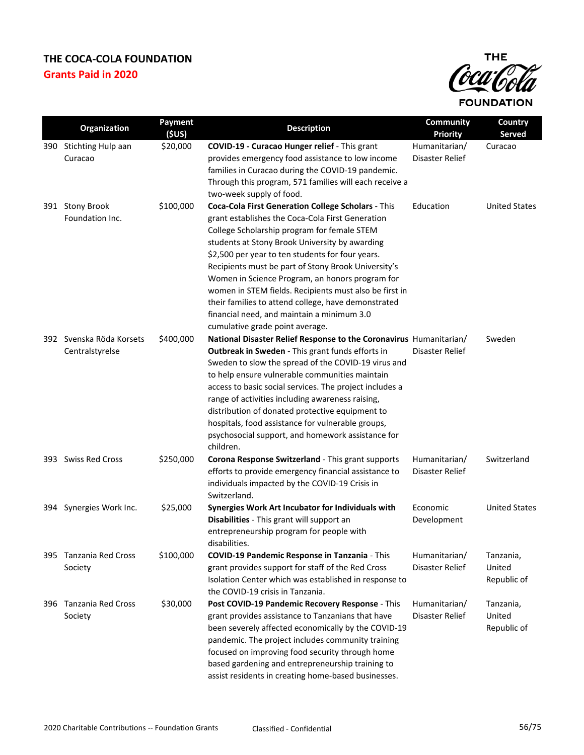**THE COCA-COLA FOUNDATION**
**Grants Paid in 2020**

| | Organization | Payment ($US) | Description | Community Priority | Country Served |
|---|---|---|---|---|---|
| 390 | Stichting Hulp aan Curacao | $20,000 | **COVID-19 - Curacao Hunger relief** - This grant provides emergency food assistance to low income families in Curacao during the COVID-19 pandemic. Through this program, 571 families will each receive a two-week supply of food. | Humanitarian/ Disaster Relief | Curacao |
| 391 | Stony Brook Foundation Inc. | $100,000 | **Coca-Cola First Generation College Scholars** - This grant establishes the Coca-Cola First Generation College Scholarship program for female STEM students at Stony Brook University by awarding $2,500 per year to ten students for four years. Recipients must be part of Stony Brook University's Women in Science Program, an honors program for women in STEM fields. Recipients must also be first in their families to attend college, have demonstrated financial need, and maintain a minimum 3.0 cumulative grade point average. | Education | United States |
| 392 | Svenska Röda Korsets Centralstyrelse | $400,000 | **National Disaster Relief Response to the Coronavirus Outbreak in Sweden** - This grant funds efforts in Sweden to slow the spread of the COVID-19 virus and to help ensure vulnerable communities maintain access to basic social services. The project includes a range of activities including awareness raising, distribution of donated protective equipment to hospitals, food assistance for vulnerable groups, psychosocial support, and homework assistance for children. | Humanitarian/ Disaster Relief | Sweden |
| 393 | Swiss Red Cross | $250,000 | **Corona Response Switzerland** - This grant supports efforts to provide emergency financial assistance to individuals impacted by the COVID-19 Crisis in Switzerland. | Humanitarian/ Disaster Relief | Switzerland |
| 394 | Synergies Work Inc. | $25,000 | **Synergies Work Art Incubator for Individuals with Disabilities** - This grant will support an entrepreneurship program for people with disabilities. | Economic Development | United States |
| 395 | Tanzania Red Cross Society | $100,000 | **COVID-19 Pandemic Response in Tanzania** - This grant provides support for staff of the Red Cross Isolation Center which was established in response to the COVID-19 crisis in Tanzania. | Humanitarian/ Disaster Relief | Tanzania, United Republic of |
| 396 | Tanzania Red Cross Society | $30,000 | **Post COVID-19 Pandemic Recovery Response** - This grant provides assistance to Tanzanians that have been severely affected economically by the COVID-19 pandemic. The project includes community training focused on improving food security through home based gardening and entrepreneurship training to assist residents in creating home-based businesses. | Humanitarian/ Disaster Relief | Tanzania, United Republic of |

2020 Charitable Contributions -- Foundation Grants    Classified - Confidential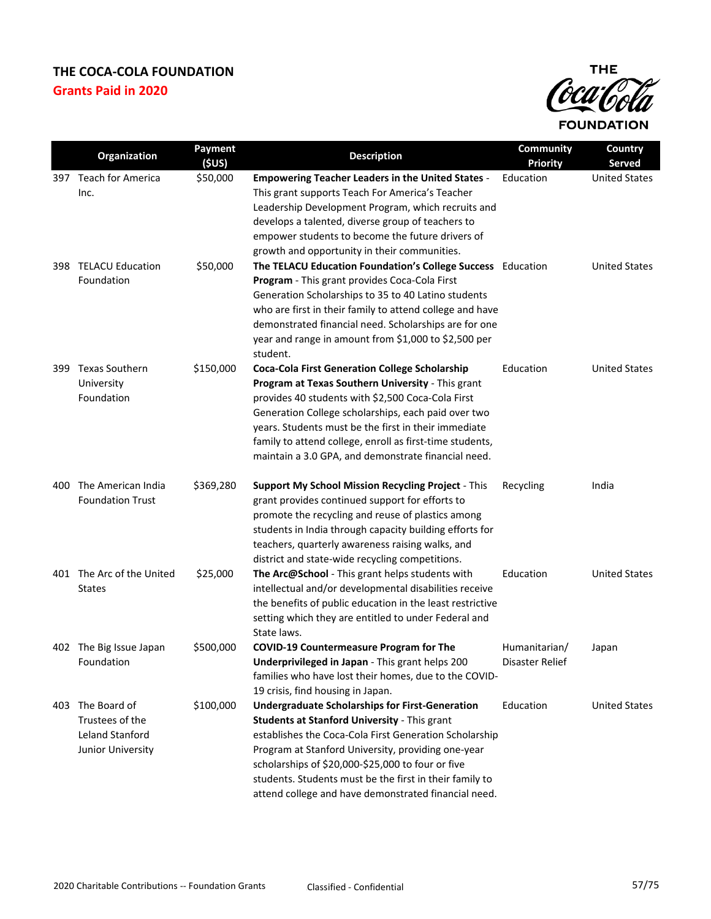# THE COCA-COLA FOUNDATION

## Grants Paid in 2020

| | Organization | Payment ($US) | Description | Community Priority | Country Served |
|---|---|---|---|---|---|
| 397 | Teach for America Inc. | $50,000 | **Empowering Teacher Leaders in the United States** - This grant supports Teach For America's Teacher Leadership Development Program, which recruits and develops a talented, diverse group of teachers to empower students to become the future drivers of growth and opportunity in their communities. | Education | United States |
| 398 | TELACU Education Foundation | $50,000 | **The TELACU Education Foundation's College Success Program** - This grant provides Coca-Cola First Generation Scholarships to 35 to 40 Latino students who are first in their family to attend college and have demonstrated financial need. Scholarships are for one year and range in amount from $1,000 to $2,500 per student. | Education | United States |
| 399 | Texas Southern University Foundation | $150,000 | **Coca-Cola First Generation College Scholarship Program at Texas Southern University** - This grant provides 40 students with $2,500 Coca-Cola First Generation College scholarships, each paid over two years. Students must be the first in their immediate family to attend college, enroll as first-time students, maintain a 3.0 GPA, and demonstrate financial need. | Education | United States |
| 400 | The American India Foundation Trust | $369,280 | **Support My School Mission Recycling Project** - This grant provides continued support for efforts to promote the recycling and reuse of plastics among students in India through capacity building efforts for teachers, quarterly awareness raising walks, and district and state-wide recycling competitions. | Recycling | India |
| 401 | The Arc of the United States | $25,000 | **The Arc@School** - This grant helps students with intellectual and/or developmental disabilities receive the benefits of public education in the least restrictive setting which they are entitled to under Federal and State laws. | Education | United States |
| 402 | The Big Issue Japan Foundation | $500,000 | **COVID-19 Countermeasure Program for The Underprivileged in Japan** - This grant helps 200 families who have lost their homes, due to the COVID-19 crisis, find housing in Japan. | Humanitarian/ Disaster Relief | Japan |
| 403 | The Board of Trustees of the Leland Stanford Junior University | $100,000 | **Undergraduate Scholarships for First-Generation Students at Stanford University** - This grant establishes the Coca-Cola First Generation Scholarship Program at Stanford University, providing one-year scholarships of $20,000-$25,000 to four or five students. Students must be the first in their family to attend college and have demonstrated financial need. | Education | United States |

2020 Charitable Contributions -- Foundation Grants

Classified - Confidential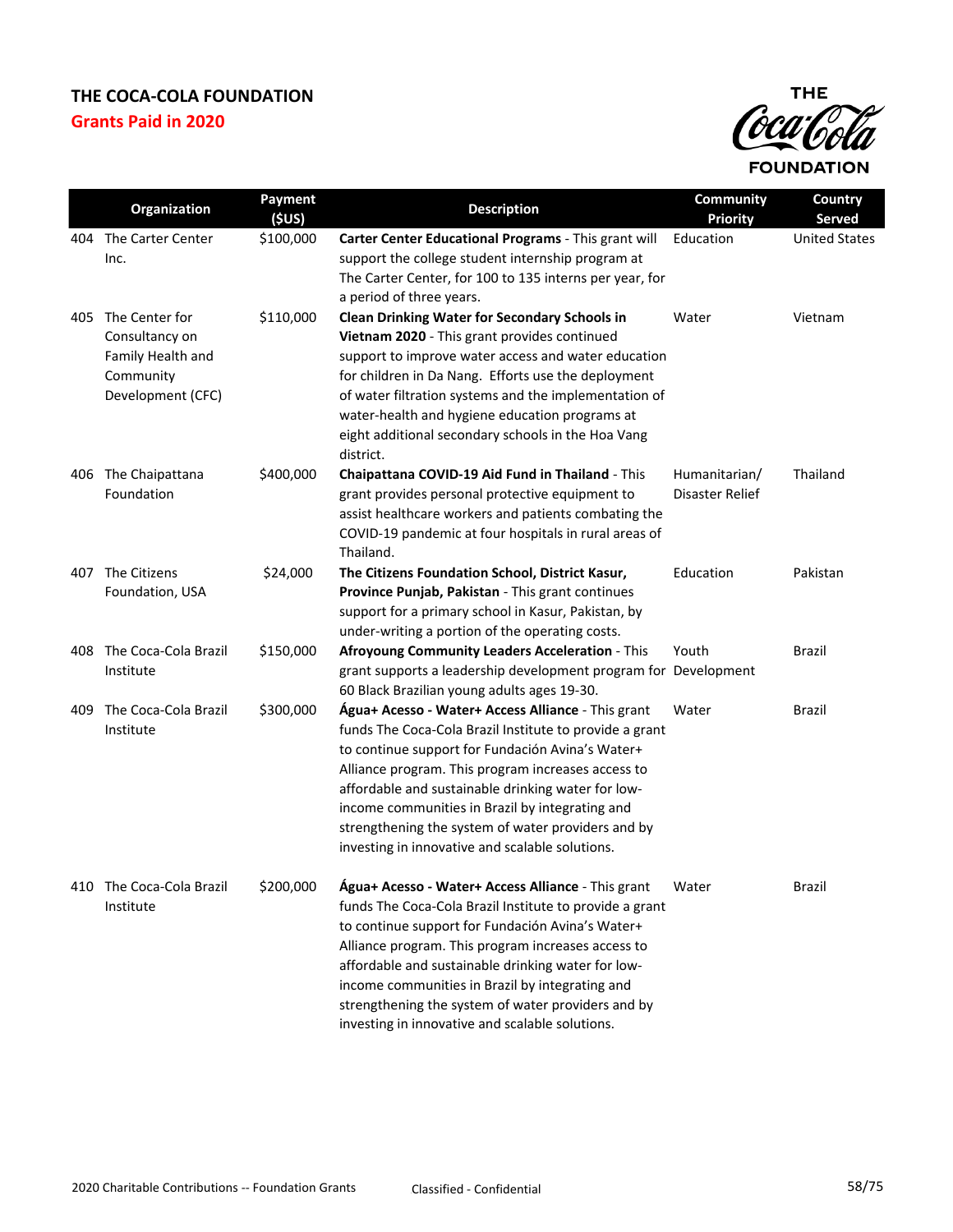# THE COCA-COLA FOUNDATION

## Grants Paid in 2020

| | Organization | Payment ($US) | Description | Community Priority | Country Served |
|---|---|---|---|---|---|
| 404 | The Carter Center Inc. | $100,000 | **Carter Center Educational Programs** - This grant will support the college student internship program at The Carter Center, for 100 to 135 interns per year, for a period of three years. | Education | United States |
| 405 | The Center for Consultancy on Family Health and Community Development (CFC) | $110,000 | **Clean Drinking Water for Secondary Schools in Vietnam 2020** - This grant provides continued support to improve water access and water education for children in Da Nang. Efforts use the deployment of water filtration systems and the implementation of water-health and hygiene education programs at eight additional secondary schools in the Hoa Vang district. | Water | Vietnam |
| 406 | The Chaipattana Foundation | $400,000 | **Chaipattana COVID-19 Aid Fund in Thailand** - This grant provides personal protective equipment to assist healthcare workers and patients combating the COVID-19 pandemic at four hospitals in rural areas of Thailand. | Humanitarian/ Disaster Relief | Thailand |
| 407 | The Citizens Foundation, USA | $24,000 | **The Citizens Foundation School, District Kasur, Province Punjab, Pakistan** - This grant continues support for a primary school in Kasur, Pakistan, by under-writing a portion of the operating costs. | Education | Pakistan |
| 408 | The Coca-Cola Brazil Institute | $150,000 | **Afroyoung Community Leaders Acceleration** - This grant supports a leadership development program for 60 Black Brazilian young adults ages 19-30. | Youth Development | Brazil |
| 409 | The Coca-Cola Brazil Institute | $300,000 | **Água+ Acesso - Water+ Access Alliance** - This grant funds The Coca-Cola Brazil Institute to provide a grant to continue support for Fundación Avina's Water+ Alliance program. This program increases access to affordable and sustainable drinking water for low-income communities in Brazil by integrating and strengthening the system of water providers and by investing in innovative and scalable solutions. | Water | Brazil |
| 410 | The Coca-Cola Brazil Institute | $200,000 | **Água+ Acesso - Water+ Access Alliance** - This grant funds The Coca-Cola Brazil Institute to provide a grant to continue support for Fundación Avina's Water+ Alliance program. This program increases access to affordable and sustainable drinking water for low-income communities in Brazil by integrating and strengthening the system of water providers and by investing in innovative and scalable solutions. | Water | Brazil |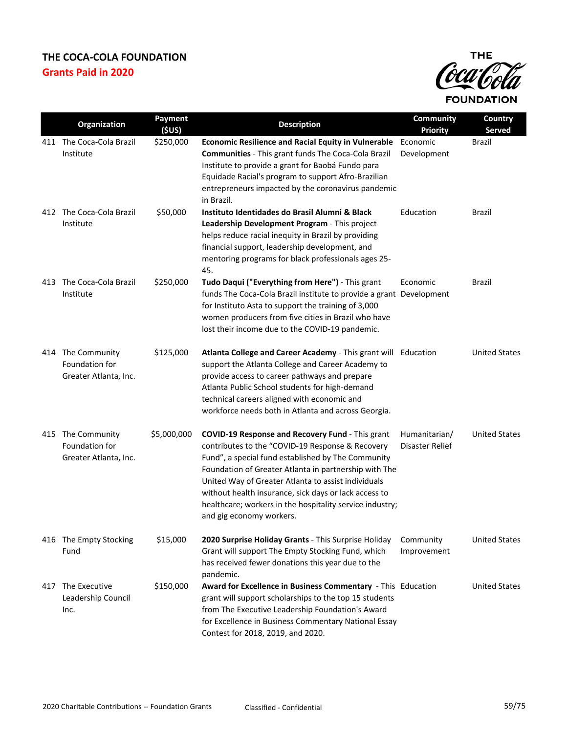# THE COCA-COLA FOUNDATION

## Grants Paid in 2020

| | Organization | Payment ($US) | Description | Community Priority | Country Served |
|---|---|---|---|---|---|
| 411 | The Coca-Cola Brazil Institute | $250,000 | **Economic Resilience and Racial Equity in Vulnerable Communities** - This grant funds The Coca-Cola Brazil Institute to provide a grant for Baobá Fundo para Equidade Racial's program to support Afro-Brazilian entrepreneurs impacted by the coronavirus pandemic in Brazil. | Economic Development | Brazil |
| 412 | The Coca-Cola Brazil Institute | $50,000 | **Instituto Identidades do Brasil Alumni & Black Leadership Development Program** - This project helps reduce racial inequity in Brazil by providing financial support, leadership development, and mentoring programs for black professionals ages 25-45. | Education | Brazil |
| 413 | The Coca-Cola Brazil Institute | $250,000 | **Tudo Daqui ("Everything from Here")** - This grant funds The Coca-Cola Brazil institute to provide a grant for Instituto Asta to support the training of 3,000 women producers from five cities in Brazil who have lost their income due to the COVID-19 pandemic. | Economic Development | Brazil |
| 414 | The Community Foundation for Greater Atlanta, Inc. | $125,000 | **Atlanta College and Career Academy** - This grant will support the Atlanta College and Career Academy to provide access to career pathways and prepare Atlanta Public School students for high-demand technical careers aligned with economic and workforce needs both in Atlanta and across Georgia. | Education | United States |
| 415 | The Community Foundation for Greater Atlanta, Inc. | $5,000,000 | **COVID-19 Response and Recovery Fund** - This grant contributes to the "COVID-19 Response & Recovery Fund", a special fund established by The Community Foundation of Greater Atlanta in partnership with The United Way of Greater Atlanta to assist individuals without health insurance, sick days or lack access to healthcare; workers in the hospitality service industry; and gig economy workers. | Humanitarian/ Disaster Relief | United States |
| 416 | The Empty Stocking Fund | $15,000 | **2020 Surprise Holiday Grants** - This Surprise Holiday Grant will support The Empty Stocking Fund, which has received fewer donations this year due to the pandemic. | Community Improvement | United States |
| 417 | The Executive Leadership Council Inc. | $150,000 | **Award for Excellence in Business Commentary** - This grant will support scholarships to the top 15 students from The Executive Leadership Foundation's Award for Excellence in Business Commentary National Essay Contest for 2018, 2019, and 2020. | Education | United States |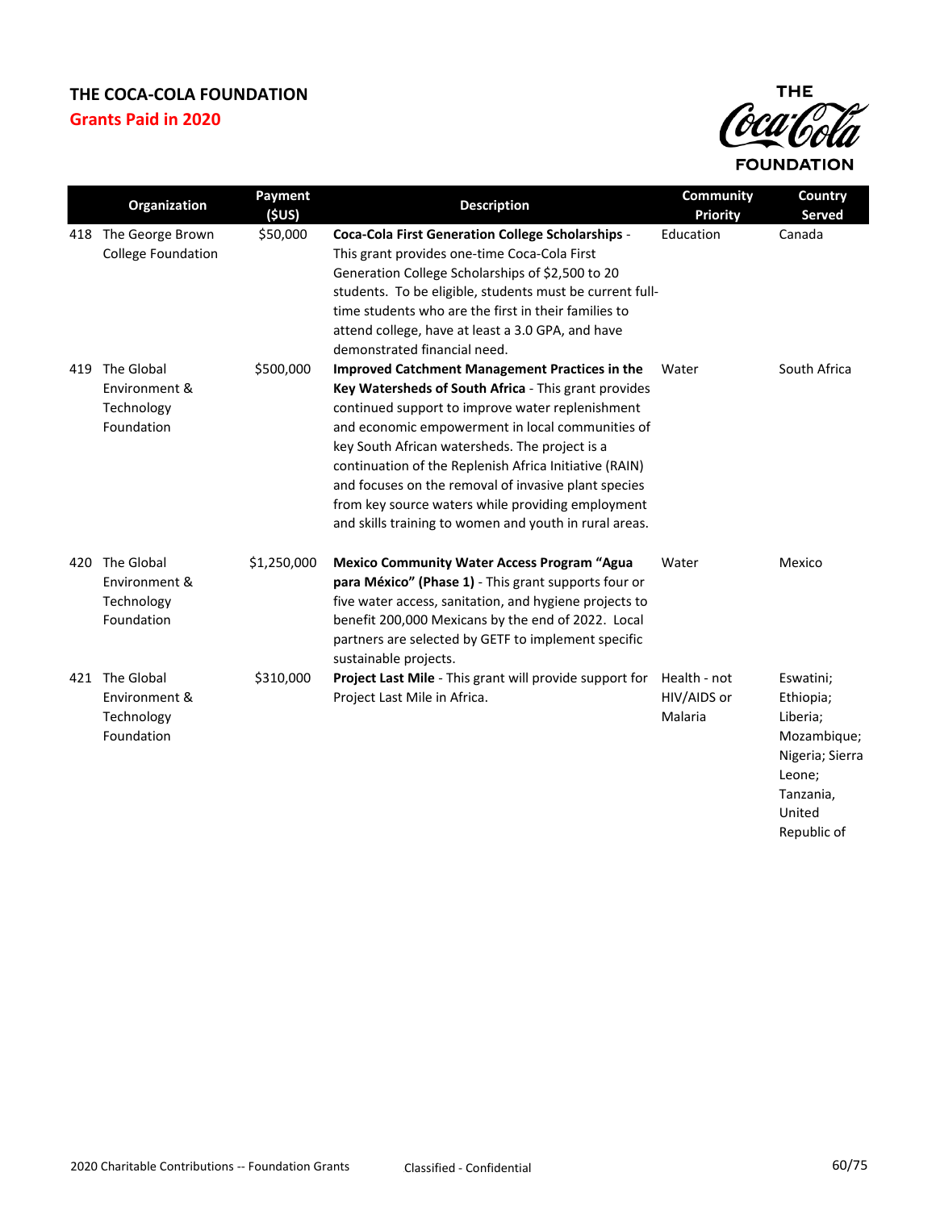# THE COCA-COLA FOUNDATION

## Grants Paid in 2020

| | Organization | Payment ($US) | Description | Community Priority | Country Served |
|---|---|---|---|---|---|
| 418 | The George Brown College Foundation | $50,000 | **Coca-Cola First Generation College Scholarships** - This grant provides one-time Coca-Cola First Generation College Scholarships of $2,500 to 20 students. To be eligible, students must be current full-time students who are the first in their families to attend college, have at least a 3.0 GPA, and have demonstrated financial need. | Education | Canada |
| 419 | The Global Environment & Technology Foundation | $500,000 | **Improved Catchment Management Practices in the Key Watersheds of South Africa** - This grant provides continued support to improve water replenishment and economic empowerment in local communities of key South African watersheds. The project is a continuation of the Replenish Africa Initiative (RAIN) and focuses on the removal of invasive plant species from key source waters while providing employment and skills training to women and youth in rural areas. | Water | South Africa |
| 420 | The Global Environment & Technology Foundation | $1,250,000 | **Mexico Community Water Access Program "Agua para México" (Phase 1)** - This grant supports four or five water access, sanitation, and hygiene projects to benefit 200,000 Mexicans by the end of 2022. Local partners are selected by GETF to implement specific sustainable projects. | Water | Mexico |
| 421 | The Global Environment & Technology Foundation | $310,000 | **Project Last Mile** - This grant will provide support for Project Last Mile in Africa. | Health - not HIV/AIDS or Malaria | Eswatini; Ethiopia; Liberia; Mozambique; Nigeria; Sierra Leone; Tanzania, United Republic of |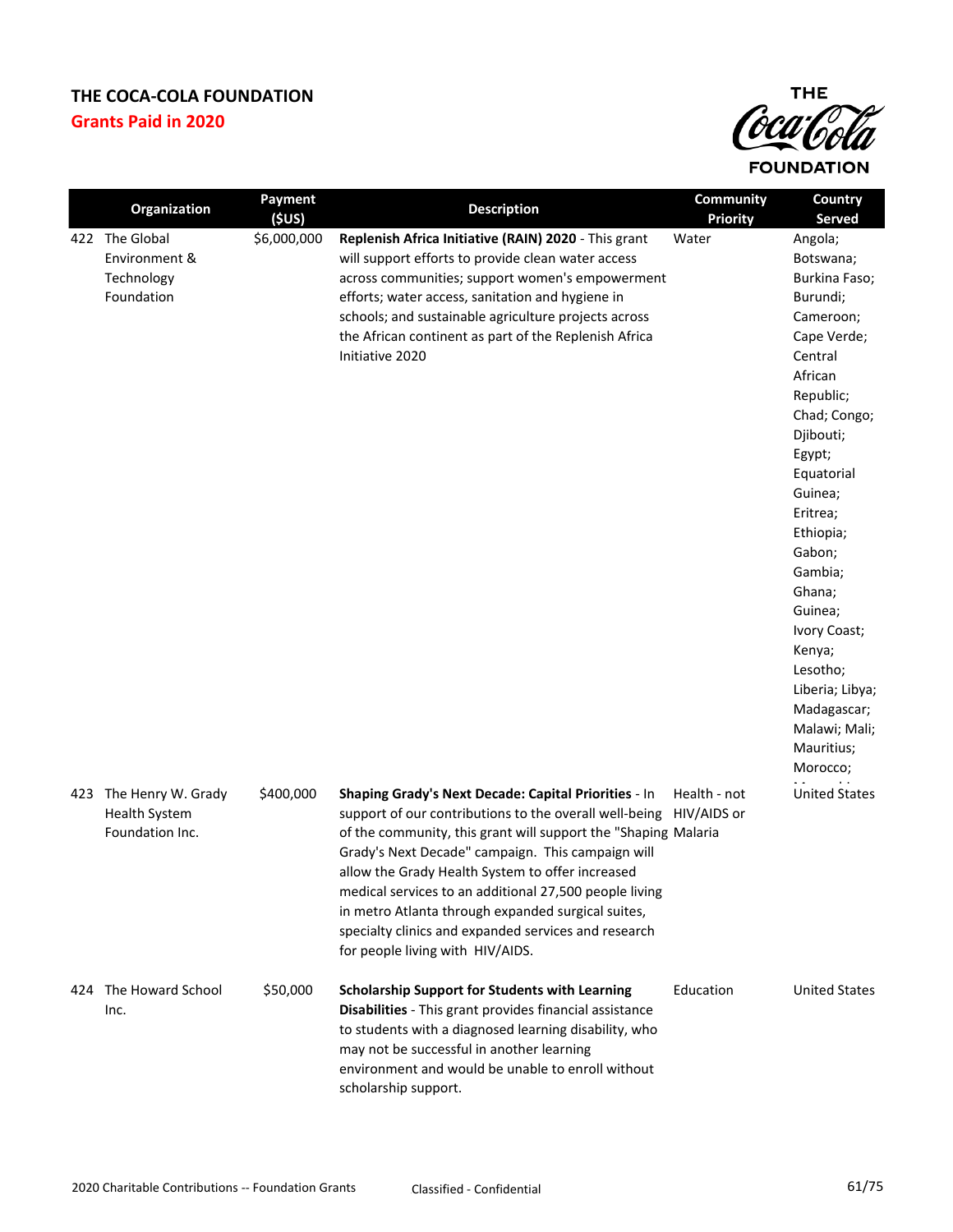# THE COCA-COLA FOUNDATION

## Grants Paid in 2020

| | Organization | Payment ($US) | Description | Community Priority | Country Served |
|---|---|---|---|---|---|
| 422 | The Global Environment & Technology Foundation | $6,000,000 | **Replenish Africa Initiative (RAIN) 2020** - This grant will support efforts to provide clean water access across communities; support women's empowerment efforts; water access, sanitation and hygiene in schools; and sustainable agriculture projects across the African continent as part of the Replenish Africa Initiative 2020 | Water | Angola; Botswana; Burkina Faso; Burundi; Cameroon; Cape Verde; Central African Republic; Chad; Congo; Djibouti; Egypt; Equatorial Guinea; Eritrea; Ethiopia; Gabon; Gambia; Ghana; Guinea; Ivory Coast; Kenya; Lesotho; Liberia; Libya; Madagascar; Malawi; Mali; Mauritius; Morocco; |
| 423 | The Henry W. Grady Health System Foundation Inc. | $400,000 | **Shaping Grady's Next Decade: Capital Priorities** - In support of our contributions to the overall well-being of the community, this grant will support the "Shaping Grady's Next Decade" campaign. This campaign will allow the Grady Health System to offer increased medical services to an additional 27,500 people living in metro Atlanta through expanded surgical suites, specialty clinics and expanded services and research for people living with HIV/AIDS. | Health - not HIV/AIDS or Malaria | United States |
| 424 | The Howard School Inc. | $50,000 | **Scholarship Support for Students with Learning Disabilities** - This grant provides financial assistance to students with a diagnosed learning disability, who may not be successful in another learning environment and would be unable to enroll without scholarship support. | Education | United States |

2020 Charitable Contributions -- Foundation Grants

Classified - Confidential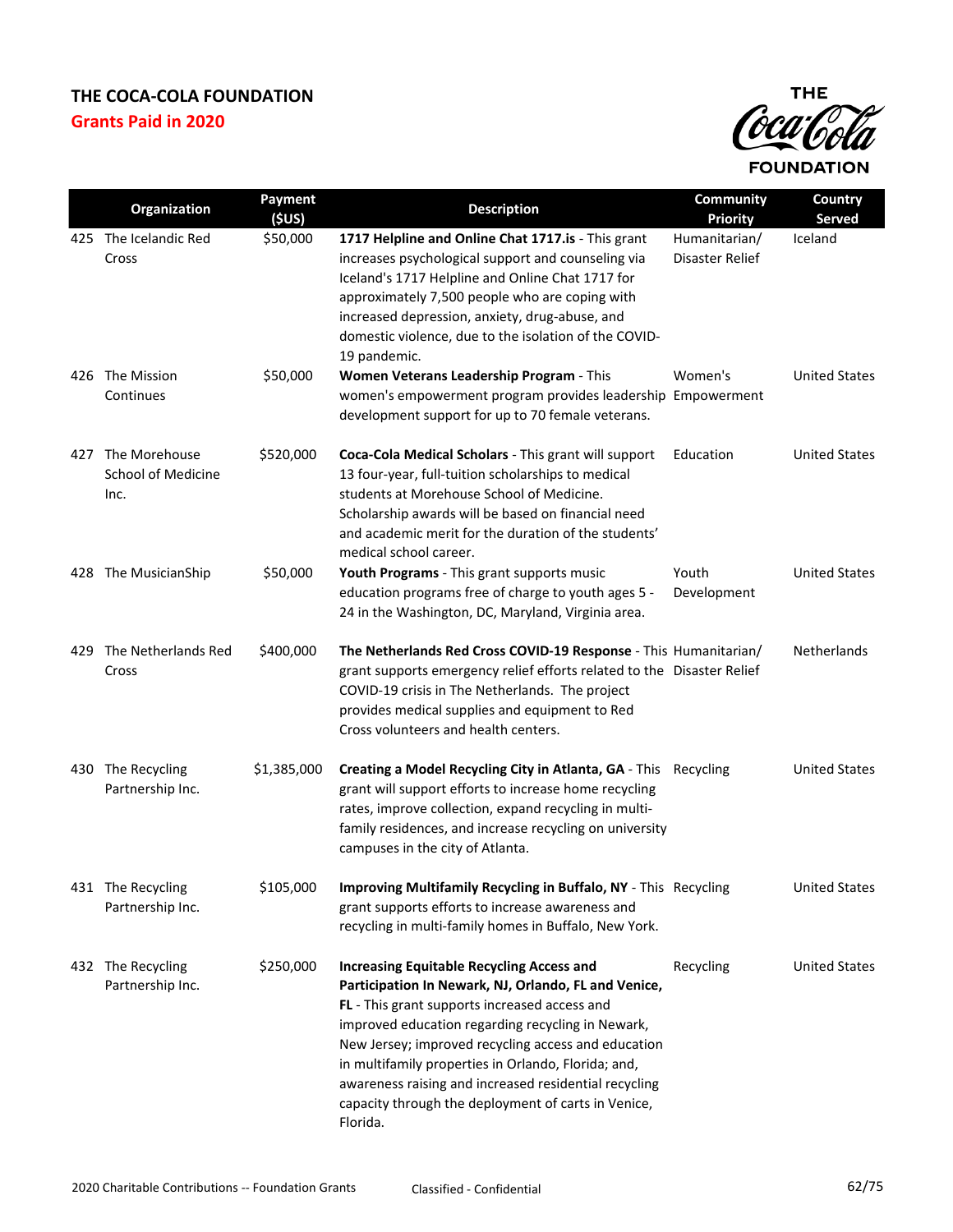# THE COCA-COLA FOUNDATION

## Grants Paid in 2020

| | Organization | Payment ($US) | Description | Community Priority | Country Served |
|---|---|---|---|---|---|
| 425 | The Icelandic Red Cross | $50,000 | **1717 Helpline and Online Chat 1717.is** - This grant increases psychological support and counseling via Iceland's 1717 Helpline and Online Chat 1717 for approximately 7,500 people who are coping with increased depression, anxiety, drug-abuse, and domestic violence, due to the isolation of the COVID-19 pandemic. | Humanitarian/ Disaster Relief | Iceland |
| 426 | The Mission Continues | $50,000 | **Women Veterans Leadership Program** - This women's empowerment program provides leadership development support for up to 70 female veterans. | Women's Empowerment | United States |
| 427 | The Morehouse School of Medicine Inc. | $520,000 | **Coca-Cola Medical Scholars** - This grant will support 13 four-year, full-tuition scholarships to medical students at Morehouse School of Medicine. Scholarship awards will be based on financial need and academic merit for the duration of the students' medical school career. | Education | United States |
| 428 | The MusicianShip | $50,000 | **Youth Programs** - This grant supports music education programs free of charge to youth ages 5 - 24 in the Washington, DC, Maryland, Virginia area. | Youth Development | United States |
| 429 | The Netherlands Red Cross | $400,000 | **The Netherlands Red Cross COVID-19 Response** - This grant supports emergency relief efforts related to the COVID-19 crisis in The Netherlands. The project provides medical supplies and equipment to Red Cross volunteers and health centers. | Humanitarian/ Disaster Relief | Netherlands |
| 430 | The Recycling Partnership Inc. | $1,385,000 | **Creating a Model Recycling City in Atlanta, GA** - This grant will support efforts to increase home recycling rates, improve collection, expand recycling in multi-family residences, and increase recycling on university campuses in the city of Atlanta. | Recycling | United States |
| 431 | The Recycling Partnership Inc. | $105,000 | **Improving Multifamily Recycling in Buffalo, NY** - This grant supports efforts to increase awareness and recycling in multi-family homes in Buffalo, New York. | Recycling | United States |
| 432 | The Recycling Partnership Inc. | $250,000 | **Increasing Equitable Recycling Access and Participation In Newark, NJ, Orlando, FL and Venice, FL** - This grant supports increased access and improved education regarding recycling in Newark, New Jersey; improved recycling access and education in multifamily properties in Orlando, Florida; and, awareness raising and increased residential recycling capacity through the deployment of carts in Venice, Florida. | Recycling | United States |

2020 Charitable Contributions -- Foundation Grants Classified - Confidential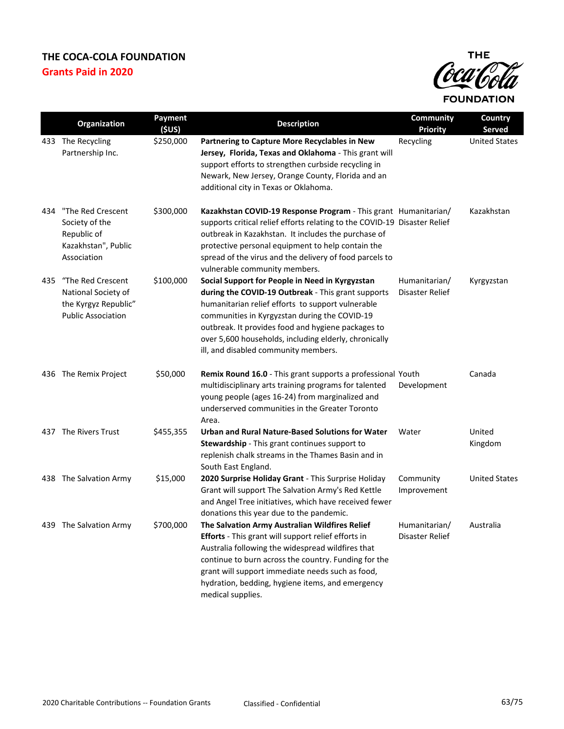# THE COCA-COLA FOUNDATION

## Grants Paid in 2020

| | Organization | Payment ($US) | Description | Community Priority | Country Served |
|---|---|---|---|---|---|
| 433 | The Recycling Partnership Inc. | $250,000 | **Partnering to Capture More Recyclables in New Jersey, Florida, Texas and Oklahoma** - This grant will support efforts to strengthen curbside recycling in Newark, New Jersey, Orange County, Florida and an additional city in Texas or Oklahoma. | Recycling | United States |
| 434 | "The Red Crescent Society of the Republic of Kazakhstan", Public Association | $300,000 | **Kazakhstan COVID-19 Response Program** - This grant supports critical relief efforts relating to the COVID-19 outbreak in Kazakhstan. It includes the purchase of protective personal equipment to help contain the spread of the virus and the delivery of food parcels to vulnerable community members. | Humanitarian/ Disaster Relief | Kazakhstan |
| 435 | "The Red Crescent National Society of the Kyrgyz Republic" Public Association | $100,000 | **Social Support for People in Need in Kyrgyzstan during the COVID-19 Outbreak** - This grant supports humanitarian relief efforts to support vulnerable communities in Kyrgyzstan during the COVID-19 outbreak. It provides food and hygiene packages to over 5,600 households, including elderly, chronically ill, and disabled community members. | Humanitarian/ Disaster Relief | Kyrgyzstan |
| 436 | The Remix Project | $50,000 | **Remix Round 16.0** - This grant supports a professional multidisciplinary arts training programs for talented young people (ages 16-24) from marginalized and underserved communities in the Greater Toronto Area. | Youth Development | Canada |
| 437 | The Rivers Trust | $455,355 | **Urban and Rural Nature-Based Solutions for Water Stewardship** - This grant continues support to replenish chalk streams in the Thames Basin and in South East England. | Water | United Kingdom |
| 438 | The Salvation Army | $15,000 | **2020 Surprise Holiday Grant** - This Surprise Holiday Grant will support The Salvation Army's Red Kettle and Angel Tree initiatives, which have received fewer donations this year due to the pandemic. | Community Improvement | United States |
| 439 | The Salvation Army | $700,000 | **The Salvation Army Australian Wildfires Relief Efforts** - This grant will support relief efforts in Australia following the widespread wildfires that continue to burn across the country. Funding for the grant will support immediate needs such as food, hydration, bedding, hygiene items, and emergency medical supplies. | Humanitarian/ Disaster Relief | Australia |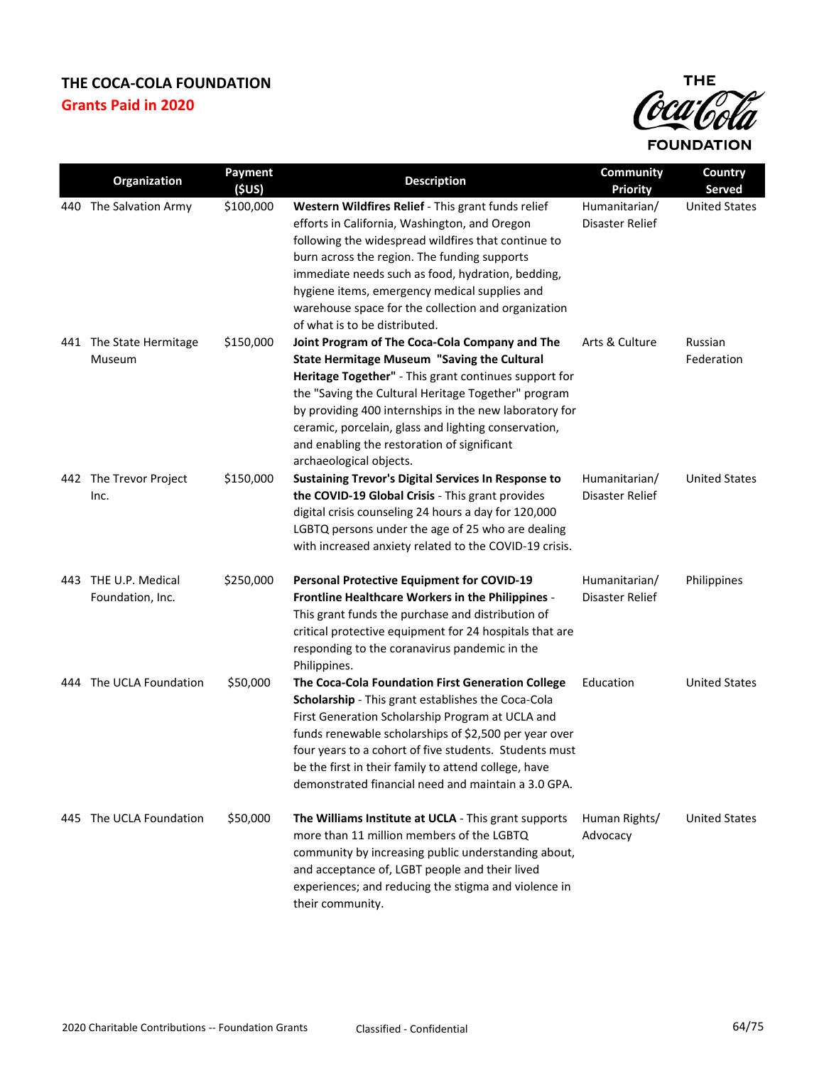# THE COCA-COLA FOUNDATION

## Grants Paid in 2020

| | Organization | Payment ($US) | Description | Community Priority | Country Served |
|---|---|---|---|---|---|
| 440 | The Salvation Army | $100,000 | **Western Wildfires Relief** - This grant funds relief efforts in California, Washington, and Oregon following the widespread wildfires that continue to burn across the region. The funding supports immediate needs such as food, hydration, bedding, hygiene items, emergency medical supplies and warehouse space for the collection and organization of what is to be distributed. | Humanitarian/ Disaster Relief | United States |
| 441 | The State Hermitage Museum | $150,000 | **Joint Program of The Coca-Cola Company and The State Hermitage Museum "Saving the Cultural Heritage Together"** - This grant continues support for the "Saving the Cultural Heritage Together" program by providing 400 internships in the new laboratory for ceramic, porcelain, glass and lighting conservation, and enabling the restoration of significant archaeological objects. | Arts & Culture | Russian Federation |
| 442 | The Trevor Project Inc. | $150,000 | **Sustaining Trevor's Digital Services In Response to the COVID-19 Global Crisis** - This grant provides digital crisis counseling 24 hours a day for 120,000 LGBTQ persons under the age of 25 who are dealing with increased anxiety related to the COVID-19 crisis. | Humanitarian/ Disaster Relief | United States |
| 443 | THE U.P. Medical Foundation, Inc. | $250,000 | **Personal Protective Equipment for COVID-19 Frontline Healthcare Workers in the Philippines** - This grant funds the purchase and distribution of critical protective equipment for 24 hospitals that are responding to the coranavirus pandemic in the Philippines. | Humanitarian/ Disaster Relief | Philippines |
| 444 | The UCLA Foundation | $50,000 | **The Coca-Cola Foundation First Generation College Scholarship** - This grant establishes the Coca-Cola First Generation Scholarship Program at UCLA and funds renewable scholarships of $2,500 per year over four years to a cohort of five students. Students must be the first in their family to attend college, have demonstrated financial need and maintain a 3.0 GPA. | Education | United States |
| 445 | The UCLA Foundation | $50,000 | **The Williams Institute at UCLA** - This grant supports more than 11 million members of the LGBTQ community by increasing public understanding about, and acceptance of, LGBT people and their lived experiences; and reducing the stigma and violence in their community. | Human Rights/ Advocacy | United States |

2020 Charitable Contributions -- Foundation Grants Classified - Confidential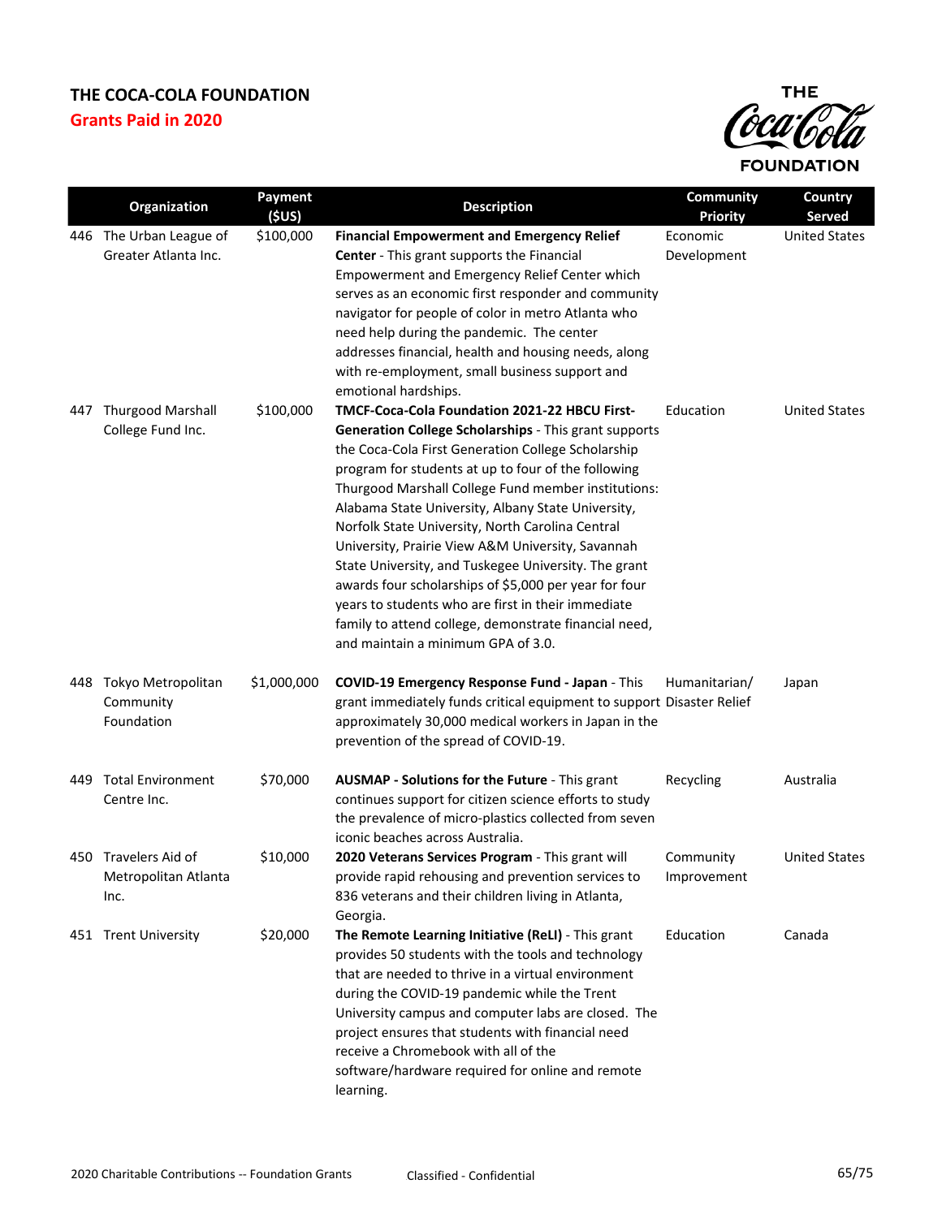# THE COCA-COLA FOUNDATION

## Grants Paid in 2020

| | Organization | Payment ($US) | Description | Community Priority | Country Served |
|---|---|---|---|---|---|
| 446 | The Urban League of Greater Atlanta Inc. | $100,000 | **Financial Empowerment and Emergency Relief Center** - This grant supports the Financial Empowerment and Emergency Relief Center which serves as an economic first responder and community navigator for people of color in metro Atlanta who need help during the pandemic. The center addresses financial, health and housing needs, along with re-employment, small business support and emotional hardships. | Economic Development | United States |
| 447 | Thurgood Marshall College Fund Inc. | $100,000 | **TMCF-Coca-Cola Foundation 2021-22 HBCU First-Generation College Scholarships** - This grant supports the Coca-Cola First Generation College Scholarship program for students at up to four of the following Thurgood Marshall College Fund member institutions: Alabama State University, Albany State University, Norfolk State University, North Carolina Central University, Prairie View A&M University, Savannah State University, and Tuskegee University. The grant awards four scholarships of $5,000 per year for four years to students who are first in their immediate family to attend college, demonstrate financial need, and maintain a minimum GPA of 3.0. | Education | United States |
| 448 | Tokyo Metropolitan Community Foundation | $1,000,000 | **COVID-19 Emergency Response Fund - Japan** - This grant immediately funds critical equipment to support approximately 30,000 medical workers in Japan in the prevention of the spread of COVID-19. | Humanitarian/ Disaster Relief | Japan |
| 449 | Total Environment Centre Inc. | $70,000 | **AUSMAP - Solutions for the Future** - This grant continues support for citizen science efforts to study the prevalence of micro-plastics collected from seven iconic beaches across Australia. | Recycling | Australia |
| 450 | Travelers Aid of Metropolitan Atlanta Inc. | $10,000 | **2020 Veterans Services Program** - This grant will provide rapid rehousing and prevention services to 836 veterans and their children living in Atlanta, Georgia. | Community Improvement | United States |
| 451 | Trent University | $20,000 | **The Remote Learning Initiative (ReLI)** - This grant provides 50 students with the tools and technology that are needed to thrive in a virtual environment during the COVID-19 pandemic while the Trent University campus and computer labs are closed. The project ensures that students with financial need receive a Chromebook with all of the software/hardware required for online and remote learning. | Education | Canada |

2020 Charitable Contributions -- Foundation Grants

Classified - Confidential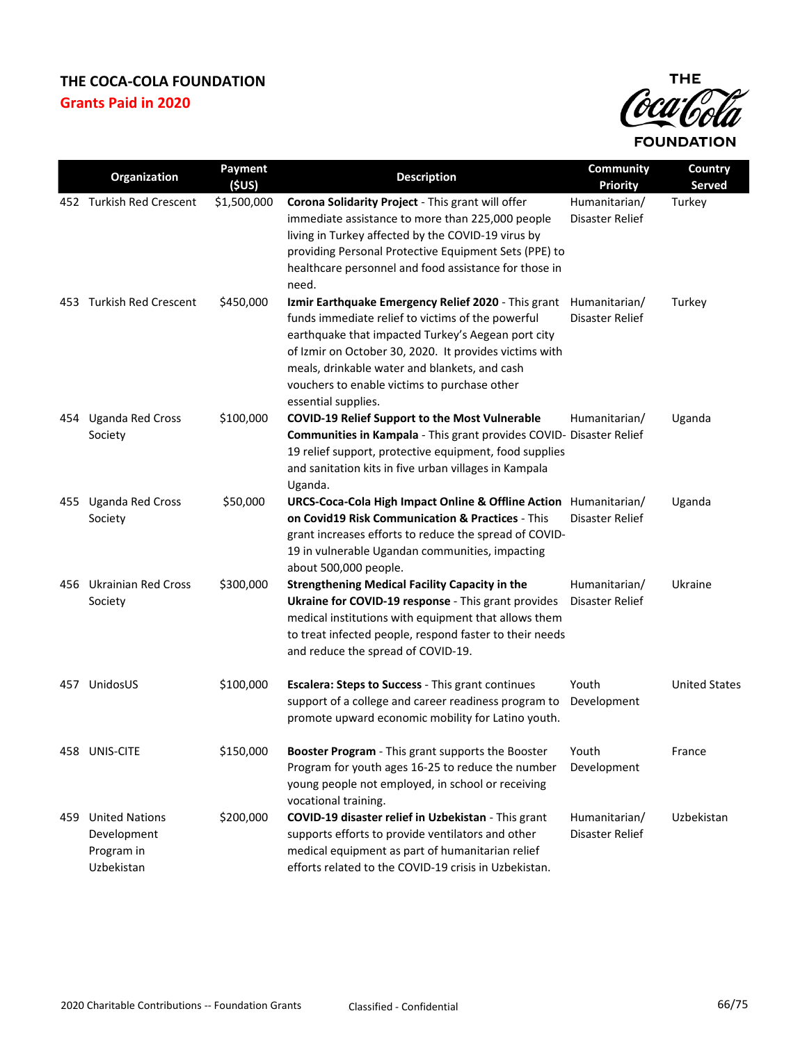# THE COCA-COLA FOUNDATION

## Grants Paid in 2020

| | Organization | Payment ($US) | Description | Community Priority | Country Served |
|---|---|---|---|---|---|
| 452 | Turkish Red Crescent | $1,500,000 | **Corona Solidarity Project** - This grant will offer immediate assistance to more than 225,000 people living in Turkey affected by the COVID-19 virus by providing Personal Protective Equipment Sets (PPE) to healthcare personnel and food assistance for those in need. | Humanitarian/ Disaster Relief | Turkey |
| 453 | Turkish Red Crescent | $450,000 | **Izmir Earthquake Emergency Relief 2020** - This grant funds immediate relief to victims of the powerful earthquake that impacted Turkey's Aegean port city of Izmir on October 30, 2020. It provides victims with meals, drinkable water and blankets, and cash vouchers to enable victims to purchase other essential supplies. | Humanitarian/ Disaster Relief | Turkey |
| 454 | Uganda Red Cross Society | $100,000 | **COVID-19 Relief Support to the Most Vulnerable Communities in Kampala** - This grant provides COVID-19 relief support, protective equipment, food supplies and sanitation kits in five urban villages in Kampala Uganda. | Humanitarian/ Disaster Relief | Uganda |
| 455 | Uganda Red Cross Society | $50,000 | **URCS-Coca-Cola High Impact Online & Offline Action on Covid19 Risk Communication & Practices** - This grant increases efforts to reduce the spread of COVID-19 in vulnerable Ugandan communities, impacting about 500,000 people. | Humanitarian/ Disaster Relief | Uganda |
| 456 | Ukrainian Red Cross Society | $300,000 | **Strengthening Medical Facility Capacity in the Ukraine for COVID-19 response** - This grant provides medical institutions with equipment that allows them to treat infected people, respond faster to their needs and reduce the spread of COVID-19. | Humanitarian/ Disaster Relief | Ukraine |
| 457 | UnidosUS | $100,000 | **Escalera: Steps to Success** - This grant continues support of a college and career readiness program to promote upward economic mobility for Latino youth. | Youth Development | United States |
| 458 | UNIS-CITE | $150,000 | **Booster Program** - This grant supports the Booster Program for youth ages 16-25 to reduce the number young people not employed, in school or receiving vocational training. | Youth Development | France |
| 459 | United Nations Development Program in Uzbekistan | $200,000 | **COVID-19 disaster relief in Uzbekistan** - This grant supports efforts to provide ventilators and other medical equipment as part of humanitarian relief efforts related to the COVID-19 crisis in Uzbekistan. | Humanitarian/ Disaster Relief | Uzbekistan |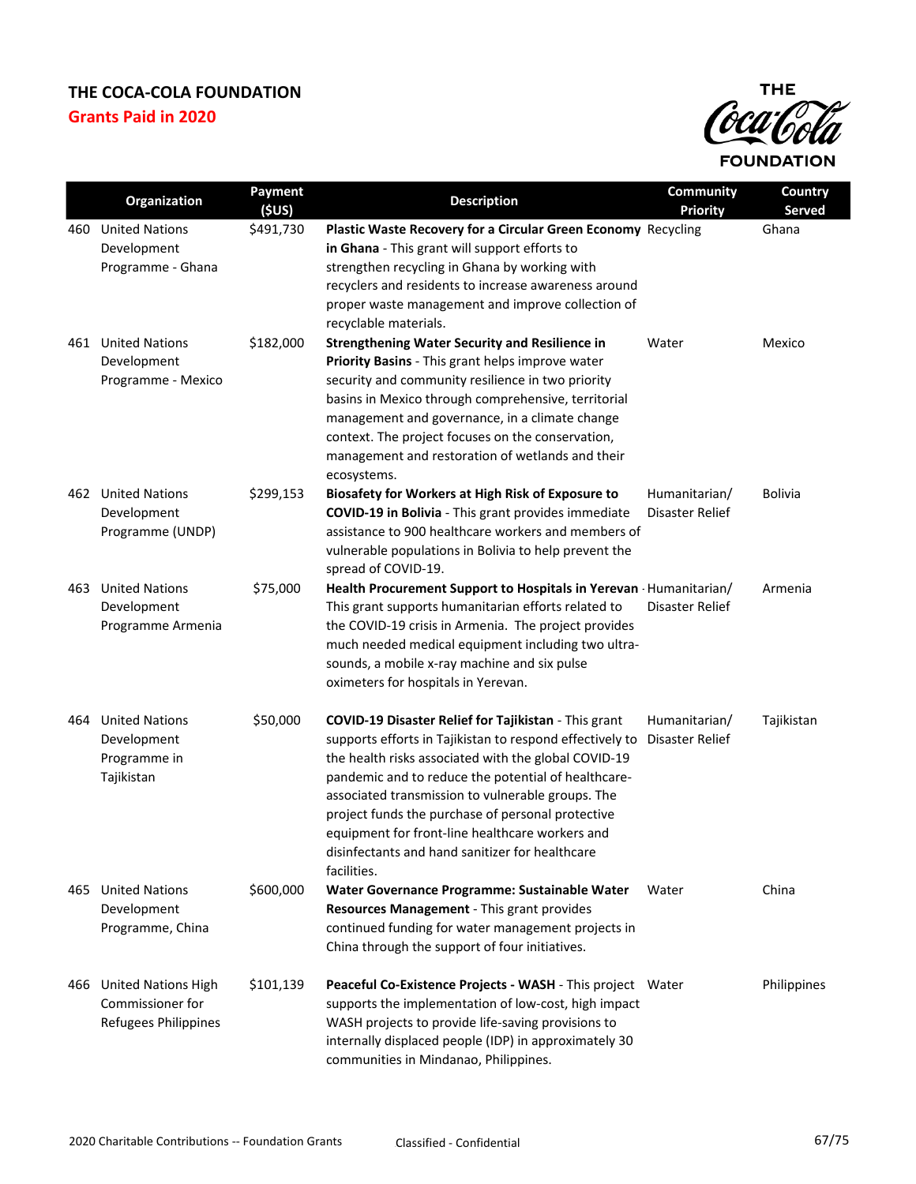# THE COCA-COLA FOUNDATION

## Grants Paid in 2020

| | Organization | Payment ($US) | Description | Community Priority | Country Served |
|---|---|---|---|---|---|
| 460 | United Nations Development Programme - Ghana | $491,730 | **Plastic Waste Recovery for a Circular Green Economy in Ghana** - This grant will support efforts to strengthen recycling in Ghana by working with recyclers and residents to increase awareness around proper waste management and improve collection of recyclable materials. | Recycling | Ghana |
| 461 | United Nations Development Programme - Mexico | $182,000 | **Strengthening Water Security and Resilience in Priority Basins** - This grant helps improve water security and community resilience in two priority basins in Mexico through comprehensive, territorial management and governance, in a climate change context. The project focuses on the conservation, management and restoration of wetlands and their ecosystems. | Water | Mexico |
| 462 | United Nations Development Programme (UNDP) | $299,153 | **Biosafety for Workers at High Risk of Exposure to COVID-19 in Bolivia** - This grant provides immediate assistance to 900 healthcare workers and members of vulnerable populations in Bolivia to help prevent the spread of COVID-19. | Humanitarian/ Disaster Relief | Bolivia |
| 463 | United Nations Development Programme Armenia | $75,000 | **Health Procurement Support to Hospitals in Yerevan** - This grant supports humanitarian efforts related to the COVID-19 crisis in Armenia. The project provides much needed medical equipment including two ultra-sounds, a mobile x-ray machine and six pulse oximeters for hospitals in Yerevan. | Humanitarian/ Disaster Relief | Armenia |
| 464 | United Nations Development Programme in Tajikistan | $50,000 | **COVID-19 Disaster Relief for Tajikistan** - This grant supports efforts in Tajikistan to respond effectively to the health risks associated with the global COVID-19 pandemic and to reduce the potential of healthcare-associated transmission to vulnerable groups. The project funds the purchase of personal protective equipment for front-line healthcare workers and disinfectants and hand sanitizer for healthcare facilities. | Humanitarian/ Disaster Relief | Tajikistan |
| 465 | United Nations Development Programme, China | $600,000 | **Water Governance Programme: Sustainable Water Resources Management** - This grant provides continued funding for water management projects in China through the support of four initiatives. | Water | China |
| 466 | United Nations High Commissioner for Refugees Philippines | $101,139 | **Peaceful Co-Existence Projects - WASH** - This project supports the implementation of low-cost, high impact WASH projects to provide life-saving provisions to internally displaced people (IDP) in approximately 30 communities in Mindanao, Philippines. | Water | Philippines |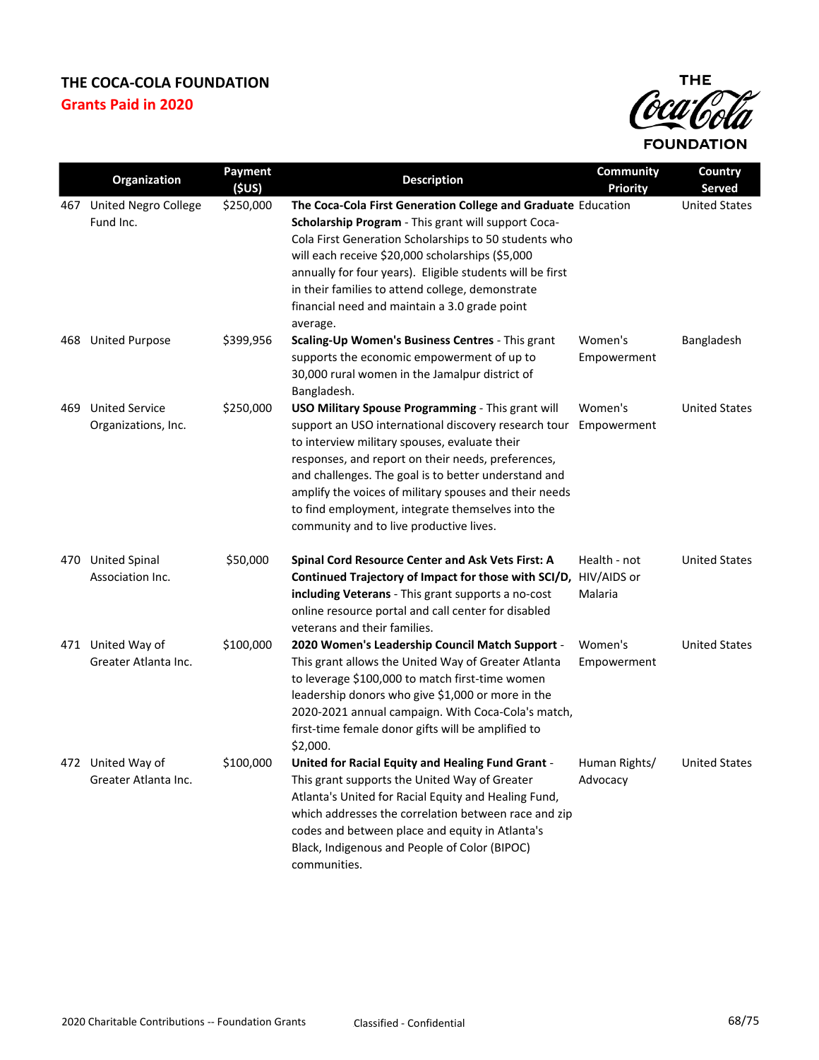# THE COCA-COLA FOUNDATION

## Grants Paid in 2020

| | Organization | Payment ($US) | Description | Community Priority | Country Served |
|---|---|---|---|---|---|
| 467 | United Negro College Fund Inc. | $250,000 | **The Coca-Cola First Generation College and Graduate Scholarship Program** - This grant will support Coca-Cola First Generation Scholarships to 50 students who will each receive $20,000 scholarships ($5,000 annually for four years). Eligible students will be first in their families to attend college, demonstrate financial need and maintain a 3.0 grade point average. | Education | United States |
| 468 | United Purpose | $399,956 | **Scaling-Up Women's Business Centres** - This grant supports the economic empowerment of up to 30,000 rural women in the Jamalpur district of Bangladesh. | Women's Empowerment | Bangladesh |
| 469 | United Service Organizations, Inc. | $250,000 | **USO Military Spouse Programming** - This grant will support an USO international discovery research tour to interview military spouses, evaluate their responses, and report on their needs, preferences, and challenges. The goal is to better understand and amplify the voices of military spouses and their needs to find employment, integrate themselves into the community and to live productive lives. | Women's Empowerment | United States |
| 470 | United Spinal Association Inc. | $50,000 | **Spinal Cord Resource Center and Ask Vets First: A Continued Trajectory of Impact for those with SCI/D, including Veterans** - This grant supports a no-cost online resource portal and call center for disabled veterans and their families. | Health - not HIV/AIDS or Malaria | United States |
| 471 | United Way of Greater Atlanta Inc. | $100,000 | **2020 Women's Leadership Council Match Support** - This grant allows the United Way of Greater Atlanta to leverage $100,000 to match first-time women leadership donors who give $1,000 or more in the 2020-2021 annual campaign. With Coca-Cola's match, first-time female donor gifts will be amplified to $2,000. | Women's Empowerment | United States |
| 472 | United Way of Greater Atlanta Inc. | $100,000 | **United for Racial Equity and Healing Fund Grant** - This grant supports the United Way of Greater Atlanta's United for Racial Equity and Healing Fund, which addresses the correlation between race and zip codes and between place and equity in Atlanta's Black, Indigenous and People of Color (BIPOC) communities. | Human Rights/ Advocacy | United States |

2020 Charitable Contributions -- Foundation Grants    Classified - Confidential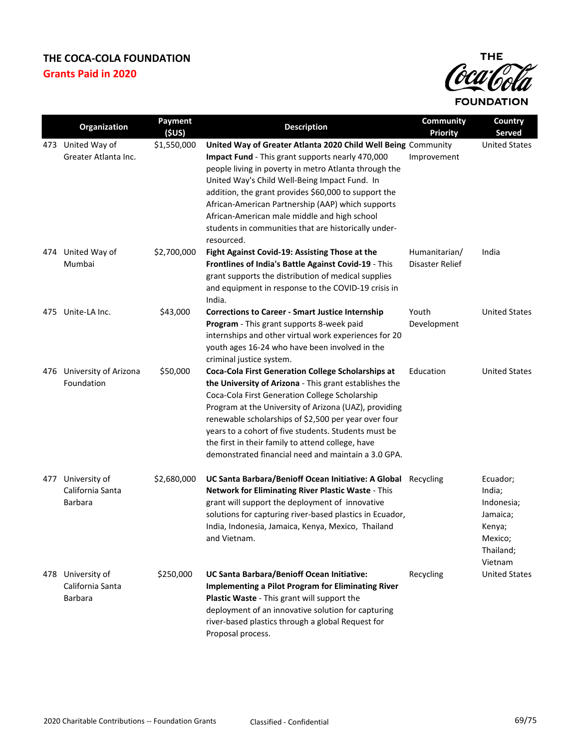# THE COCA-COLA FOUNDATION

## Grants Paid in 2020

| | Organization | Payment ($US) | Description | Community Priority | Country Served |
|---|---|---|---|---|---|
| 473 | United Way of Greater Atlanta Inc. | $1,550,000 | **United Way of Greater Atlanta 2020 Child Well Being Impact Fund** - This grant supports nearly 470,000 people living in poverty in metro Atlanta through the United Way's Child Well-Being Impact Fund. In addition, the grant provides $60,000 to support the African-American Partnership (AAP) which supports African-American male middle and high school students in communities that are historically under-resourced. | Community Improvement | United States |
| 474 | United Way of Mumbai | $2,700,000 | **Fight Against Covid-19: Assisting Those at the Frontlines of India's Battle Against Covid-19** - This grant supports the distribution of medical supplies and equipment in response to the COVID-19 crisis in India. | Humanitarian/ Disaster Relief | India |
| 475 | Unite-LA Inc. | $43,000 | **Corrections to Career - Smart Justice Internship Program** - This grant supports 8-week paid internships and other virtual work experiences for 20 youth ages 16-24 who have been involved in the criminal justice system. | Youth Development | United States |
| 476 | University of Arizona Foundation | $50,000 | **Coca-Cola First Generation College Scholarships at the University of Arizona** - This grant establishes the Coca-Cola First Generation College Scholarship Program at the University of Arizona (UAZ), providing renewable scholarships of $2,500 per year over four years to a cohort of five students. Students must be the first in their family to attend college, have demonstrated financial need and maintain a 3.0 GPA. | Education | United States |
| 477 | University of California Santa Barbara | $2,680,000 | **UC Santa Barbara/Benioff Ocean Initiative: A Global Network for Eliminating River Plastic Waste** - This grant will support the deployment of innovative solutions for capturing river-based plastics in Ecuador, India, Indonesia, Jamaica, Kenya, Mexico, Thailand and Vietnam. | Recycling | Ecuador; India; Indonesia; Jamaica; Kenya; Mexico; Thailand; Vietnam |
| 478 | University of California Santa Barbara | $250,000 | **UC Santa Barbara/Benioff Ocean Initiative: Implementing a Pilot Program for Eliminating River Plastic Waste** - This grant will support the deployment of an innovative solution for capturing river-based plastics through a global Request for Proposal process. | Recycling | United States |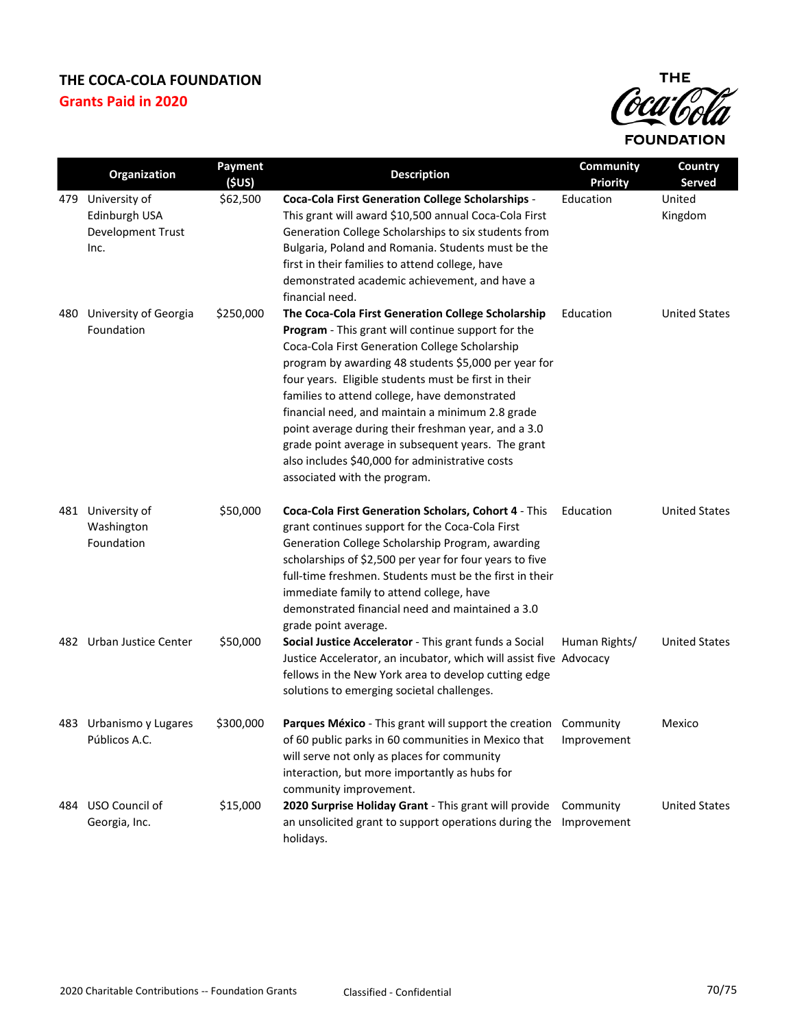# THE COCA-COLA FOUNDATION

## Grants Paid in 2020

| | Organization | Payment ($US) | Description | Community Priority | Country Served |
|---|---|---|---|---|---|
| 479 | University of Edinburgh USA Development Trust Inc. | $62,500 | **Coca-Cola First Generation College Scholarships** - This grant will award $10,500 annual Coca-Cola First Generation College Scholarships to six students from Bulgaria, Poland and Romania. Students must be the first in their families to attend college, have demonstrated academic achievement, and have a financial need. | Education | United Kingdom |
| 480 | University of Georgia Foundation | $250,000 | **The Coca-Cola First Generation College Scholarship Program** - This grant will continue support for the Coca-Cola First Generation College Scholarship program by awarding 48 students $5,000 per year for four years. Eligible students must be first in their families to attend college, have demonstrated financial need, and maintain a minimum 2.8 grade point average during their freshman year, and a 3.0 grade point average in subsequent years. The grant also includes $40,000 for administrative costs associated with the program. | Education | United States |
| 481 | University of Washington Foundation | $50,000 | **Coca-Cola First Generation Scholars, Cohort 4** - This grant continues support for the Coca-Cola First Generation College Scholarship Program, awarding scholarships of $2,500 per year for four years to five full-time freshmen. Students must be the first in their immediate family to attend college, have demonstrated financial need and maintained a 3.0 grade point average. | Education | United States |
| 482 | Urban Justice Center | $50,000 | **Social Justice Accelerator** - This grant funds a Social Justice Accelerator, an incubator, which will assist five fellows in the New York area to develop cutting edge solutions to emerging societal challenges. | Human Rights/ Advocacy | United States |
| 483 | Urbanismo y Lugares Públicos A.C. | $300,000 | **Parques México** - This grant will support the creation of 60 public parks in 60 communities in Mexico that will serve not only as places for community interaction, but more importantly as hubs for community improvement. | Community Improvement | Mexico |
| 484 | USO Council of Georgia, Inc. | $15,000 | **2020 Surprise Holiday Grant** - This grant will provide an unsolicited grant to support operations during the holidays. | Community Improvement | United States |

2020 Charitable Contributions -- Foundation Grants Classified - Confidential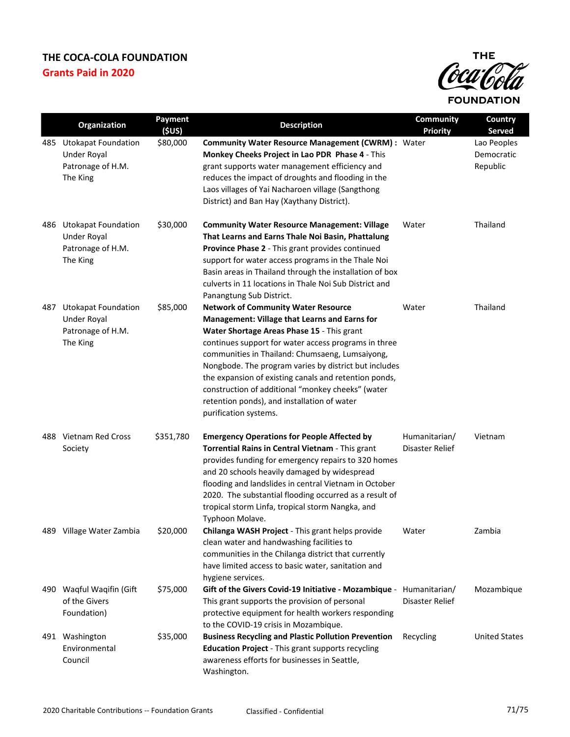# THE COCA-COLA FOUNDATION

## Grants Paid in 2020

| | Organization | Payment ($US) | Description | Community Priority | Country Served |
|---|---|---|---|---|---|
| 485 | Utokapat Foundation Under Royal Patronage of H.M. The King | $80,000 | **Community Water Resource Management (CWRM) : Monkey Cheeks Project in Lao PDR Phase 4** - This grant supports water management efficiency and reduces the impact of droughts and flooding in the Laos villages of Yai Nacharoen village (Sangthong District) and Ban Hay (Xaythany District). | Water | Lao Peoples Democratic Republic |
| 486 | Utokapat Foundation Under Royal Patronage of H.M. The King | $30,000 | **Community Water Resource Management: Village That Learns and Earns Thale Noi Basin, Phattalung Province Phase 2** - This grant provides continued support for water access programs in the Thale Noi Basin areas in Thailand through the installation of box culverts in 11 locations in Thale Noi Sub District and Panangtung Sub District. | Water | Thailand |
| 487 | Utokapat Foundation Under Royal Patronage of H.M. The King | $85,000 | **Network of Community Water Resource Management: Village that Learns and Earns for Water Shortage Areas Phase 15** - This grant continues support for water access programs in three communities in Thailand: Chumsaeng, Lumsaiyong, Nongbode. The program varies by district but includes the expansion of existing canals and retention ponds, construction of additional "monkey cheeks" (water retention ponds), and installation of water purification systems. | Water | Thailand |
| 488 | Vietnam Red Cross Society | $351,780 | **Emergency Operations for People Affected by Torrential Rains in Central Vietnam** - This grant provides funding for emergency repairs to 320 homes and 20 schools heavily damaged by widespread flooding and landslides in central Vietnam in October 2020. The substantial flooding occurred as a result of tropical storm Linfa, tropical storm Nangka, and Typhoon Molave. | Humanitarian/ Disaster Relief | Vietnam |
| 489 | Village Water Zambia | $20,000 | **Chilanga WASH Project** - This grant helps provide clean water and handwashing facilities to communities in the Chilanga district that currently have limited access to basic water, sanitation and hygiene services. | Water | Zambia |
| 490 | Waqful Waqifin (Gift of the Givers Foundation) | $75,000 | **Gift of the Givers Covid-19 Initiative - Mozambique** - This grant supports the provision of personal protective equipment for health workers responding to the COVID-19 crisis in Mozambique. | Humanitarian/ Disaster Relief | Mozambique |
| 491 | Washington Environmental Council | $35,000 | **Business Recycling and Plastic Pollution Prevention Education Project** - This grant supports recycling awareness efforts for businesses in Seattle, Washington. | Recycling | United States |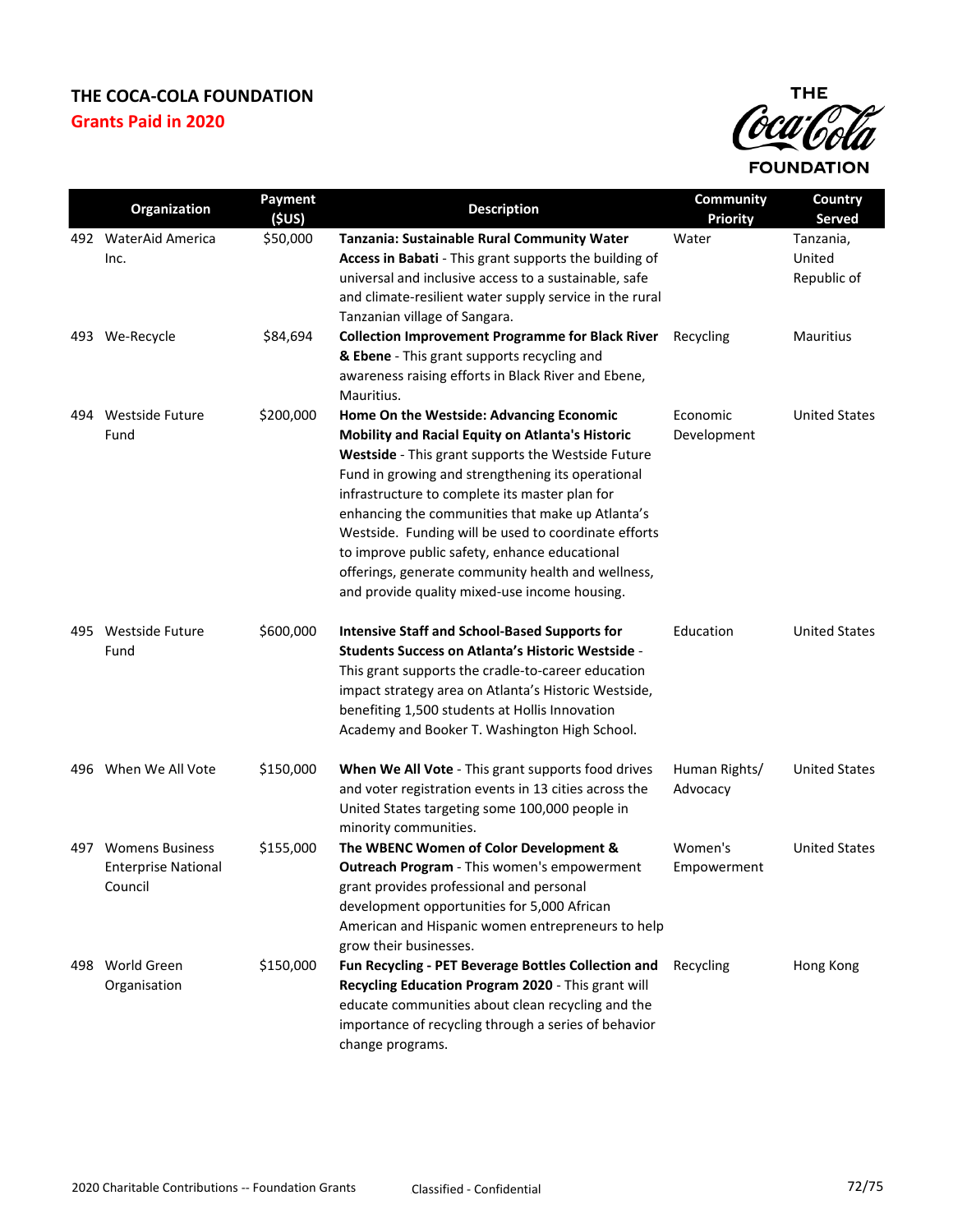# THE COCA-COLA FOUNDATION

## Grants Paid in 2020

| | Organization | Payment ($US) | Description | Community Priority | Country Served |
|---|---|---|---|---|---|
| 492 | WaterAid America Inc. | $50,000 | **Tanzania: Sustainable Rural Community Water Access in Babati** - This grant supports the building of universal and inclusive access to a sustainable, safe and climate-resilient water supply service in the rural Tanzanian village of Sangara. | Water | Tanzania, United Republic of |
| 493 | We-Recycle | $84,694 | **Collection Improvement Programme for Black River & Ebene** - This grant supports recycling and awareness raising efforts in Black River and Ebene, Mauritius. | Recycling | Mauritius |
| 494 | Westside Future Fund | $200,000 | **Home On the Westside: Advancing Economic Mobility and Racial Equity on Atlanta's Historic Westside** - This grant supports the Westside Future Fund in growing and strengthening its operational infrastructure to complete its master plan for enhancing the communities that make up Atlanta's Westside. Funding will be used to coordinate efforts to improve public safety, enhance educational offerings, generate community health and wellness, and provide quality mixed-use income housing. | Economic Development | United States |
| 495 | Westside Future Fund | $600,000 | **Intensive Staff and School-Based Supports for Students Success on Atlanta's Historic Westside** - This grant supports the cradle-to-career education impact strategy area on Atlanta's Historic Westside, benefiting 1,500 students at Hollis Innovation Academy and Booker T. Washington High School. | Education | United States |
| 496 | When We All Vote | $150,000 | **When We All Vote** - This grant supports food drives and voter registration events in 13 cities across the United States targeting some 100,000 people in minority communities. | Human Rights/ Advocacy | United States |
| 497 | Womens Business Enterprise National Council | $155,000 | **The WBENC Women of Color Development & Outreach Program** - This women's empowerment grant provides professional and personal development opportunities for 5,000 African American and Hispanic women entrepreneurs to help grow their businesses. | Women's Empowerment | United States |
| 498 | World Green Organisation | $150,000 | **Fun Recycling - PET Beverage Bottles Collection and Recycling Education Program 2020** - This grant will educate communities about clean recycling and the importance of recycling through a series of behavior change programs. | Recycling | Hong Kong |

2020 Charitable Contributions -- Foundation Grants Classified - Confidential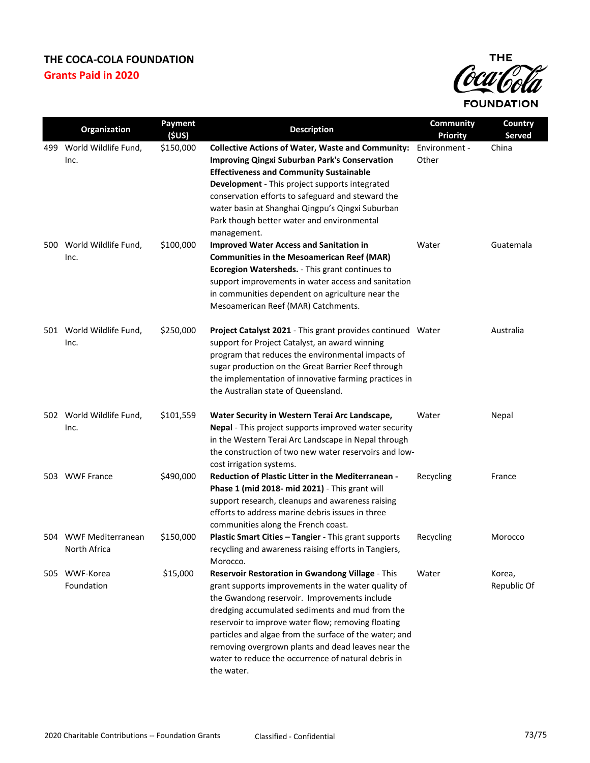# THE COCA-COLA FOUNDATION

## Grants Paid in 2020

| | Organization | Payment ($US) | Description | Community Priority | Country Served |
|---|---|---|---|---|---|
| 499 | World Wildlife Fund, Inc. | $150,000 | **Collective Actions of Water, Waste and Community: Improving Qingxi Suburban Park's Conservation Effectiveness and Community Sustainable Development** - This project supports integrated conservation efforts to safeguard and steward the water basin at Shanghai Qingpu's Qingxi Suburban Park though better water and environmental management. | Environment - Other | China |
| 500 | World Wildlife Fund, Inc. | $100,000 | **Improved Water Access and Sanitation in Communities in the Mesoamerican Reef (MAR) Ecoregion Watersheds.** - This grant continues to support improvements in water access and sanitation in communities dependent on agriculture near the Mesoamerican Reef (MAR) Catchments. | Water | Guatemala |
| 501 | World Wildlife Fund, Inc. | $250,000 | **Project Catalyst 2021** - This grant provides continued support for Project Catalyst, an award winning program that reduces the environmental impacts of sugar production on the Great Barrier Reef through the implementation of innovative farming practices in the Australian state of Queensland. | Water | Australia |
| 502 | World Wildlife Fund, Inc. | $101,559 | **Water Security in Western Terai Arc Landscape, Nepal** - This project supports improved water security in the Western Terai Arc Landscape in Nepal through the construction of two new water reservoirs and low-cost irrigation systems. | Water | Nepal |
| 503 | WWF France | $490,000 | **Reduction of Plastic Litter in the Mediterranean - Phase 1 (mid 2018- mid 2021)** - This grant will support research, cleanups and awareness raising efforts to address marine debris issues in three communities along the French coast. | Recycling | France |
| 504 | WWF Mediterranean North Africa | $150,000 | **Plastic Smart Cities – Tangier** - This grant supports recycling and awareness raising efforts in Tangiers, Morocco. | Recycling | Morocco |
| 505 | WWF-Korea Foundation | $15,000 | **Reservoir Restoration in Gwandong Village** - This grant supports improvements in the water quality of the Gwandong reservoir. Improvements include dredging accumulated sediments and mud from the reservoir to improve water flow; removing floating particles and algae from the surface of the water; and removing overgrown plants and dead leaves near the water to reduce the occurrence of natural debris in the water. | Water | Korea, Republic Of |

2020 Charitable Contributions -- Foundation Grants    Classified - Confidential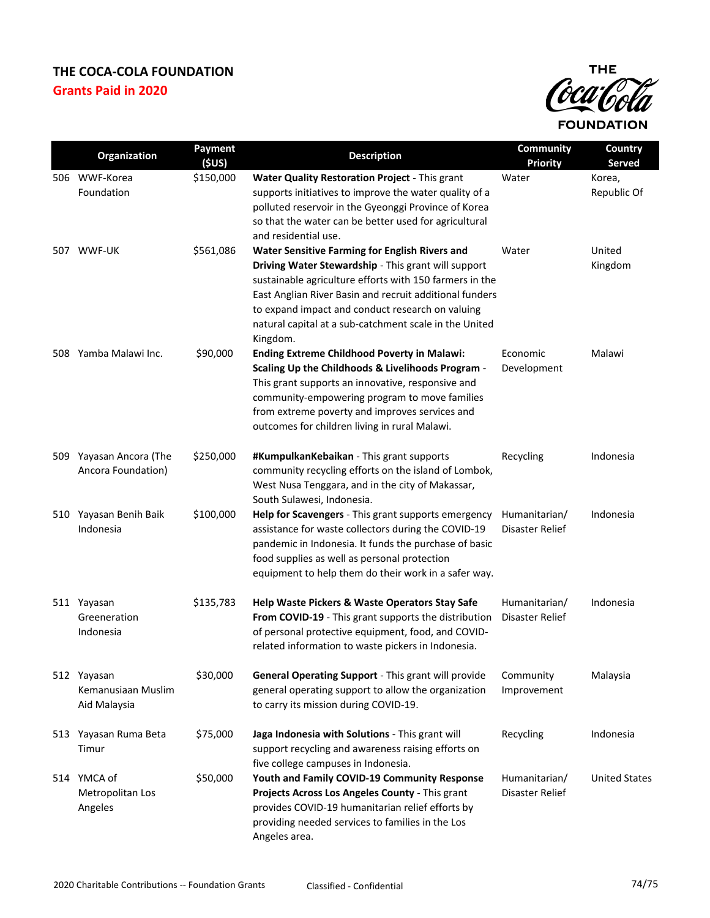# THE COCA-COLA FOUNDATION

## Grants Paid in 2020

| | Organization | Payment ($US) | Description | Community Priority | Country Served |
|---|---|---|---|---|---|
| 506 | WWF-Korea Foundation | $150,000 | **Water Quality Restoration Project** - This grant supports initiatives to improve the water quality of a polluted reservoir in the Gyeonggi Province of Korea so that the water can be better used for agricultural and residential use. | Water | Korea, Republic Of |
| 507 | WWF-UK | $561,086 | **Water Sensitive Farming for English Rivers and Driving Water Stewardship** - This grant will support sustainable agriculture efforts with 150 farmers in the East Anglian River Basin and recruit additional funders to expand impact and conduct research on valuing natural capital at a sub-catchment scale in the United Kingdom. | Water | United Kingdom |
| 508 | Yamba Malawi Inc. | $90,000 | **Ending Extreme Childhood Poverty in Malawi: Scaling Up the Childhoods & Livelihoods Program** - This grant supports an innovative, responsive and community-empowering program to move families from extreme poverty and improves services and outcomes for children living in rural Malawi. | Economic Development | Malawi |
| 509 | Yayasan Ancora (The Ancora Foundation) | $250,000 | **#KumpulkanKebaikan** - This grant supports community recycling efforts on the island of Lombok, West Nusa Tenggara, and in the city of Makassar, South Sulawesi, Indonesia. | Recycling | Indonesia |
| 510 | Yayasan Benih Baik Indonesia | $100,000 | **Help for Scavengers** - This grant supports emergency assistance for waste collectors during the COVID-19 pandemic in Indonesia. It funds the purchase of basic food supplies as well as personal protection equipment to help them do their work in a safer way. | Humanitarian/ Disaster Relief | Indonesia |
| 511 | Yayasan Greeneration Indonesia | $135,783 | **Help Waste Pickers & Waste Operators Stay Safe From COVID-19** - This grant supports the distribution of personal protective equipment, food, and COVID-related information to waste pickers in Indonesia. | Humanitarian/ Disaster Relief | Indonesia |
| 512 | Yayasan Kemanusiaan Muslim Aid Malaysia | $30,000 | **General Operating Support** - This grant will provide general operating support to allow the organization to carry its mission during COVID-19. | Community Improvement | Malaysia |
| 513 | Yayasan Ruma Beta Timur | $75,000 | **Jaga Indonesia with Solutions** - This grant will support recycling and awareness raising efforts on five college campuses in Indonesia. | Recycling | Indonesia |
| 514 | YMCA of Metropolitan Los Angeles | $50,000 | **Youth and Family COVID-19 Community Response Projects Across Los Angeles County** - This grant provides COVID-19 humanitarian relief efforts by providing needed services to families in the Los Angeles area. | Humanitarian/ Disaster Relief | United States |

2020 Charitable Contributions -- Foundation Grants    Classified - Confidential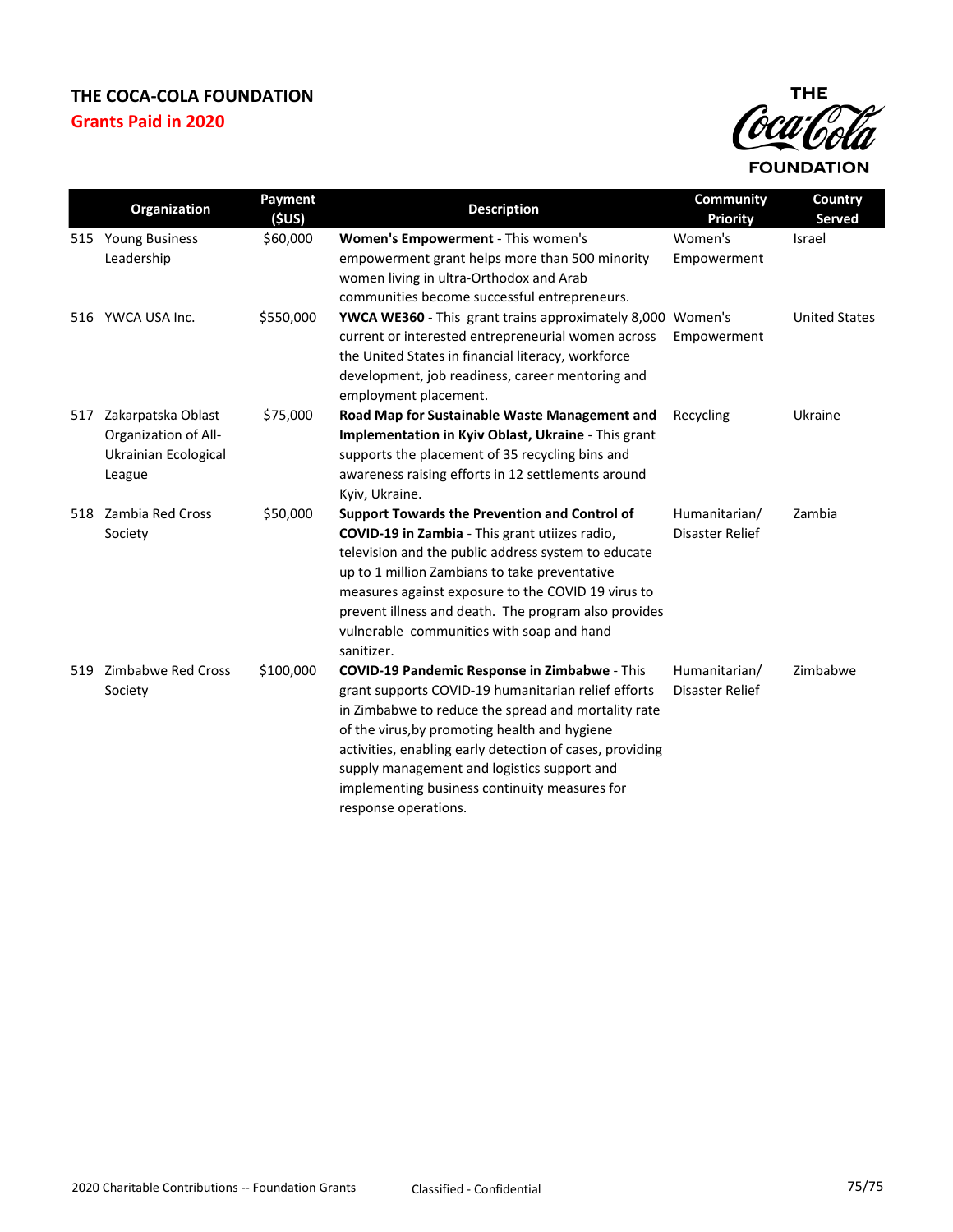**THE COCA-COLA FOUNDATION**

**Grants Paid in 2020**

| | Organization | Payment ($US) | Description | Community Priority | Country Served |
|---|---|---|---|---|---|
| 515 | Young Business Leadership | $60,000 | **Women's Empowerment** - This women's empowerment grant helps more than 500 minority women living in ultra-Orthodox and Arab communities become successful entrepreneurs. | Women's Empowerment | Israel |
| 516 | YWCA USA Inc. | $550,000 | **YWCA WE360** - This grant trains approximately 8,000 current or interested entrepreneurial women across the United States in financial literacy, workforce development, job readiness, career mentoring and employment placement. | Women's Empowerment | United States |
| 517 | Zakarpatska Oblast Organization of All-Ukrainian Ecological League | $75,000 | **Road Map for Sustainable Waste Management and Implementation in Kyiv Oblast, Ukraine** - This grant supports the placement of 35 recycling bins and awareness raising efforts in 12 settlements around Kyiv, Ukraine. | Recycling | Ukraine |
| 518 | Zambia Red Cross Society | $50,000 | **Support Towards the Prevention and Control of COVID-19 in Zambia** - This grant utiizes radio, television and the public address system to educate up to 1 million Zambians to take preventative measures against exposure to the COVID 19 virus to prevent illness and death. The program also provides vulnerable communities with soap and hand sanitizer. | Humanitarian/ Disaster Relief | Zambia |
| 519 | Zimbabwe Red Cross Society | $100,000 | **COVID-19 Pandemic Response in Zimbabwe** - This grant supports COVID-19 humanitarian relief efforts in Zimbabwe to reduce the spread and mortality rate of the virus,by promoting health and hygiene activities, enabling early detection of cases, providing supply management and logistics support and implementing business continuity measures for response operations. | Humanitarian/ Disaster Relief | Zimbabwe |

2020 Charitable Contributions -- Foundation Grants Classified - Confidential